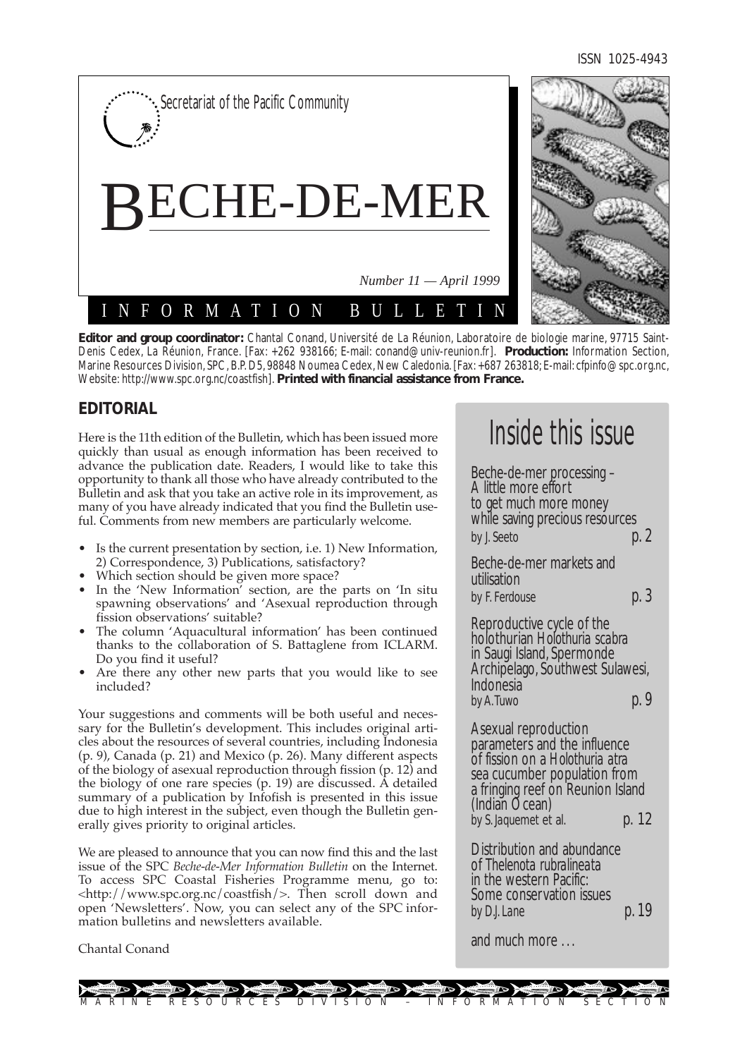ISSN 1025-4943

Secretariat of the Pacific Community

# BECHE-DE-MER

*Number 11 — April 1999*

INFORMATION BULLETIN

**Editor and group coordinator:** Chantal Conand, Université de La Réunion, Laboratoire de biologie marine, 97715 Saint-Denis Cedex, La Réunion, France. [Fax: +262 938166; E-mail: conand@univ-reunion.fr]. **Production:** Information Section, Marine Resources Division, SPC, B.P. D5, 98848 Noumea Cedex, New Caledonia. [Fax: +687 263818; E-mail: cfpinfo@spc.org.nc, Website: http://www.spc.org.nc/coastfish]. **Printed with financial assistance from France.**

## EDITORIAL

Here is the 11th edition of the Bulletin, which has been issued more quickly than usual as enough information has been received to advance the publication date. Readers, I would like to take this opportunity to thank all those who have already contributed to the Bulletin and ask that you take an active role in its improvement, as many of you have already indicated that you find the Bulletin useful. Comments from new members are particularly welcome.

- Is the current presentation by section, i.e. 1) New Information, 2) Correspondence, 3) Publications, satisfactory?
- Which section should be given more space?
- In the 'New Information' section, are the parts on 'In situ spawning observations' and 'Asexual reproduction through fission observations' suitable?
- The column 'Aquacultural information' has been continued thanks to the collaboration of S. Battaglene from ICLARM. Do you find it useful?
- Are there any other new parts that you would like to see included?

Your suggestions and comments will be both useful and necessary for the Bulletin's development. This includes original articles about the resources of several countries, including Indonesia (p. 9), Canada (p. 21) and Mexico (p. 26). Many different aspects of the biology of asexual reproduction through fission (p. 12) and the biology of one rare species (p. 19) are discussed. A detailed summary of a publication by Infofish is presented in this issue due to high interest in the subject, even though the Bulletin generally gives priority to original articles.

We are pleased to announce that you can now find this and the last issue of the SPC *Beche-de-Mer Information Bulletin* on the Internet. To access SPC Coastal Fisheries Programme menu, go to: <http://www.spc.org.nc/coastfish/>. Then scroll down and open 'Newsletters'. Now, you can select any of the SPC information bulletins and newsletters available.

Chantal Conand

## Inside this issue

Beche-de-mer processing – A little more effort to get much more money while saving precious resources
by J. Seeto — p. 2

Beche-de-mer markets and utilisation
by F. Ferdouse — p. 3

Reproductive cycle of the holothurian *Holothuria scabra* in Saugi Island, Spermonde Archipelago, Southwest Sulawesi, Indonesia
by A. Tuwo — p. 9

Asexual reproduction parameters and the influence of fission on a *Holothuria atra* sea cucumber population from a fringing reef on Reunion Island (Indian Ocean)
by S. Jaquemet et al. — p. 12

Distribution and abundance of *Thelenota rubralineata* in the western Pacific: Some conservation issues
by D.J. Lane — p. 19

and much more ...

MARINE RESOURCES DIVISION – INFORMATION SECTION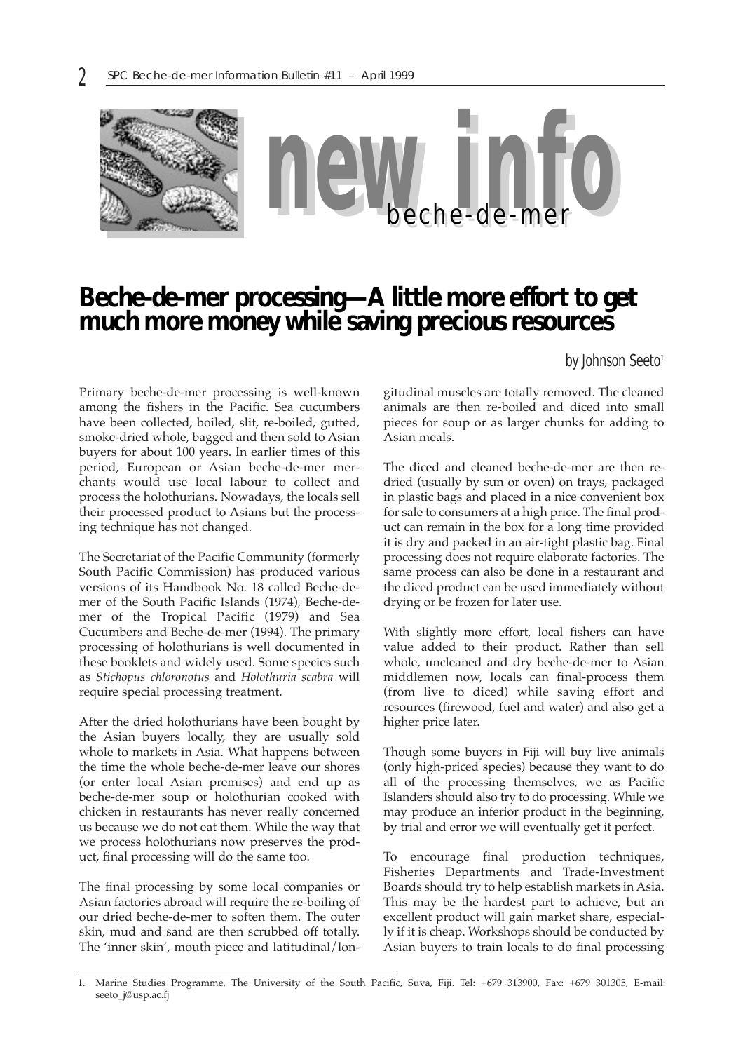# Beche-de-mer processing—A little more effort to get much more money while saving precious resources

by Johnson Seeto[1]

Primary beche-de-mer processing is well-known among the fishers in the Pacific. Sea cucumbers have been collected, boiled, slit, re-boiled, gutted, smoke-dried whole, bagged and then sold to Asian buyers for about 100 years. In earlier times of this period, European or Asian beche-de-mer merchants would use local labour to collect and process the holothurians. Nowadays, the locals sell their processed product to Asians but the processing technique has not changed.

The Secretariat of the Pacific Community (formerly South Pacific Commission) has produced various versions of its Handbook No. 18 called Beche-de-mer of the South Pacific Islands (1974), Beche-de-mer of the Tropical Pacific (1979) and Sea Cucumbers and Beche-de-mer (1994). The primary processing of holothurians is well documented in these booklets and widely used. Some species such as *Stichopus chloronotus* and *Holothuria scabra* will require special processing treatment.

After the dried holothurians have been bought by the Asian buyers locally, they are usually sold whole to markets in Asia. What happens between the time the whole beche-de-mer leave our shores (or enter local Asian premises) and end up as beche-de-mer soup or holothurian cooked with chicken in restaurants has never really concerned us because we do not eat them. While the way that we process holothurians now preserves the product, final processing will do the same too.

The final processing by some local companies or Asian factories abroad will require the re-boiling of our dried beche-de-mer to soften them. The outer skin, mud and sand are then scrubbed off totally. The 'inner skin', mouth piece and latitudinal/longitudinal muscles are totally removed. The cleaned animals are then re-boiled and diced into small pieces for soup or as larger chunks for adding to Asian meals.

The diced and cleaned beche-de-mer are then re-dried (usually by sun or oven) on trays, packaged in plastic bags and placed in a nice convenient box for sale to consumers at a high price. The final product can remain in the box for a long time provided it is dry and packed in an air-tight plastic bag. Final processing does not require elaborate factories. The same process can also be done in a restaurant and the diced product can be used immediately without drying or be frozen for later use.

With slightly more effort, local fishers can have value added to their product. Rather than sell whole, uncleaned and dry beche-de-mer to Asian middlemen now, locals can final-process them (from live to diced) while saving effort and resources (firewood, fuel and water) and also get a higher price later.

Though some buyers in Fiji will buy live animals (only high-priced species) because they want to do all of the processing themselves, we as Pacific Islanders should also try to do processing. While we may produce an inferior product in the beginning, by trial and error we will eventually get it perfect.

To encourage final production techniques, Fisheries Departments and Trade-Investment Boards should try to help establish markets in Asia. This may be the hardest part to achieve, but an excellent product will gain market share, especially if it is cheap. Workshops should be conducted by Asian buyers to train locals to do final processing

1. Marine Studies Programme, The University of the South Pacific, Suva, Fiji. Tel: +679 313900, Fax: +679 301305, E-mail: seeto_j@usp.ac.fj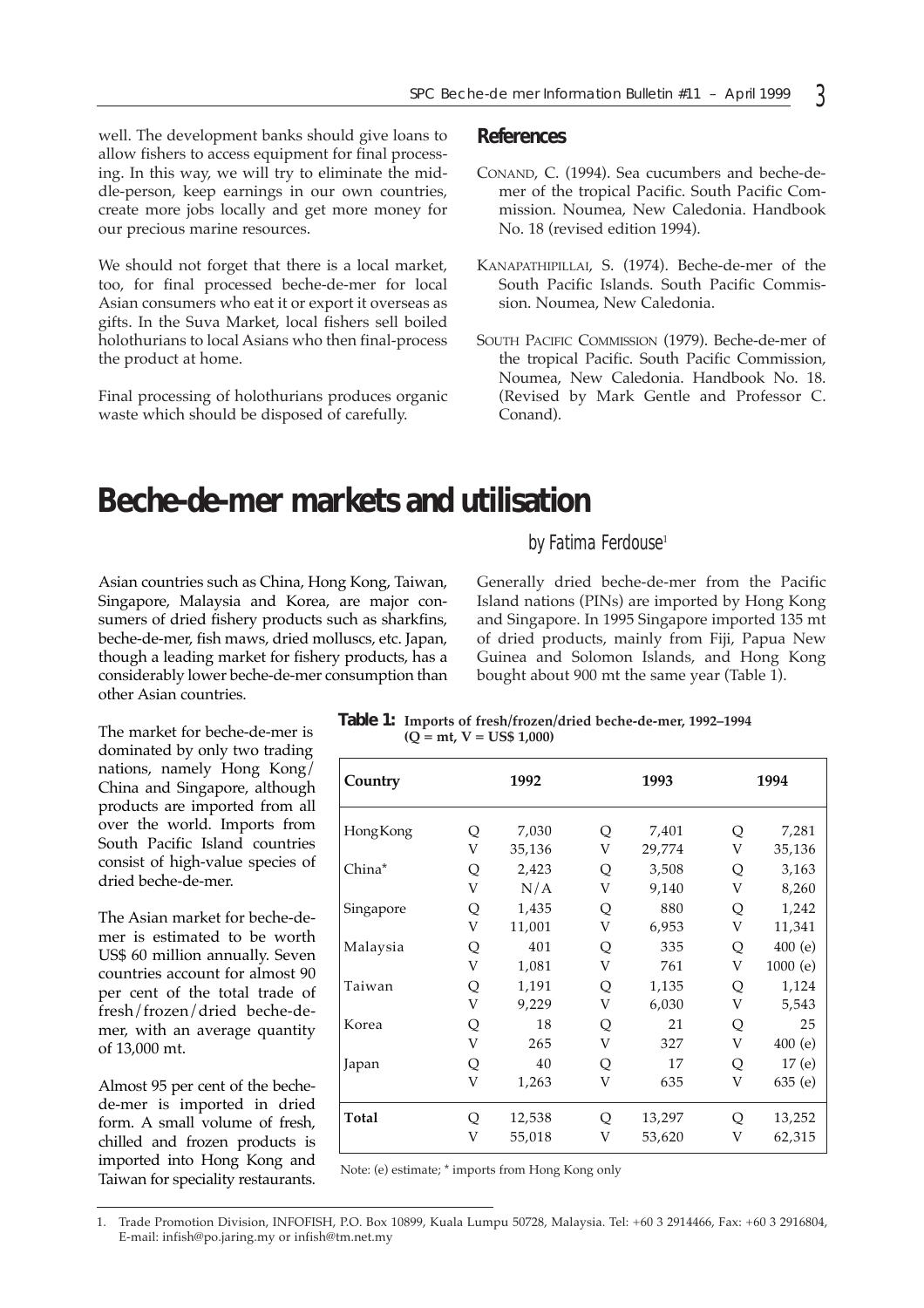well. The development banks should give loans to allow fishers to access equipment for final processing. In this way, we will try to eliminate the middle-person, keep earnings in our own countries, create more jobs locally and get more money for our precious marine resources.

We should not forget that there is a local market, too, for final processed beche-de-mer for local Asian consumers who eat it or export it overseas as gifts. In the Suva Market, local fishers sell boiled holothurians to local Asians who then final-process the product at home.

Final processing of holothurians produces organic waste which should be disposed of carefully.

## References

CONAND, C. (1994). Sea cucumbers and beche-de-mer of the tropical Pacific. South Pacific Commission. Noumea, New Caledonia. Handbook No. 18 (revised edition 1994).

KANAPATHIPILLAI, S. (1974). Beche-de-mer of the South Pacific Islands. South Pacific Commission. Noumea, New Caledonia.

SOUTH PACIFIC COMMISSION (1979). Beche-de-mer of the tropical Pacific. South Pacific Commission, Noumea, New Caledonia. Handbook No. 18. (Revised by Mark Gentle and Professor C. Conand).

# Beche-de-mer markets and utilisation

*by Fatima Ferdouse*[1]

Asian countries such as China, Hong Kong, Taiwan, Singapore, Malaysia and Korea, are major consumers of dried fishery products such as sharkfins, beche-de-mer, fish maws, dried molluscs, etc. Japan, though a leading market for fishery products, has a considerably lower beche-de-mer consumption than other Asian countries.

Generally dried beche-de-mer from the Pacific Island nations (PINs) are imported by Hong Kong and Singapore. In 1995 Singapore imported 135 mt of dried products, mainly from Fiji, Papua New Guinea and Solomon Islands, and Hong Kong bought about 900 mt the same year (Table 1).

The market for beche-de-mer is dominated by only two trading nations, namely Hong Kong/China and Singapore, although products are imported from all over the world. Imports from South Pacific Island countries consist of high-value species of dried beche-de-mer.

The Asian market for beche-de-mer is estimated to be worth US$ 60 million annually. Seven countries account for almost 90 per cent of the total trade of fresh/frozen/dried beche-de-mer, with an average quantity of 13,000 mt.

Almost 95 per cent of the beche-de-mer is imported in dried form. A small volume of fresh, chilled and frozen products is imported into Hong Kong and Taiwan for speciality restaurants.

**Table 1: Imports of fresh/frozen/dried beche-de-mer, 1992–1994 (Q = mt, V = US$ 1,000)**

| Country | | 1992 | | 1993 | | 1994 |
|---|---|---|---|---|---|---|
| HongKong | Q | 7,030 | Q | 7,401 | Q | 7,281 |
| | V | 35,136 | V | 29,774 | V | 35,136 |
| China* | Q | 2,423 | Q | 3,508 | Q | 3,163 |
| | V | N/A | V | 9,140 | V | 8,260 |
| Singapore | Q | 1,435 | Q | 880 | Q | 1,242 |
| | V | 11,001 | V | 6,953 | V | 11,341 |
| Malaysia | Q | 401 | Q | 335 | Q | 400 (e) |
| | V | 1,081 | V | 761 | V | 1000 (e) |
| Taiwan | Q | 1,191 | Q | 1,135 | Q | 1,124 |
| | V | 9,229 | V | 6,030 | V | 5,543 |
| Korea | Q | 18 | Q | 21 | Q | 25 |
| | V | 265 | V | 327 | V | 400 (e) |
| Japan | Q | 40 | Q | 17 | Q | 17 (e) |
| | V | 1,263 | V | 635 | V | 635 (e) |
| **Total** | Q | 12,538 | Q | 13,297 | Q | 13,252 |
| | V | 55,018 | V | 53,620 | V | 62,315 |

Note: (e) estimate; * imports from Hong Kong only

1. Trade Promotion Division, INFOFISH, P.O. Box 10899, Kuala Lumpu 50728, Malaysia. Tel: +60 3 2914466, Fax: +60 3 2916804, E-mail: infish@po.jaring.my or infish@tm.net.my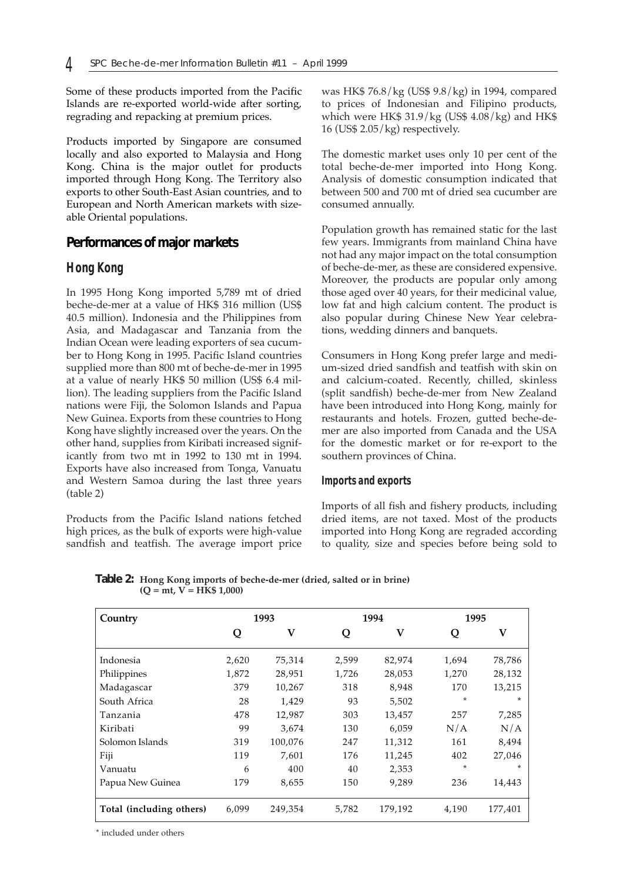Some of these products imported from the Pacific Islands are re-exported world-wide after sorting, regrading and repacking at premium prices.

Products imported by Singapore are consumed locally and also exported to Malaysia and Hong Kong. China is the major outlet for products imported through Hong Kong. The Territory also exports to other South-East Asian countries, and to European and North American markets with sizeable Oriental populations.

## Performances of major markets

### Hong Kong

In 1995 Hong Kong imported 5,789 mt of dried beche-de-mer at a value of HK$ 316 million (US$ 40.5 million). Indonesia and the Philippines from Asia, and Madagascar and Tanzania from the Indian Ocean were leading exporters of sea cucumber to Hong Kong in 1995. Pacific Island countries supplied more than 800 mt of beche-de-mer in 1995 at a value of nearly HK$ 50 million (US$ 6.4 million). The leading suppliers from the Pacific Island nations were Fiji, the Solomon Islands and Papua New Guinea. Exports from these countries to Hong Kong have slightly increased over the years. On the other hand, supplies from Kiribati increased significantly from two mt in 1992 to 130 mt in 1994. Exports have also increased from Tonga, Vanuatu and Western Samoa during the last three years (table 2)

Products from the Pacific Island nations fetched high prices, as the bulk of exports were high-value sandfish and teatfish. The average import price was HK$ 76.8/kg (US$ 9.8/kg) in 1994, compared to prices of Indonesian and Filipino products, which were HK$ 31.9/kg (US$ 4.08/kg) and HK$ 16 (US$ 2.05/kg) respectively.

The domestic market uses only 10 per cent of the total beche-de-mer imported into Hong Kong. Analysis of domestic consumption indicated that between 500 and 700 mt of dried sea cucumber are consumed annually.

Population growth has remained static for the last few years. Immigrants from mainland China have not had any major impact on the total consumption of beche-de-mer, as these are considered expensive. Moreover, the products are popular only among those aged over 40 years, for their medicinal value, low fat and high calcium content. The product is also popular during Chinese New Year celebrations, wedding dinners and banquets.

Consumers in Hong Kong prefer large and medium-sized dried sandfish and teatfish with skin on and calcium-coated. Recently, chilled, skinless (split sandfish) beche-de-mer from New Zealand have been introduced into Hong Kong, mainly for restaurants and hotels. Frozen, gutted beche-de-mer are also imported from Canada and the USA for the domestic market or for re-export to the southern provinces of China.

#### Imports and exports

Imports of all fish and fishery products, including dried items, are not taxed. Most of the products imported into Hong Kong are regraded according to quality, size and species before being sold to

**Table 2:** **Hong Kong imports of beche-de-mer (dried, salted or in brine) (Q = mt, V = HK$ 1,000)**

| Country | 1993 | | 1994 | | 1995 | |
|---|---|---|---|---|---|---|
| | Q | V | Q | V | Q | V |
| Indonesia | 2,620 | 75,314 | 2,599 | 82,974 | 1,694 | 78,786 |
| Philippines | 1,872 | 28,951 | 1,726 | 28,053 | 1,270 | 28,132 |
| Madagascar | 379 | 10,267 | 318 | 8,948 | 170 | 13,215 |
| South Africa | 28 | 1,429 | 93 | 5,502 | * | * |
| Tanzania | 478 | 12,987 | 303 | 13,457 | 257 | 7,285 |
| Kiribati | 99 | 3,674 | 130 | 6,059 | N/A | N/A |
| Solomon Islands | 319 | 100,076 | 247 | 11,312 | 161 | 8,494 |
| Fiji | 119 | 7,601 | 176 | 11,245 | 402 | 27,046 |
| Vanuatu | 6 | 400 | 40 | 2,353 | * | * |
| Papua New Guinea | 179 | 8,655 | 150 | 9,289 | 236 | 14,443 |
| **Total (including others)** | 6,099 | 249,354 | 5,782 | 179,192 | 4,190 | 177,401 |

\* included under others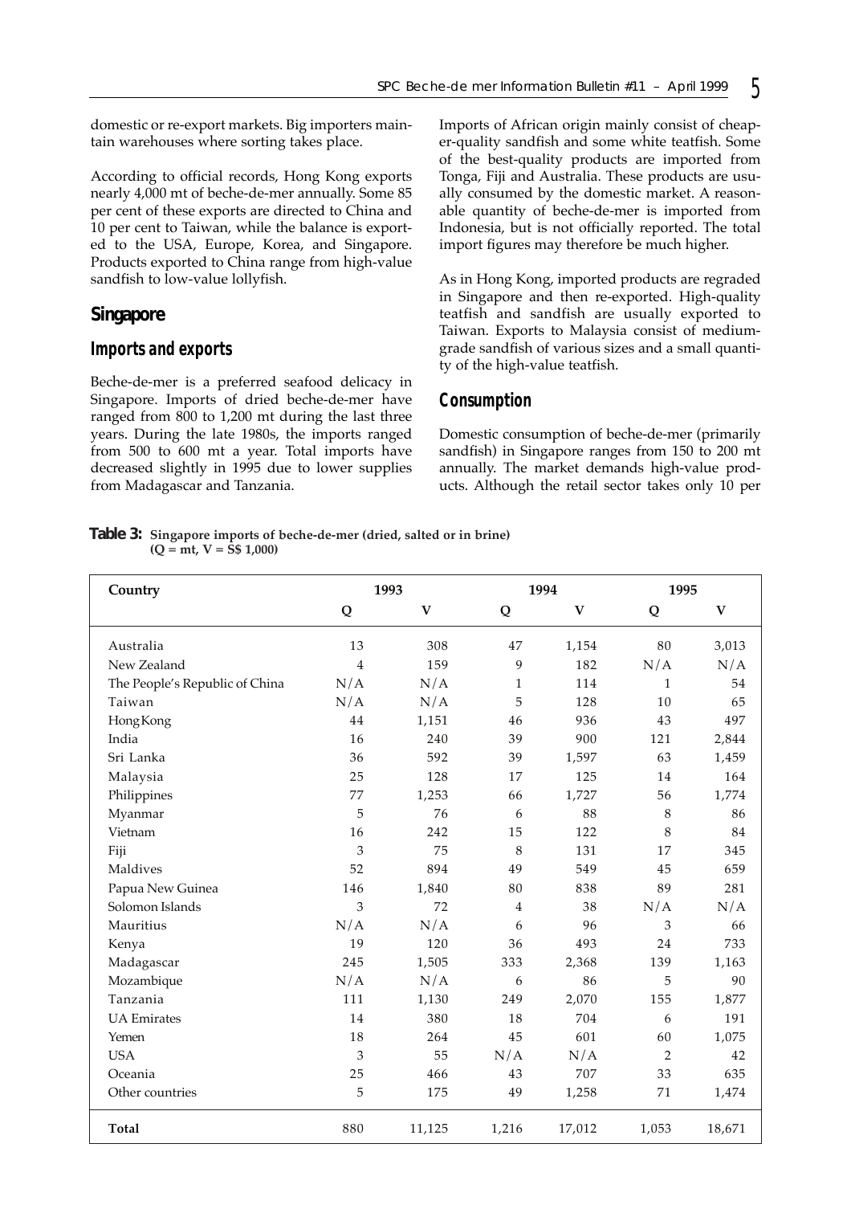domestic or re-export markets. Big importers maintain warehouses where sorting takes place.

According to official records, Hong Kong exports nearly 4,000 mt of beche-de-mer annually. Some 85 per cent of these exports are directed to China and 10 per cent to Taiwan, while the balance is exported to the USA, Europe, Korea, and Singapore. Products exported to China range from high-value sandfish to low-value lollyfish.

## Singapore

### Imports and exports

Beche-de-mer is a preferred seafood delicacy in Singapore. Imports of dried beche-de-mer have ranged from 800 to 1,200 mt during the last three years. During the late 1980s, the imports ranged from 500 to 600 mt a year. Total imports have decreased slightly in 1995 due to lower supplies from Madagascar and Tanzania.

Imports of African origin mainly consist of cheaper-quality sandfish and some white teatfish. Some of the best-quality products are imported from Tonga, Fiji and Australia. These products are usually consumed by the domestic market. A reasonable quantity of beche-de-mer is imported from Indonesia, but is not officially reported. The total import figures may therefore be much higher.

As in Hong Kong, imported products are regraded in Singapore and then re-exported. High-quality teatfish and sandfish are usually exported to Taiwan. Exports to Malaysia consist of medium-grade sandfish of various sizes and a small quantity of the high-value teatfish.

### Consumption

Domestic consumption of beche-de-mer (primarily sandfish) in Singapore ranges from 150 to 200 mt annually. The market demands high-value products. Although the retail sector takes only 10 per

**Table 3:** Singapore imports of beche-de-mer (dried, salted or in brine) (Q = mt, V = S$ 1,000)

| Country | 1993 | | 1994 | | 1995 | |
|---|---|---|---|---|---|---|
| | Q | V | Q | V | Q | V |
| Australia | 13 | 308 | 47 | 1,154 | 80 | 3,013 |
| New Zealand | 4 | 159 | 9 | 182 | N/A | N/A |
| The People's Republic of China | N/A | N/A | 1 | 114 | 1 | 54 |
| Taiwan | N/A | N/A | 5 | 128 | 10 | 65 |
| Hong Kong | 44 | 1,151 | 46 | 936 | 43 | 497 |
| India | 16 | 240 | 39 | 900 | 121 | 2,844 |
| Sri Lanka | 36 | 592 | 39 | 1,597 | 63 | 1,459 |
| Malaysia | 25 | 128 | 17 | 125 | 14 | 164 |
| Philippines | 77 | 1,253 | 66 | 1,727 | 56 | 1,774 |
| Myanmar | 5 | 76 | 6 | 88 | 8 | 86 |
| Vietnam | 16 | 242 | 15 | 122 | 8 | 84 |
| Fiji | 3 | 75 | 8 | 131 | 17 | 345 |
| Maldives | 52 | 894 | 49 | 549 | 45 | 659 |
| Papua New Guinea | 146 | 1,840 | 80 | 838 | 89 | 281 |
| Solomon Islands | 3 | 72 | 4 | 38 | N/A | N/A |
| Mauritius | N/A | N/A | 6 | 96 | 3 | 66 |
| Kenya | 19 | 120 | 36 | 493 | 24 | 733 |
| Madagascar | 245 | 1,505 | 333 | 2,368 | 139 | 1,163 |
| Mozambique | N/A | N/A | 6 | 86 | 5 | 90 |
| Tanzania | 111 | 1,130 | 249 | 2,070 | 155 | 1,877 |
| UA Emirates | 14 | 380 | 18 | 704 | 6 | 191 |
| Yemen | 18 | 264 | 45 | 601 | 60 | 1,075 |
| USA | 3 | 55 | N/A | N/A | 2 | 42 |
| Oceania | 25 | 466 | 43 | 707 | 33 | 635 |
| Other countries | 5 | 175 | 49 | 1,258 | 71 | 1,474 |
| **Total** | 880 | 11,125 | 1,216 | 17,012 | 1,053 | 18,671 |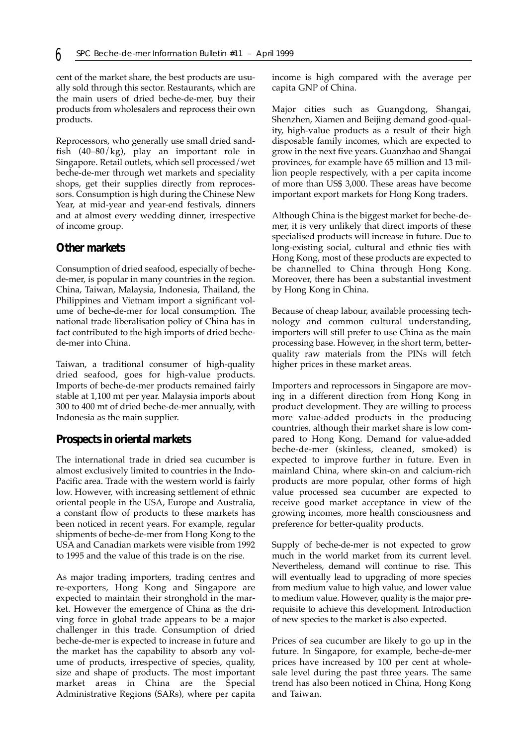cent of the market share, the best products are usually sold through this sector. Restaurants, which are the main users of dried beche-de-mer, buy their products from wholesalers and reprocess their own products.

Reprocessors, who generally use small dried sandfish (40–80/kg), play an important role in Singapore. Retail outlets, which sell processed/wet beche-de-mer through wet markets and speciality shops, get their supplies directly from reprocessors. Consumption is high during the Chinese New Year, at mid-year and year-end festivals, dinners and at almost every wedding dinner, irrespective of income group.

## Other markets

Consumption of dried seafood, especially of beche-de-mer, is popular in many countries in the region. China, Taiwan, Malaysia, Indonesia, Thailand, the Philippines and Vietnam import a significant volume of beche-de-mer for local consumption. The national trade liberalisation policy of China has in fact contributed to the high imports of dried beche-de-mer into China.

Taiwan, a traditional consumer of high-quality dried seafood, goes for high-value products. Imports of beche-de-mer products remained fairly stable at 1,100 mt per year. Malaysia imports about 300 to 400 mt of dried beche-de-mer annually, with Indonesia as the main supplier.

## Prospects in oriental markets

The international trade in dried sea cucumber is almost exclusively limited to countries in the Indo-Pacific area. Trade with the western world is fairly low. However, with increasing settlement of ethnic oriental people in the USA, Europe and Australia, a constant flow of products to these markets has been noticed in recent years. For example, regular shipments of beche-de-mer from Hong Kong to the USA and Canadian markets were visible from 1992 to 1995 and the value of this trade is on the rise.

As major trading importers, trading centres and re-exporters, Hong Kong and Singapore are expected to maintain their stronghold in the market. However the emergence of China as the driving force in global trade appears to be a major challenger in this trade. Consumption of dried beche-de-mer is expected to increase in future and the market has the capability to absorb any volume of products, irrespective of species, quality, size and shape of products. The most important market areas in China are the Special Administrative Regions (SARs), where per capita income is high compared with the average per capita GNP of China.

Major cities such as Guangdong, Shangai, Shenzhen, Xiamen and Beijing demand good-quality, high-value products as a result of their high disposable family incomes, which are expected to grow in the next five years. Guanzhao and Shangai provinces, for example have 65 million and 13 million people respectively, with a per capita income of more than US$ 3,000. These areas have become important export markets for Hong Kong traders.

Although China is the biggest market for beche-de-mer, it is very unlikely that direct imports of these specialised products will increase in future. Due to long-existing social, cultural and ethnic ties with Hong Kong, most of these products are expected to be channelled to China through Hong Kong. Moreover, there has been a substantial investment by Hong Kong in China.

Because of cheap labour, available processing technology and common cultural understanding, importers will still prefer to use China as the main processing base. However, in the short term, better-quality raw materials from the PINs will fetch higher prices in these market areas.

Importers and reprocessors in Singapore are moving in a different direction from Hong Kong in product development. They are willing to process more value-added products in the producing countries, although their market share is low compared to Hong Kong. Demand for value-added beche-de-mer (skinless, cleaned, smoked) is expected to improve further in future. Even in mainland China, where skin-on and calcium-rich products are more popular, other forms of high value processed sea cucumber are expected to receive good market acceptance in view of the growing incomes, more health consciousness and preference for better-quality products.

Supply of beche-de-mer is not expected to grow much in the world market from its current level. Nevertheless, demand will continue to rise. This will eventually lead to upgrading of more species from medium value to high value, and lower value to medium value. However, quality is the major prerequisite to achieve this development. Introduction of new species to the market is also expected.

Prices of sea cucumber are likely to go up in the future. In Singapore, for example, beche-de-mer prices have increased by 100 per cent at wholesale level during the past three years. The same trend has also been noticed in China, Hong Kong and Taiwan.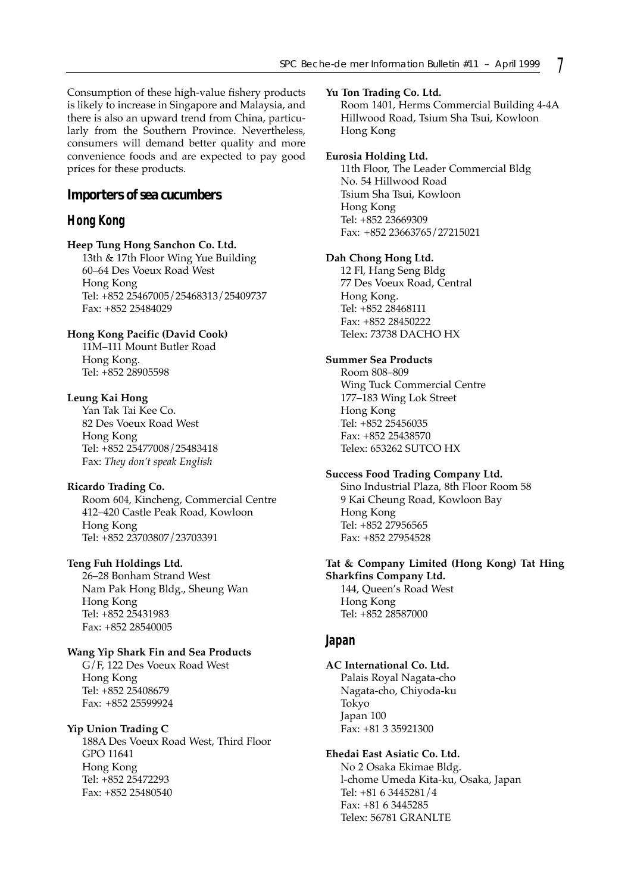Consumption of these high-value fishery products is likely to increase in Singapore and Malaysia, and there is also an upward trend from China, particularly from the Southern Province. Nevertheless, consumers will demand better quality and more convenience foods and are expected to pay good prices for these products.

## Importers of sea cucumbers

### Hong Kong

**Heep Tung Hong Sanchon Co. Ltd.**
13th & 17th Floor Wing Yue Building
60–64 Des Voeux Road West
Hong Kong
Tel: +852 25467005/25468313/25409737
Fax: +852 25484029

**Hong Kong Pacific (David Cook)**
11M–111 Mount Butler Road
Hong Kong.
Tel: +852 28905598

**Leung Kai Hong**
Yan Tak Tai Kee Co.
82 Des Voeux Road West
Hong Kong
Tel: +852 25477008/25483418
Fax: *They don't speak English*

**Ricardo Trading Co.**
Room 604, Kincheng, Commercial Centre
412–420 Castle Peak Road, Kowloon
Hong Kong
Tel: +852 23703807/23703391

**Teng Fuh Holdings Ltd.**
26–28 Bonham Strand West
Nam Pak Hong Bldg., Sheung Wan
Hong Kong
Tel: +852 25431983
Fax: +852 28540005

**Wang Yip Shark Fin and Sea Products**
G/F, 122 Des Voeux Road West
Hong Kong
Tel: +852 25408679
Fax: +852 25599924

**Yip Union Trading C**
188A Des Voeux Road West, Third Floor
GPO 11641
Hong Kong
Tel: +852 25472293
Fax: +852 25480540

**Yu Ton Trading Co. Ltd.**
Room 1401, Herms Commercial Building 4-4A
Hillwood Road, Tsium Sha Tsui, Kowloon
Hong Kong

**Eurosia Holding Ltd.**
11th Floor, The Leader Commercial Bldg
No. 54 Hillwood Road
Tsium Sha Tsui, Kowloon
Hong Kong
Tel: +852 23669309
Fax: +852 23663765/27215021

**Dah Chong Hong Ltd.**
12 Fl, Hang Seng Bldg
77 Des Voeux Road, Central
Hong Kong.
Tel: +852 28468111
Fax: +852 28450222
Telex: 73738 DACHO HX

**Summer Sea Products**
Room 808–809
Wing Tuck Commercial Centre
177–183 Wing Lok Street
Hong Kong
Tel: +852 25456035
Fax: +852 25438570
Telex: 653262 SUTCO HX

**Success Food Trading Company Ltd.**
Sino Industrial Plaza, 8th Floor Room 58
9 Kai Cheung Road, Kowloon Bay
Hong Kong
Tel: +852 27956565
Fax: +852 27954528

**Tat & Company Limited (Hong Kong) Tat Hing Sharkfins Company Ltd.**
144, Queen's Road West
Hong Kong
Tel: +852 28587000

### Japan

**AC International Co. Ltd.**
Palais Royal Nagata-cho
Nagata-cho, Chiyoda-ku
Tokyo
Japan 100
Fax: +81 3 35921300

**Ehedai East Asiatic Co. Ltd.**
No 2 Osaka Ekimae Bldg.
l-chome Umeda Kita-ku, Osaka, Japan
Tel: +81 6 3445281/4
Fax: +81 6 3445285
Telex: 56781 GRANLTE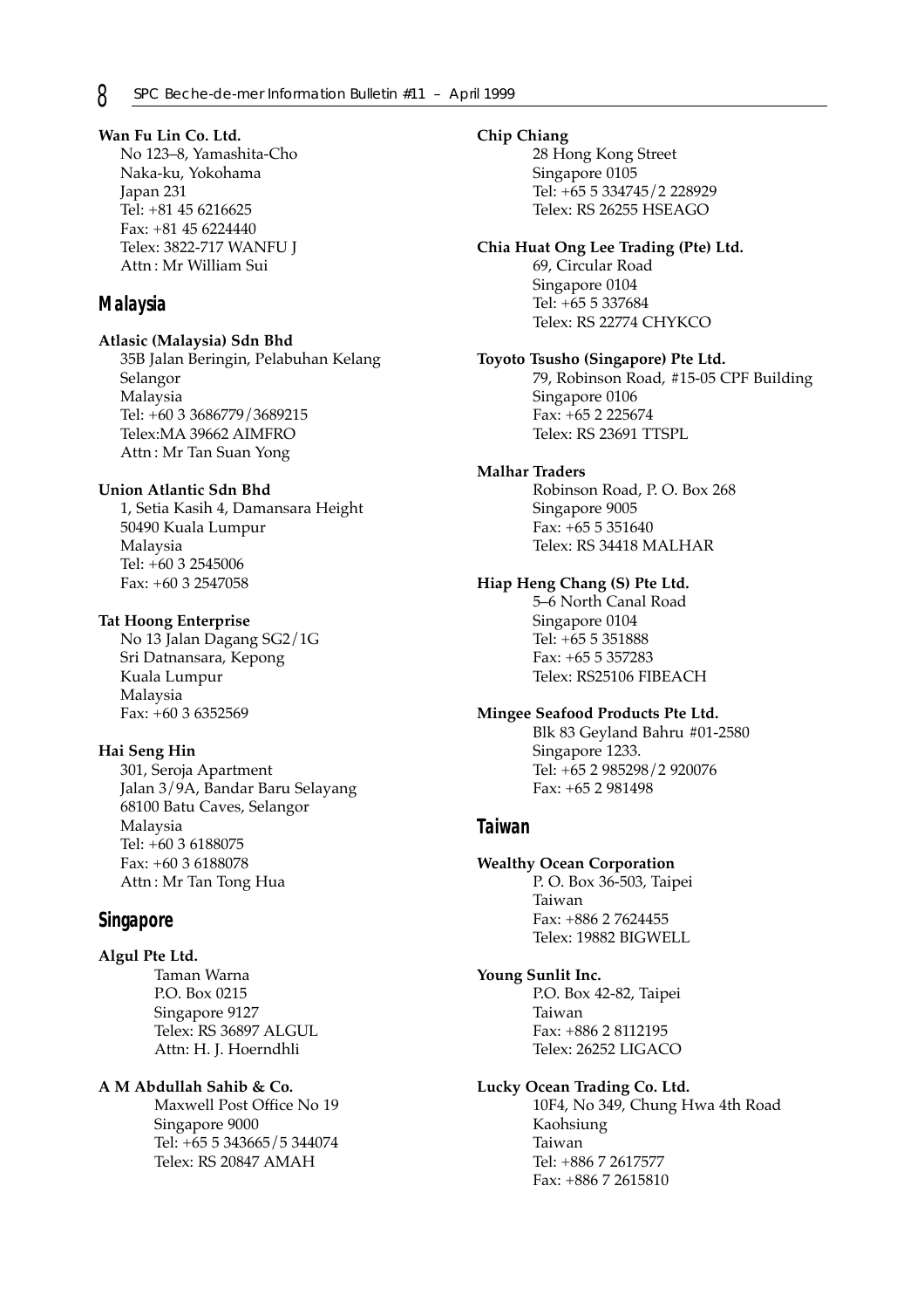**Wan Fu Lin Co. Ltd.**
No 123–8, Yamashita-Cho
Naka-ku, Yokohama
Japan 231
Tel: +81 45 6216625
Fax: +81 45 6224440
Telex: 3822-717 WANFU J
Attn : Mr William Sui

## Malaysia

**Atlasic (Malaysia) Sdn Bhd**
35B Jalan Beringin, Pelabuhan Kelang
Selangor
Malaysia
Tel: +60 3 3686779/3689215
Telex:MA 39662 AIMFRO
Attn : Mr Tan Suan Yong

**Union Atlantic Sdn Bhd**
1, Setia Kasih 4, Damansara Height
50490 Kuala Lumpur
Malaysia
Tel: +60 3 2545006
Fax: +60 3 2547058

**Tat Hoong Enterprise**
No 13 Jalan Dagang SG2/1G
Sri Datnansara, Kepong
Kuala Lumpur
Malaysia
Fax: +60 3 6352569

**Hai Seng Hin**
301, Seroja Apartment
Jalan 3/9A, Bandar Baru Selayang
68100 Batu Caves, Selangor
Malaysia
Tel: +60 3 6188075
Fax: +60 3 6188078
Attn : Mr Tan Tong Hua

## Singapore

**Algul Pte Ltd.**
Taman Warna
P.O. Box 0215
Singapore 9127
Telex: RS 36897 ALGUL
Attn: H. J. Hoerndhli

**A M Abdullah Sahib & Co.**
Maxwell Post Office No 19
Singapore 9000
Tel: +65 5 343665/5 344074
Telex: RS 20847 AMAH

**Chip Chiang**
28 Hong Kong Street
Singapore 0105
Tel: +65 5 334745/2 228929
Telex: RS 26255 HSEAGO

**Chia Huat Ong Lee Trading (Pte) Ltd.**
69, Circular Road
Singapore 0104
Tel: +65 5 337684
Telex: RS 22774 CHYKCO

**Toyoto Tsusho (Singapore) Pte Ltd.**
79, Robinson Road, #15-05 CPF Building
Singapore 0106
Fax: +65 2 225674
Telex: RS 23691 TTSPL

**Malhar Traders**
Robinson Road, P. O. Box 268
Singapore 9005
Fax: +65 5 351640
Telex: RS 34418 MALHAR

**Hiap Heng Chang (S) Pte Ltd.**
5–6 North Canal Road
Singapore 0104
Tel: +65 5 351888
Fax: +65 5 357283
Telex: RS25106 FIBEACH

**Mingee Seafood Products Pte Ltd.**
Blk 83 Geyland Bahru #01-2580
Singapore 1233.
Tel: +65 2 985298/2 920076
Fax: +65 2 981498

## Taiwan

**Wealthy Ocean Corporation**
P. O. Box 36-503, Taipei
Taiwan
Fax: +886 2 7624455
Telex: 19882 BIGWELL

**Young Sunlit Inc.**
P.O. Box 42-82, Taipei
Taiwan
Fax: +886 2 8112195
Telex: 26252 LIGACO

**Lucky Ocean Trading Co. Ltd.**
10F4, No 349, Chung Hwa 4th Road
Kaohsiung
Taiwan
Tel: +886 7 2617577
Fax: +886 7 2615810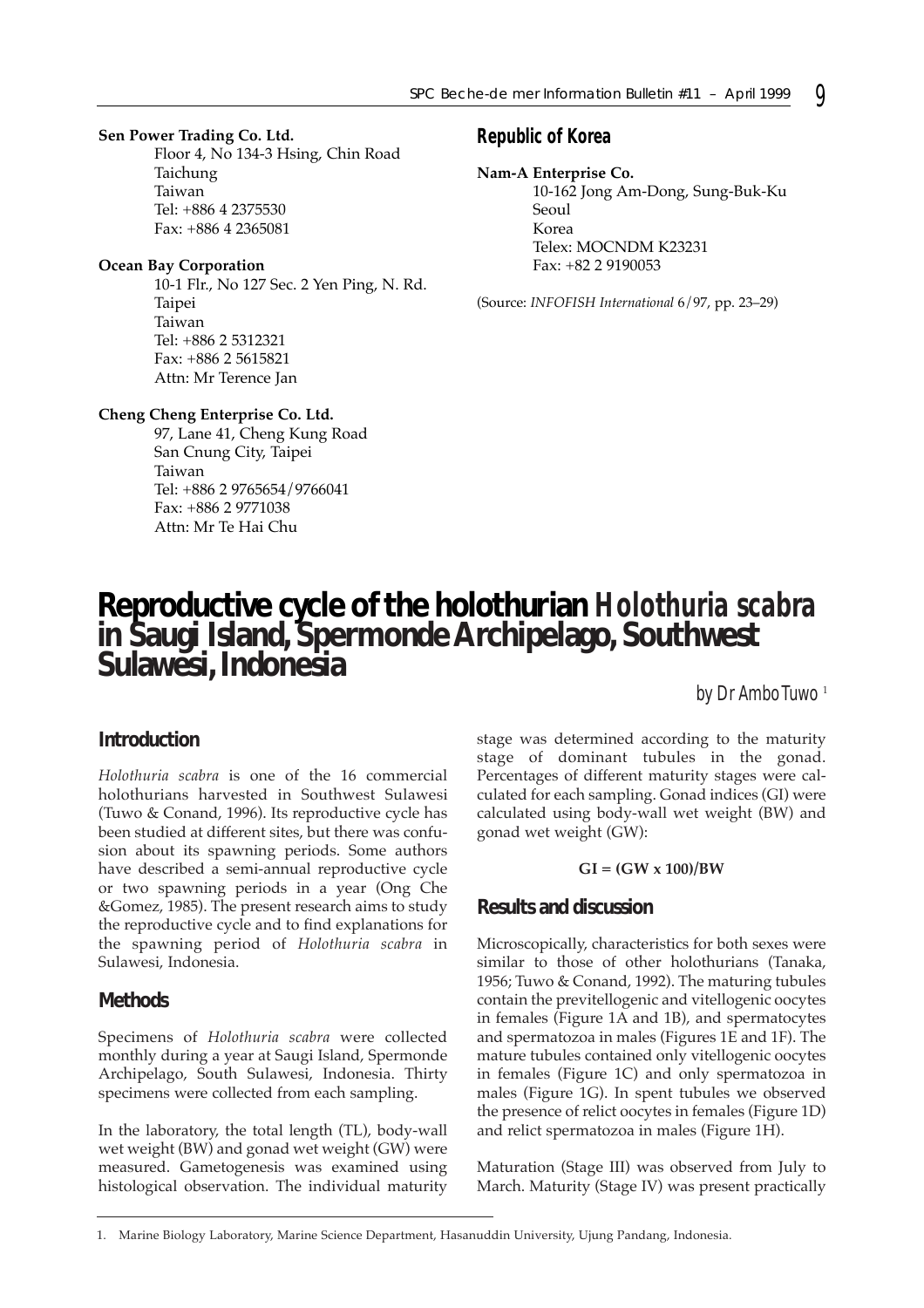**Sen Power Trading Co. Ltd.**
Floor 4, No 134-3 Hsing, Chin Road
Taichung
Taiwan
Tel: +886 4 2375530
Fax: +886 4 2365081

**Ocean Bay Corporation**
10-1 Flr., No 127 Sec. 2 Yen Ping, N. Rd.
Taipei
Taiwan
Tel: +886 2 5312321
Fax: +886 2 5615821
Attn: Mr Terence Jan

**Cheng Cheng Enterprise Co. Ltd.**
97, Lane 41, Cheng Kung Road
San Cnung City, Taipei
Taiwan
Tel: +886 2 9765654/9766041
Fax: +886 2 9771038
Attn: Mr Te Hai Chu

## Republic of Korea

**Nam-A Enterprise Co.**
10-162 Jong Am-Dong, Sung-Buk-Ku
Seoul
Korea
Telex: MOCNDM K23231
Fax: +82 2 9190053

(Source: *INFOFISH International* 6/97, pp. 23–29)

# Reproductive cycle of the holothurian *Holothuria scabra* in Saugi Island, Spermonde Archipelago, Southwest Sulawesi, Indonesia

*by Dr Ambo Tuwo* [1]

## Introduction

*Holothuria scabra* is one of the 16 commercial holothurians harvested in Southwest Sulawesi (Tuwo & Conand, 1996). Its reproductive cycle has been studied at different sites, but there was confusion about its spawning periods. Some authors have described a semi-annual reproductive cycle or two spawning periods in a year (Ong Che &Gomez, 1985). The present research aims to study the reproductive cycle and to find explanations for the spawning period of *Holothuria scabra* in Sulawesi, Indonesia.

## Methods

Specimens of *Holothuria scabra* were collected monthly during a year at Saugi Island, Spermonde Archipelago, South Sulawesi, Indonesia. Thirty specimens were collected from each sampling.

In the laboratory, the total length (TL), body-wall wet weight (BW) and gonad wet weight (GW) were measured. Gametogenesis was examined using histological observation. The individual maturity stage was determined according to the maturity stage of dominant tubules in the gonad. Percentages of different maturity stages were calculated for each sampling. Gonad indices (GI) were calculated using body-wall wet weight (BW) and gonad wet weight (GW):

$$GI = (GW \times 100)/BW$$

## Results and discussion

Microscopically, characteristics for both sexes were similar to those of other holothurians (Tanaka, 1956; Tuwo & Conand, 1992). The maturing tubules contain the previtellogenic and vitellogenic oocytes in females (Figure 1A and 1B), and spermatocytes and spermatozoa in males (Figures 1E and 1F). The mature tubules contained only vitellogenic oocytes in females (Figure 1C) and only spermatozoa in males (Figure 1G). In spent tubules we observed the presence of relict oocytes in females (Figure 1D) and relict spermatozoa in males (Figure 1H).

Maturation (Stage III) was observed from July to March. Maturity (Stage IV) was present practically

1. Marine Biology Laboratory, Marine Science Department, Hasanuddin University, Ujung Pandang, Indonesia.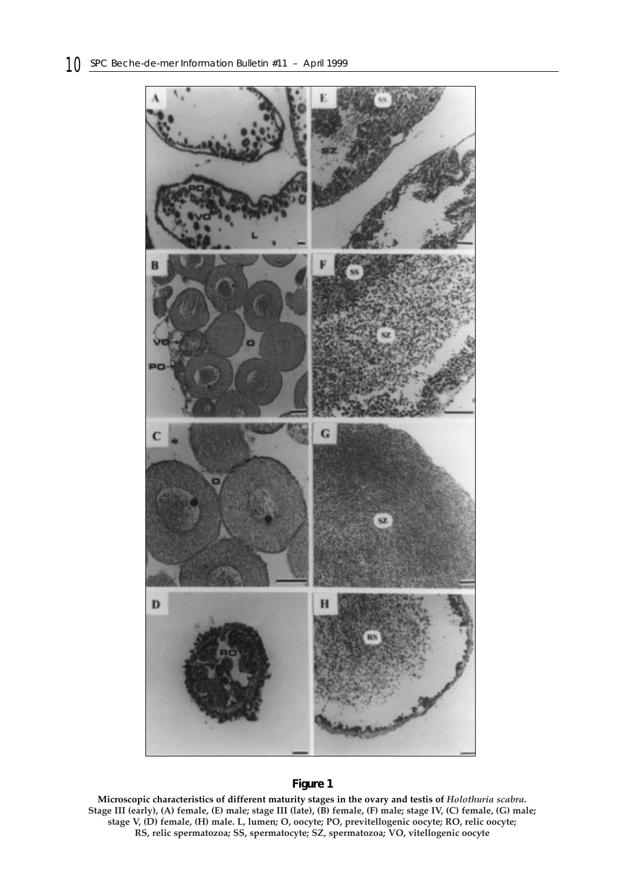**Figure 1**

**Microscopic characteristics of different maturity stages in the ovary and testis of *Holothuria scabra*. Stage III (early), (A) female, (E) male; stage III (late), (B) female, (F) male; stage IV, (C) female, (G) male; stage V, (D) female, (H) male. L, lumen; O, oocyte; PO, previtellogenic oocyte; RO, relic oocyte; RS, relic spermatozoa; SS, spermatocyte; SZ, spermatozoa; VO, vitellogenic oocyte**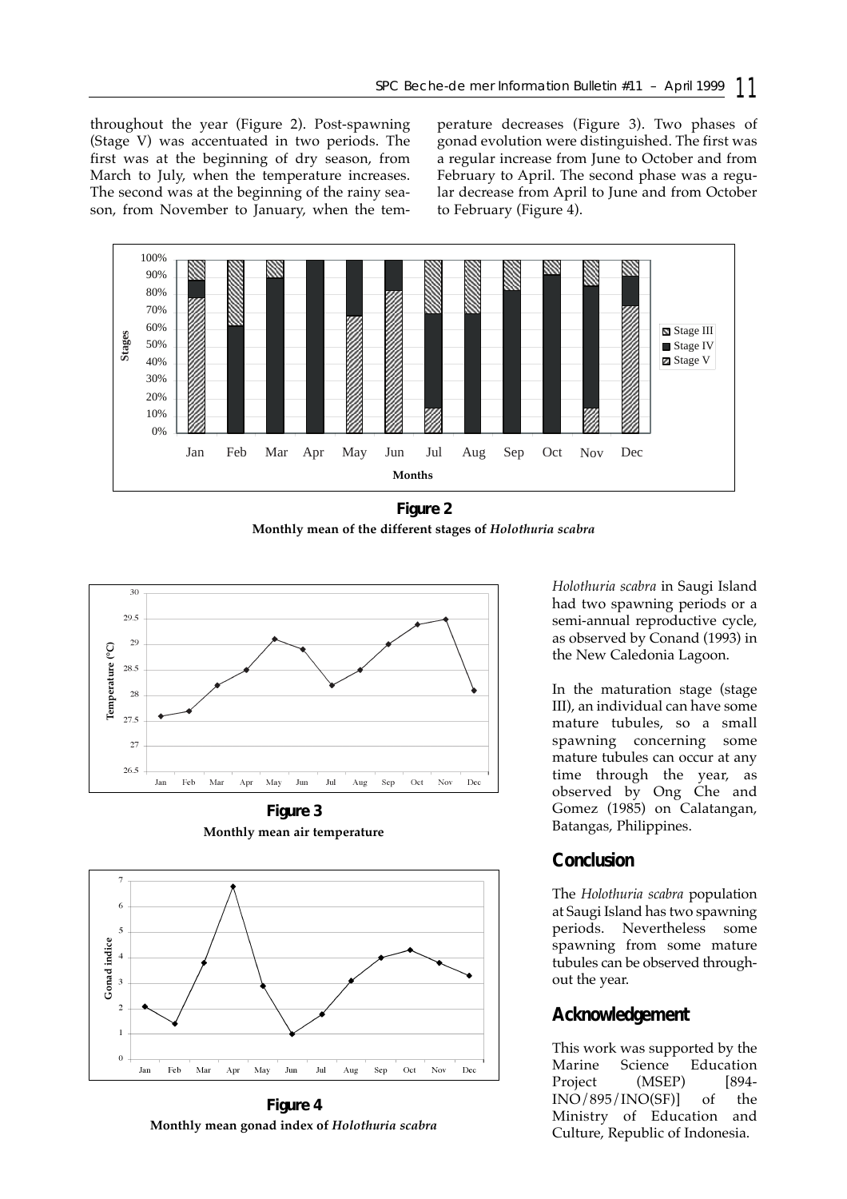throughout the year (Figure 2). Post-spawning (Stage V) was accentuated in two periods. The first was at the beginning of dry season, from March to July, when the temperature increases. The second was at the beginning of the rainy season, from November to January, when the temperature decreases (Figure 3). Two phases of gonad evolution were distinguished. The first was a regular increase from June to October and from February to April. The second phase was a regular decrease from April to June and from October to February (Figure 4).

**Figure 2**
**Monthly mean of the different stages of *Holothuria scabra***

**Figure 3**
**Monthly mean air temperature**

**Figure 4**
**Monthly mean gonad index of *Holothuria scabra***

*Holothuria scabra* in Saugi Island had two spawning periods or a semi-annual reproductive cycle, as observed by Conand (1993) in the New Caledonia Lagoon.

In the maturation stage (stage III), an individual can have some mature tubules, so a small spawning concerning some mature tubules can occur at any time through the year, as observed by Ong Che and Gomez (1985) on Calatangan, Batangas, Philippines.

## Conclusion

The *Holothuria scabra* population at Saugi Island has two spawning periods. Nevertheless some spawning from some mature tubules can be observed throughout the year.

## Acknowledgement

This work was supported by the Marine Science Education Project (MSEP) [894-INO/895/INO(SF)] of the Ministry of Education and Culture, Republic of Indonesia.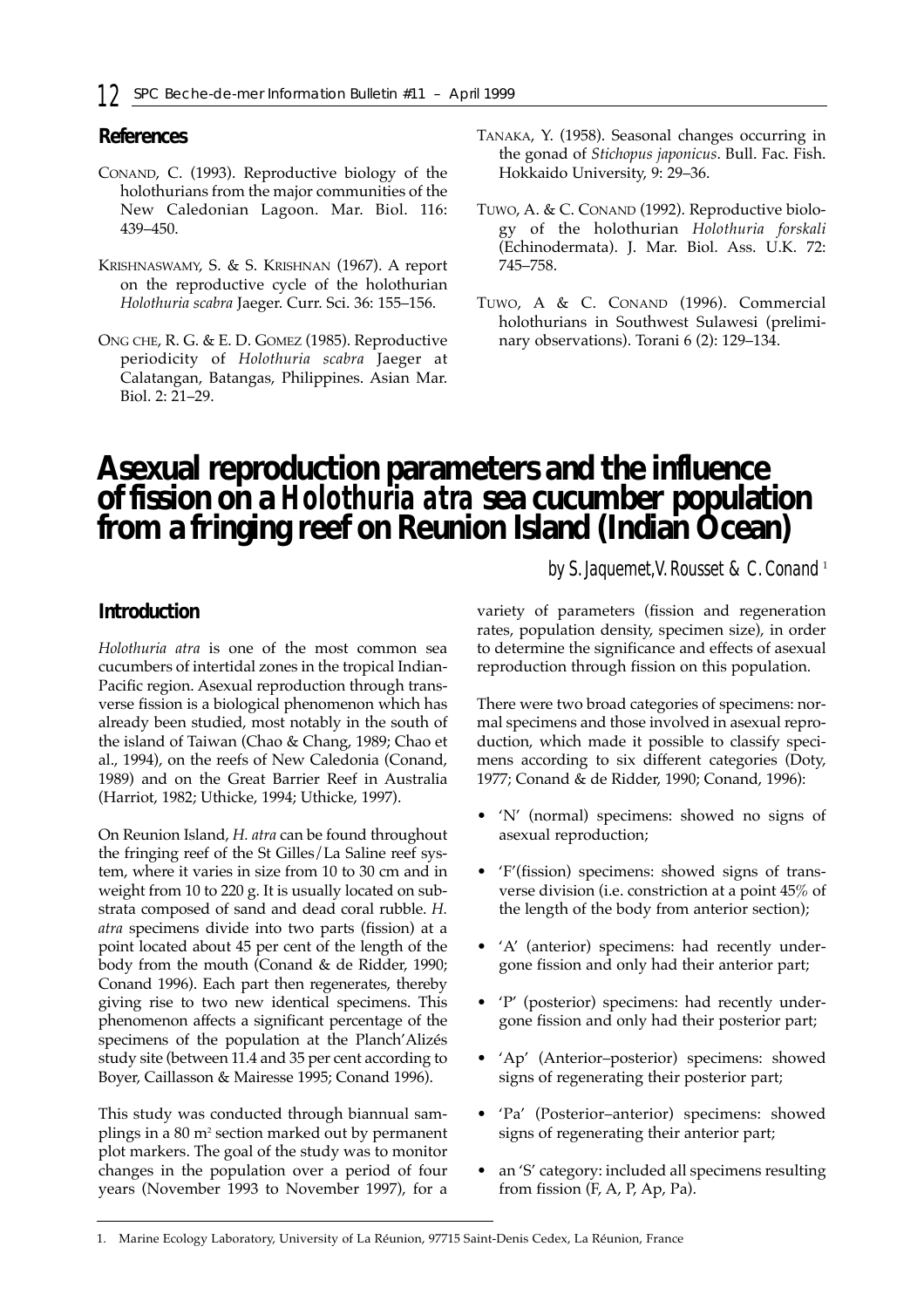## References

Conand, C. (1993). Reproductive biology of the holothurians from the major communities of the New Caledonian Lagoon. Mar. Biol. 116: 439–450.

Krishnaswamy, S. & S. Krishnan (1967). A report on the reproductive cycle of the holothurian *Holothuria scabra* Jaeger. Curr. Sci. 36: 155–156.

Ong Che, R. G. & E. D. Gomez (1985). Reproductive periodicity of *Holothuria scabra* Jaeger at Calatangan, Batangas, Philippines. Asian Mar. Biol. 2: 21–29.

Tanaka, Y. (1958). Seasonal changes occurring in the gonad of *Stichopus japonicus*. Bull. Fac. Fish. Hokkaido University, 9: 29–36.

Tuwo, A. & C. Conand (1992). Reproductive biology of the holothurian *Holothuria forskali* (Echinodermata). J. Mar. Biol. Ass. U.K. 72: 745–758.

Tuwo, A & C. Conand (1996). Commercial holothurians in Southwest Sulawesi (preliminary observations). Torani 6 (2): 129–134.

# Asexual reproduction parameters and the influence of fission on a *Holothuria atra* sea cucumber population from a fringing reef on Reunion Island (Indian Ocean)

*by S. Jaquemet, V. Rousset & C. Conand* [1]

## Introduction

*Holothuria atra* is one of the most common sea cucumbers of intertidal zones in the tropical Indian-Pacific region. Asexual reproduction through transverse fission is a biological phenomenon which has already been studied, most notably in the south of the island of Taiwan (Chao & Chang, 1989; Chao et al., 1994), on the reefs of New Caledonia (Conand, 1989) and on the Great Barrier Reef in Australia (Harriot, 1982; Uthicke, 1994; Uthicke, 1997).

On Reunion Island, *H. atra* can be found throughout the fringing reef of the St Gilles/La Saline reef system, where it varies in size from 10 to 30 cm and in weight from 10 to 220 g. It is usually located on substrata composed of sand and dead coral rubble. *H. atra* specimens divide into two parts (fission) at a point located about 45 per cent of the length of the body from the mouth (Conand & de Ridder, 1990; Conand 1996). Each part then regenerates, thereby giving rise to two new identical specimens. This phenomenon affects a significant percentage of the specimens of the population at the Planch'Alizés study site (between 11.4 and 35 per cent according to Boyer, Caillasson & Mairesse 1995; Conand 1996).

This study was conducted through biannual samplings in a 80 m$^2$ section marked out by permanent plot markers. The goal of the study was to monitor changes in the population over a period of four years (November 1993 to November 1997), for a variety of parameters (fission and regeneration rates, population density, specimen size), in order to determine the significance and effects of asexual reproduction through fission on this population.

There were two broad categories of specimens: normal specimens and those involved in asexual reproduction, which made it possible to classify specimens according to six different categories (Doty, 1977; Conand & de Ridder, 1990; Conand, 1996):

- 'N' (normal) specimens: showed no signs of asexual reproduction;
- 'F'(fission) specimens: showed signs of transverse division (i.e. constriction at a point 45% of the length of the body from anterior section);
- 'A' (anterior) specimens: had recently undergone fission and only had their anterior part;
- 'P' (posterior) specimens: had recently undergone fission and only had their posterior part;
- 'Ap' (Anterior–posterior) specimens: showed signs of regenerating their posterior part;
- 'Pa' (Posterior–anterior) specimens: showed signs of regenerating their anterior part;
- an 'S' category: included all specimens resulting from fission (F, A, P, Ap, Pa).

1. Marine Ecology Laboratory, University of La Réunion, 97715 Saint-Denis Cedex, La Réunion, France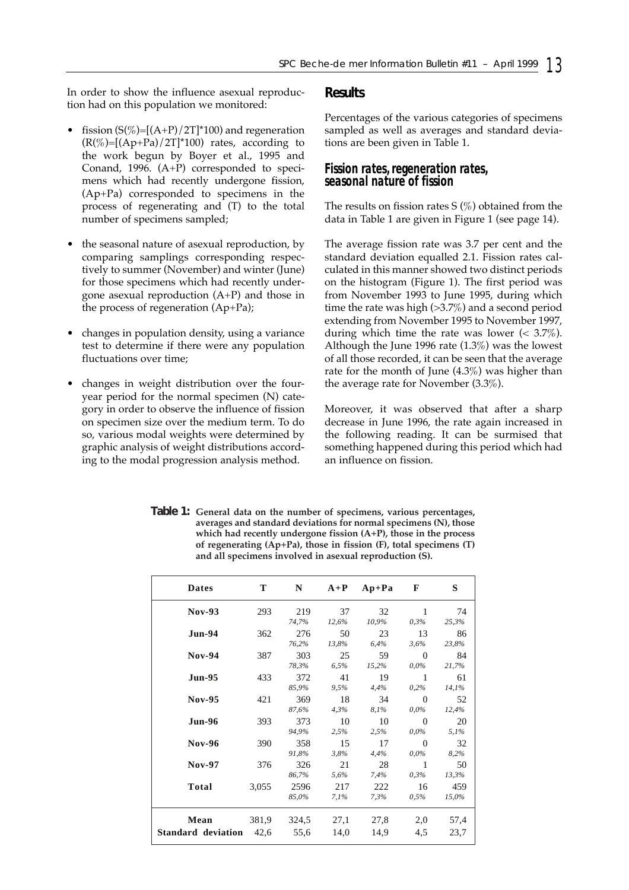In order to show the influence asexual reproduction had on this population we monitored:

- fission $(S(\%)=[(A+P)/2T]*100)$ and regeneration $(R(\%)=[(Ap+Pa)/2T]*100)$ rates, according to the work begun by Boyer et al., 1995 and Conand, 1996. (A+P) corresponded to specimens which had recently undergone fission, (Ap+Pa) corresponded to specimens in the process of regenerating and (T) to the total number of specimens sampled;
- the seasonal nature of asexual reproduction, by comparing samplings corresponding respectively to summer (November) and winter (June) for those specimens which had recently undergone asexual reproduction (A+P) and those in the process of regeneration (Ap+Pa);
- changes in population density, using a variance test to determine if there were any population fluctuations over time;
- changes in weight distribution over the four-year period for the normal specimen (N) category in order to observe the influence of fission on specimen size over the medium term. To do so, various modal weights were determined by graphic analysis of weight distributions according to the modal progression analysis method.

## Results

Percentages of the various categories of specimens sampled as well as averages and standard deviations are been given in Table 1.

### Fission rates, regeneration rates, seasonal nature of fission

The results on fission rates S (%) obtained from the data in Table 1 are given in Figure 1 (see page 14).

The average fission rate was 3.7 per cent and the standard deviation equalled 2.1. Fission rates calculated in this manner showed two distinct periods on the histogram (Figure 1). The first period was from November 1993 to June 1995, during which time the rate was high (>3.7%) and a second period extending from November 1995 to November 1997, during which time the rate was lower (< 3.7%). Although the June 1996 rate (1.3%) was the lowest of all those recorded, it can be seen that the average rate for the month of June (4.3%) was higher than the average rate for November (3.3%).

Moreover, it was observed that after a sharp decrease in June 1996, the rate again increased in the following reading. It can be surmised that something happened during this period which had an influence on fission.

**Table 1:** General data on the number of specimens, various percentages, averages and standard deviations for normal specimens (N), those which had recently undergone fission (A+P), those in the process of regenerating (Ap+Pa), those in fission (F), total specimens (T) and all specimens involved in asexual reproduction (S).

| Dates | T | N | A+P | Ap+Pa | F | S |
|---|---|---|---|---|---|---|
| **Nov-93** | 293 | 219<br>*74,7%* | 37<br>*12,6%* | 32<br>*10,9%* | 1<br>*0,3%* | 74<br>*25,3%* |
| **Jun-94** | 362 | 276<br>*76,2%* | 50<br>*13,8%* | 23<br>*6,4%* | 13<br>*3,6%* | 86<br>*23,8%* |
| **Nov-94** | 387 | 303<br>*78,3%* | 25<br>*6,5%* | 59<br>*15,2%* | 0<br>*0,0%* | 84<br>*21,7%* |
| **Jun-95** | 433 | 372<br>*85,9%* | 41<br>*9,5%* | 19<br>*4,4%* | 1<br>*0,2%* | 61<br>*14,1%* |
| **Nov-95** | 421 | 369<br>*87,6%* | 18<br>*4,3%* | 34<br>*8,1%* | 0<br>*0,0%* | 52<br>*12,4%* |
| **Jun-96** | 393 | 373<br>*94,9%* | 10<br>*2,5%* | 10<br>*2,5%* | 0<br>*0,0%* | 20<br>*5,1%* |
| **Nov-96** | 390 | 358<br>*91,8%* | 15<br>*3,8%* | 17<br>*4,4%* | 0<br>*0,0%* | 32<br>*8,2%* |
| **Nov-97** | 376 | 326<br>*86,7%* | 21<br>*5,6%* | 28<br>*7,4%* | 1<br>*0,3%* | 50<br>*13,3%* |
| **Total** | 3,055 | 2596<br>*85,0%* | 217<br>*7,1%* | 222<br>*7,3%* | 16<br>*0,5%* | 459<br>*15,0%* |
| **Mean** | 381,9 | 324,5 | 27,1 | 27,8 | 2,0 | 57,4 |
| **Standard deviation** | 42,6 | 55,6 | 14,0 | 14,9 | 4,5 | 23,7 |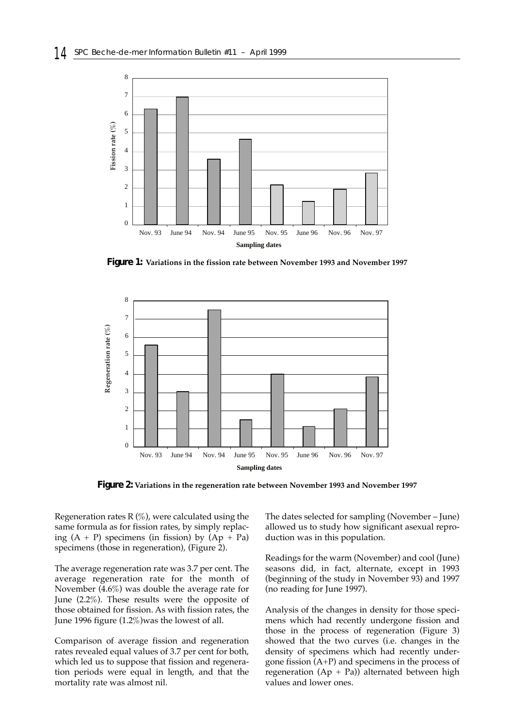**Figure 1:** Variations in the fission rate between November 1993 and November 1997

**Figure 2:** Variations in the regeneration rate between November 1993 and November 1997

Regeneration rates R (%), were calculated using the same formula as for fission rates, by simply replacing (A + P) specimens (in fission) by (Ap + Pa) specimens (those in regeneration), (Figure 2).

The average regeneration rate was 3.7 per cent. The average regeneration rate for the month of November (4.6%) was double the average rate for June (2.2%). These results were the opposite of those obtained for fission. As with fission rates, the June 1996 figure (1.2%)was the lowest of all.

Comparison of average fission and regeneration rates revealed equal values of 3.7 per cent for both, which led us to suppose that fission and regeneration periods were equal in length, and that the mortality rate was almost nil.

The dates selected for sampling (November – June) allowed us to study how significant asexual reproduction was in this population.

Readings for the warm (November) and cool (June) seasons did, in fact, alternate, except in 1993 (beginning of the study in November 93) and 1997 (no reading for June 1997).

Analysis of the changes in density for those specimens which had recently undergone fission and those in the process of regeneration (Figure 3) showed that the two curves (i.e. changes in the density of specimens which had recently undergone fission (A+P) and specimens in the process of regeneration (Ap + Pa)) alternated between high values and lower ones.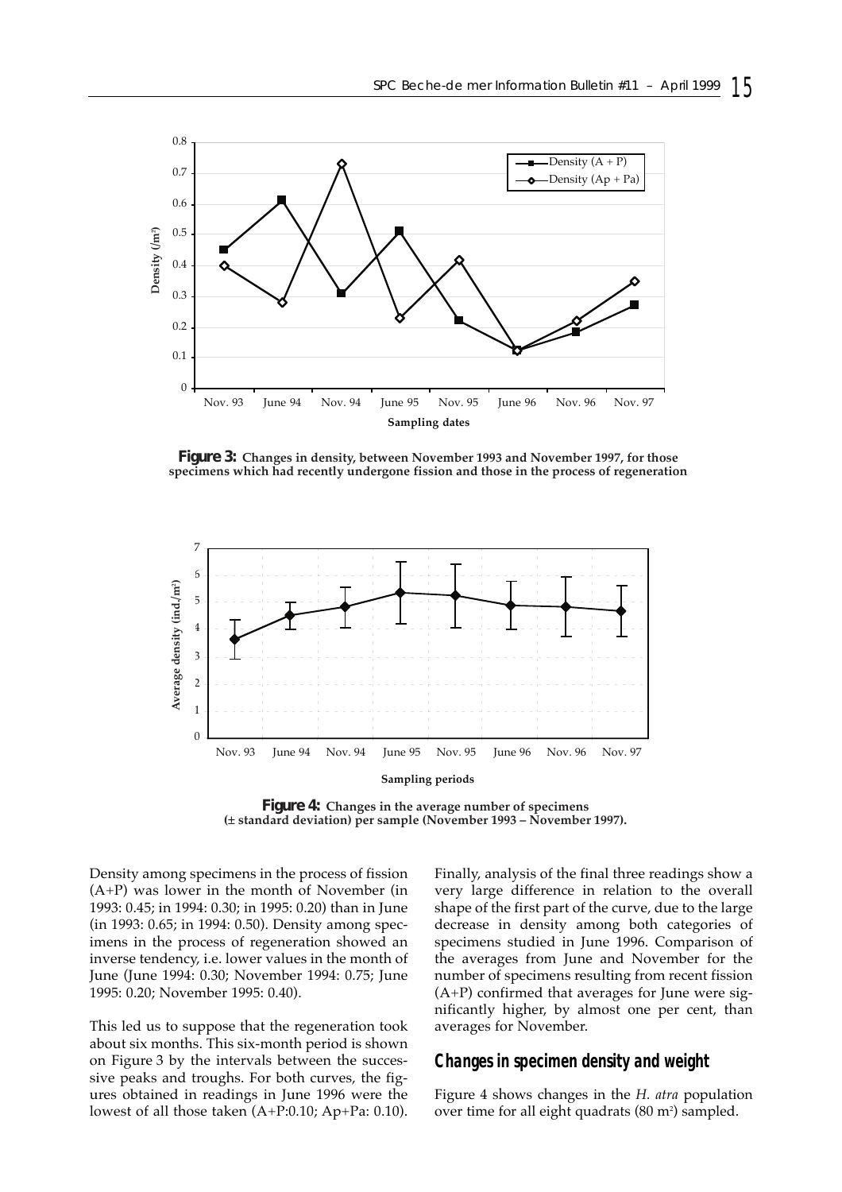**Figure 3:** Changes in density, between November 1993 and November 1997, for those specimens which had recently undergone fission and those in the process of regeneration

**Figure 4:** Changes in the average number of specimens (± standard deviation) per sample (November 1993 – November 1997).

Density among specimens in the process of fission (A+P) was lower in the month of November (in 1993: 0.45; in 1994: 0.30; in 1995: 0.20) than in June (in 1993: 0.65; in 1994: 0.50). Density among specimens in the process of regeneration showed an inverse tendency, i.e. lower values in the month of June (June 1994: 0.30; November 1994: 0.75; June 1995: 0.20; November 1995: 0.40).

This led us to suppose that the regeneration took about six months. This six-month period is shown on Figure 3 by the intervals between the successive peaks and troughs. For both curves, the figures obtained in readings in June 1996 were the lowest of all those taken (A+P:0.10; Ap+Pa: 0.10).

Finally, analysis of the final three readings show a very large difference in relation to the overall shape of the first part of the curve, due to the large decrease in density among both categories of specimens studied in June 1996. Comparison of the averages from June and November for the number of specimens resulting from recent fission (A+P) confirmed that averages for June were significantly higher, by almost one per cent, than averages for November.

## Changes in specimen density and weight

Figure 4 shows changes in the *H. atra* population over time for all eight quadrats (80 m²) sampled.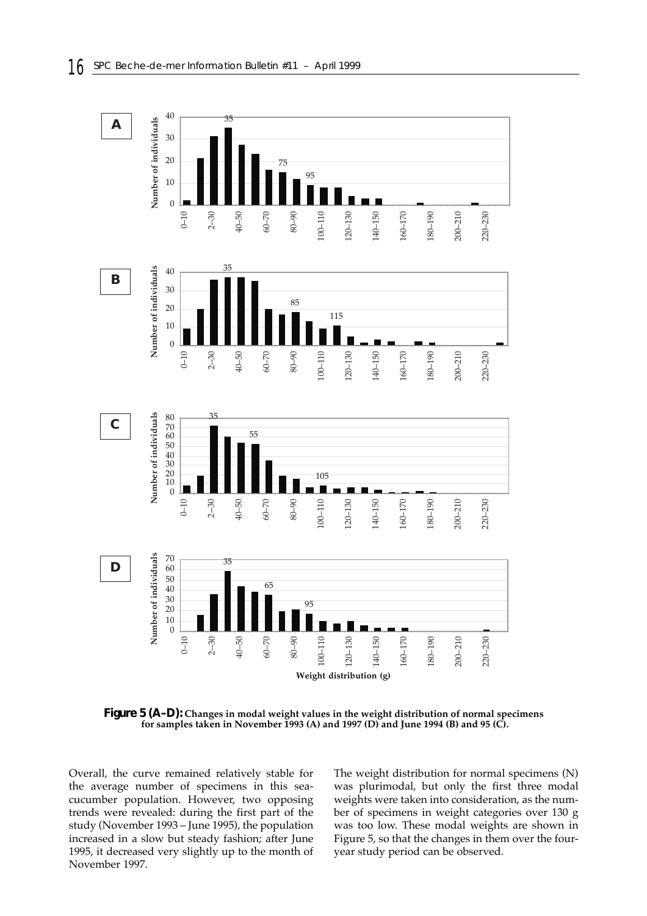**Figure 5 (A–D):** Changes in modal weight values in the weight distribution of normal specimens for samples taken in November 1993 (A) and 1997 (D) and June 1994 (B) and 95 (C).

Overall, the curve remained relatively stable for the average number of specimens in this sea-cucumber population. However, two opposing trends were revealed: during the first part of the study (November 1993 – June 1995), the population increased in a slow but steady fashion; after June 1995, it decreased very slightly up to the month of November 1997.

The weight distribution for normal specimens (N) was plurimodal, but only the first three modal weights were taken into consideration, as the number of specimens in weight categories over 130 g was too low. These modal weights are shown in Figure 5, so that the changes in them over the four-year study period can be observed.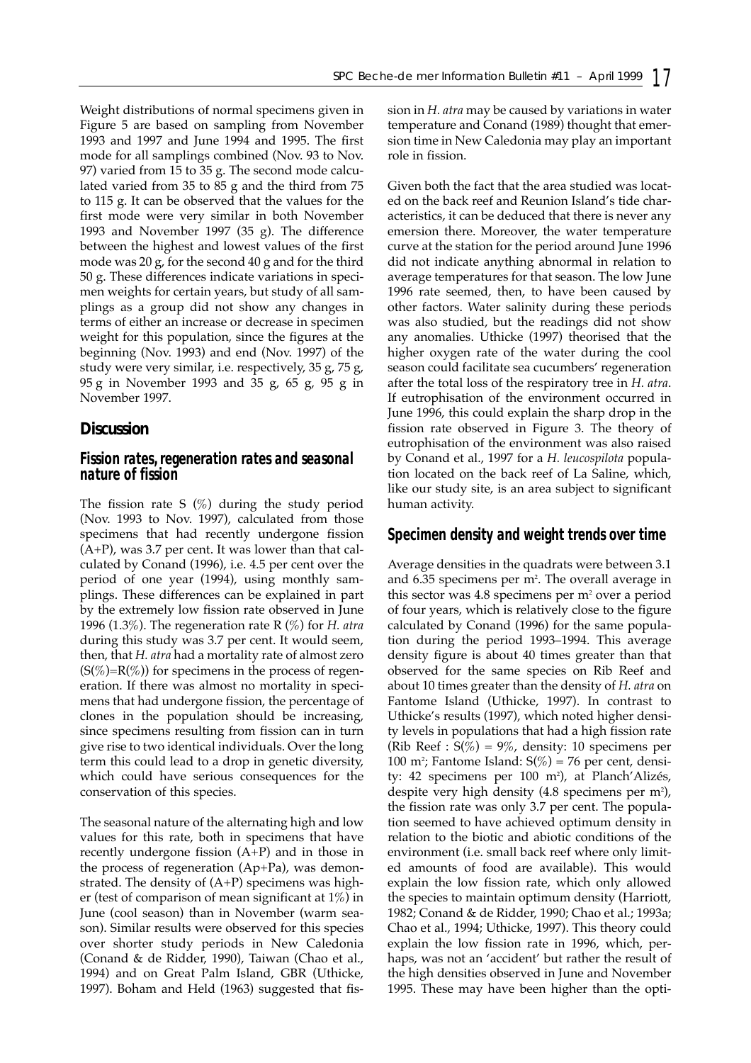Weight distributions of normal specimens given in Figure 5 are based on sampling from November 1993 and 1997 and June 1994 and 1995. The first mode for all samplings combined (Nov. 93 to Nov. 97) varied from 15 to 35 g. The second mode calculated varied from 35 to 85 g and the third from 75 to 115 g. It can be observed that the values for the first mode were very similar in both November 1993 and November 1997 (35 g). The difference between the highest and lowest values of the first mode was 20 g, for the second 40 g and for the third 50 g. These differences indicate variations in specimen weights for certain years, but study of all samplings as a group did not show any changes in terms of either an increase or decrease in specimen weight for this population, since the figures at the beginning (Nov. 1993) and end (Nov. 1997) of the study were very similar, i.e. respectively, 35 g, 75 g, 95 g in November 1993 and 35 g, 65 g, 95 g in November 1997.

## Discussion

### Fission rates, regeneration rates and seasonal nature of fission

The fission rate S (%) during the study period (Nov. 1993 to Nov. 1997), calculated from those specimens that had recently undergone fission (A+P), was 3.7 per cent. It was lower than that calculated by Conand (1996), i.e. 4.5 per cent over the period of one year (1994), using monthly samplings. These differences can be explained in part by the extremely low fission rate observed in June 1996 (1.3%). The regeneration rate R (%) for *H. atra* during this study was 3.7 per cent. It would seem, then, that *H. atra* had a mortality rate of almost zero (S(%)=R(%)) for specimens in the process of regeneration. If there was almost no mortality in specimens that had undergone fission, the percentage of clones in the population should be increasing, since specimens resulting from fission can in turn give rise to two identical individuals. Over the long term this could lead to a drop in genetic diversity, which could have serious consequences for the conservation of this species.

The seasonal nature of the alternating high and low values for this rate, both in specimens that have recently undergone fission (A+P) and in those in the process of regeneration (Ap+Pa), was demonstrated. The density of (A+P) specimens was higher (test of comparison of mean significant at 1%) in June (cool season) than in November (warm season). Similar results were observed for this species over shorter study periods in New Caledonia (Conand & de Ridder, 1990), Taiwan (Chao et al., 1994) and on Great Palm Island, GBR (Uthicke, 1997). Boham and Held (1963) suggested that fission in *H. atra* may be caused by variations in water temperature and Conand (1989) thought that emersion time in New Caledonia may play an important role in fission.

Given both the fact that the area studied was located on the back reef and Reunion Island's tide characteristics, it can be deduced that there is never any emersion there. Moreover, the water temperature curve at the station for the period around June 1996 did not indicate anything abnormal in relation to average temperatures for that season. The low June 1996 rate seemed, then, to have been caused by other factors. Water salinity during these periods was also studied, but the readings did not show any anomalies. Uthicke (1997) theorised that the higher oxygen rate of the water during the cool season could facilitate sea cucumbers' regeneration after the total loss of the respiratory tree in *H. atra*. If eutrophisation of the environment occurred in June 1996, this could explain the sharp drop in the fission rate observed in Figure 3. The theory of eutrophisation of the environment was also raised by Conand et al., 1997 for a *H. leucospilota* population located on the back reef of La Saline, which, like our study site, is an area subject to significant human activity.

### Specimen density and weight trends over time

Average densities in the quadrats were between 3.1 and 6.35 specimens per m$^2$. The overall average in this sector was 4.8 specimens per m$^2$ over a period of four years, which is relatively close to the figure calculated by Conand (1996) for the same population during the period 1993–1994. This average density figure is about 40 times greater than that observed for the same species on Rib Reef and about 10 times greater than the density of *H. atra* on Fantome Island (Uthicke, 1997). In contrast to Uthicke's results (1997), which noted higher density levels in populations that had a high fission rate (Rib Reef : S(%) = 9%, density: 10 specimens per 100 m$^2$; Fantome Island: S(%) = 76 per cent, density: 42 specimens per 100 m$^2$), at Planch'Alizés, despite very high density (4.8 specimens per m$^2$), the fission rate was only 3.7 per cent. The population seemed to have achieved optimum density in relation to the biotic and abiotic conditions of the environment (i.e. small back reef where only limited amounts of food are available). This would explain the low fission rate, which only allowed the species to maintain optimum density (Harriott, 1982; Conand & de Ridder, 1990; Chao et al.; 1993a; Chao et al., 1994; Uthicke, 1997). This theory could explain the low fission rate in 1996, which, perhaps, was not an 'accident' but rather the result of the high densities observed in June and November 1995. These may have been higher than the opti-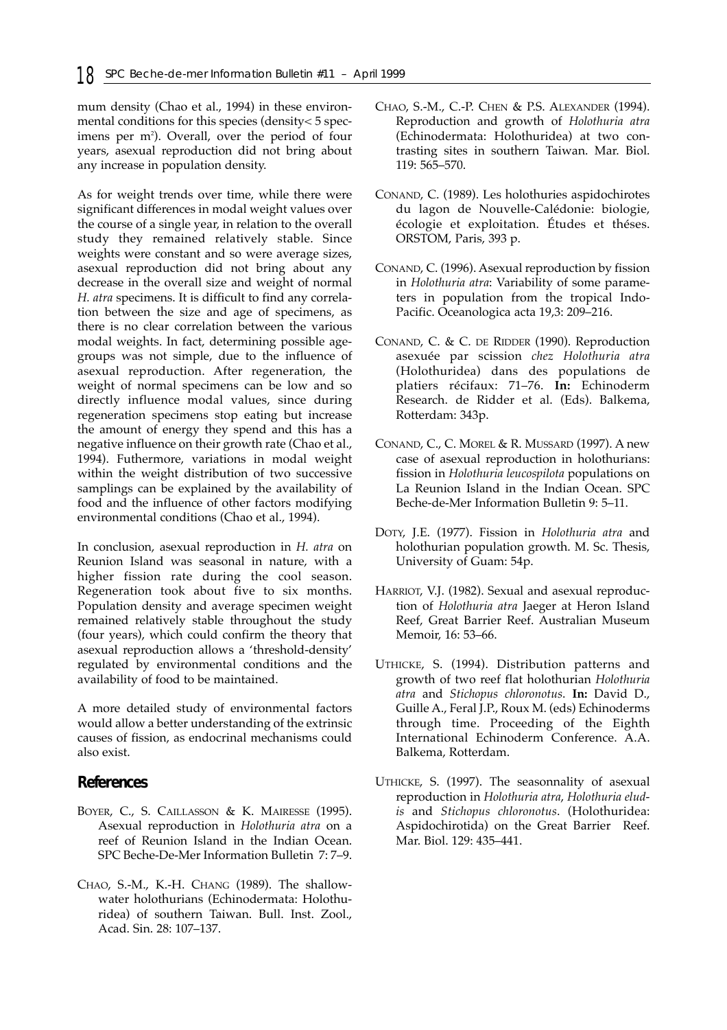mum density (Chao et al., 1994) in these environmental conditions for this species (density< 5 specimens per $m^2$). Overall, over the period of four years, asexual reproduction did not bring about any increase in population density.

As for weight trends over time, while there were significant differences in modal weight values over the course of a single year, in relation to the overall study they remained relatively stable. Since weights were constant and so were average sizes, asexual reproduction did not bring about any decrease in the overall size and weight of normal *H. atra* specimens. It is difficult to find any correlation between the size and age of specimens, as there is no clear correlation between the various modal weights. In fact, determining possible age-groups was not simple, due to the influence of asexual reproduction. After regeneration, the weight of normal specimens can be low and so directly influence modal values, since during regeneration specimens stop eating but increase the amount of energy they spend and this has a negative influence on their growth rate (Chao et al., 1994). Futhermore, variations in modal weight within the weight distribution of two successive samplings can be explained by the availability of food and the influence of other factors modifying environmental conditions (Chao et al., 1994).

In conclusion, asexual reproduction in *H. atra* on Reunion Island was seasonal in nature, with a higher fission rate during the cool season. Regeneration took about five to six months. Population density and average specimen weight remained relatively stable throughout the study (four years), which could confirm the theory that asexual reproduction allows a 'threshold-density' regulated by environmental conditions and the availability of food to be maintained.

A more detailed study of environmental factors would allow a better understanding of the extrinsic causes of fission, as endocrinal mechanisms could also exist.

## References

BOYER, C., S. CAILLASSON & K. MAIRESSE (1995). Asexual reproduction in *Holothuria atra* on a reef of Reunion Island in the Indian Ocean. SPC Beche-De-Mer Information Bulletin 7: 7–9.

CHAO, S.-M., K.-H. CHANG (1989). The shallow-water holothurians (Echinodermata: Holothuridea) of southern Taiwan. Bull. Inst. Zool., Acad. Sin. 28: 107–137.

CHAO, S.-M., C.-P. CHEN & P.S. ALEXANDER (1994). Reproduction and growth of *Holothuria atra* (Echinodermata: Holothuridea) at two contrasting sites in southern Taiwan. Mar. Biol. 119: 565–570.

CONAND, C. (1989). Les holothuries aspidochirotes du lagon de Nouvelle-Calédonie: biologie, écologie et exploitation. Études et théses. ORSTOM, Paris, 393 p.

CONAND, C. (1996). Asexual reproduction by fission in *Holothuria atra*: Variability of some parameters in population from the tropical Indo-Pacific. Oceanologica acta 19,3: 209–216.

CONAND, C. & C. DE RIDDER (1990). Reproduction asexuée par scission *chez Holothuria atra* (Holothuridea) dans des populations de platiers récifaux: 71–76. **In:** Echinoderm Research. de Ridder et al. (Eds). Balkema, Rotterdam: 343p.

CONAND, C., C. MOREL & R. MUSSARD (1997). A new case of asexual reproduction in holothurians: fission in *Holothuria leucospilota* populations on La Reunion Island in the Indian Ocean. SPC Beche-de-Mer Information Bulletin 9: 5–11.

DOTY, J.E. (1977). Fission in *Holothuria atra* and holothurian population growth. M. Sc. Thesis, University of Guam: 54p.

HARRIOT, V.J. (1982). Sexual and asexual reproduction of *Holothuria atra* Jaeger at Heron Island Reef, Great Barrier Reef. Australian Museum Memoir, 16: 53–66.

UTHICKE, S. (1994). Distribution patterns and growth of two reef flat holothurian *Holothuria atra* and *Stichopus chloronotus*. **In:** David D., Guille A., Feral J.P., Roux M. (eds) Echinoderms through time. Proceeding of the Eighth International Echinoderm Conference. A.A. Balkema, Rotterdam.

UTHICKE, S. (1997). The seasonnality of asexual reproduction in *Holothuria atra*, *Holothuria eludis* and *Stichopus chloronotus*. (Holothuridea: Aspidochirotida) on the Great Barrier Reef. Mar. Biol. 129: 435–441.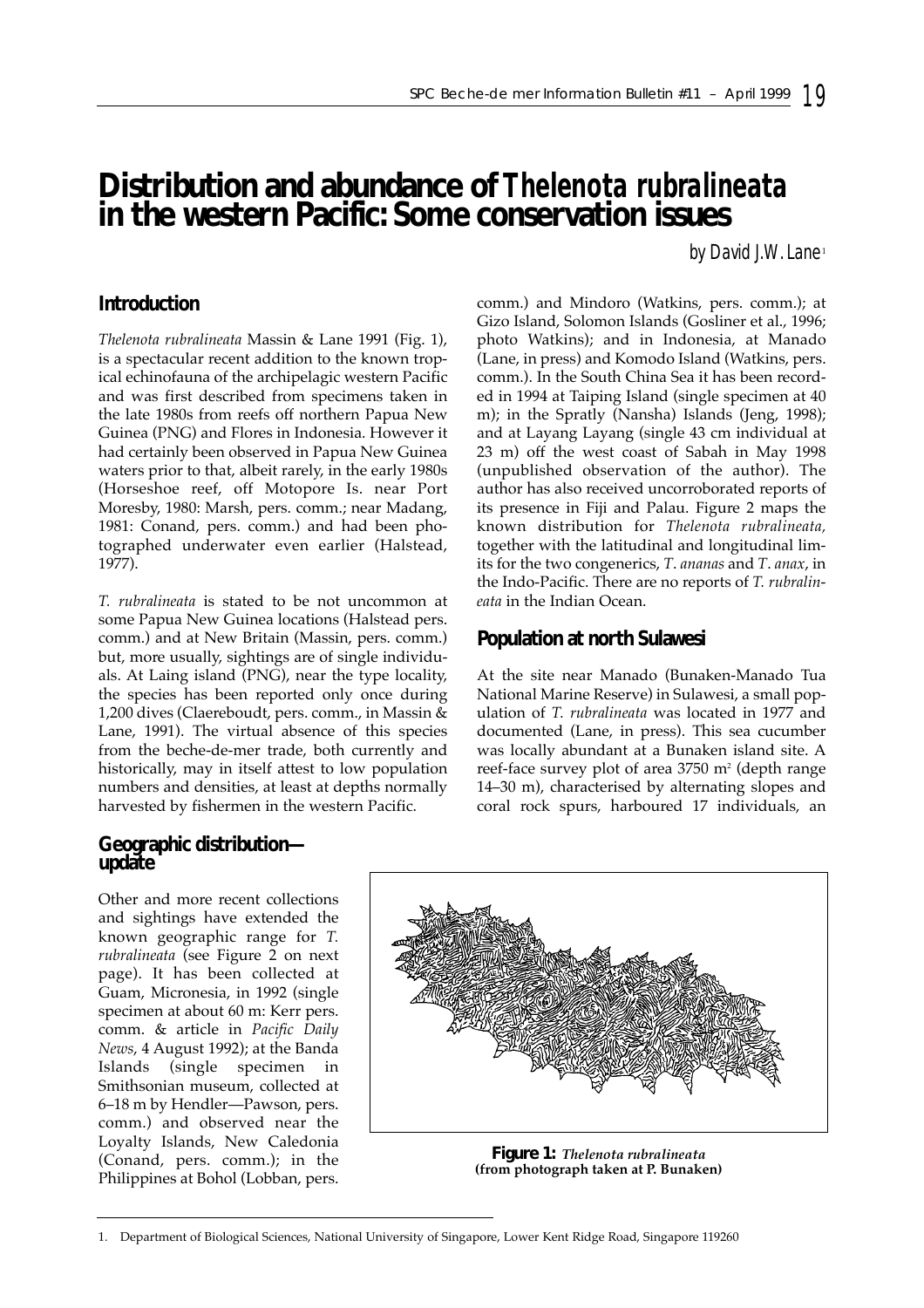# Distribution and abundance of *Thelenota rubralineata* in the western Pacific: Some conservation issues

*by David J.W. Lane*[1]

## Introduction

*Thelenota rubralineata* Massin & Lane 1991 (Fig. 1), is a spectacular recent addition to the known tropical echinofauna of the archipelagic western Pacific and was first described from specimens taken in the late 1980s from reefs off northern Papua New Guinea (PNG) and Flores in Indonesia. However it had certainly been observed in Papua New Guinea waters prior to that, albeit rarely, in the early 1980s (Horseshoe reef, off Motopore Is. near Port Moresby, 1980: Marsh, pers. comm.; near Madang, 1981: Conand, pers. comm.) and had been photographed underwater even earlier (Halstead, 1977).

*T. rubralineata* is stated to be not uncommon at some Papua New Guinea locations (Halstead pers. comm.) and at New Britain (Massin, pers. comm.) but, more usually, sightings are of single individuals. At Laing island (PNG), near the type locality, the species has been reported only once during 1,200 dives (Claereboudt, pers. comm., in Massin & Lane, 1991). The virtual absence of this species from the beche-de-mer trade, both currently and historically, may in itself attest to low population numbers and densities, at least at depths normally harvested by fishermen in the western Pacific.

## Geographic distribution—update

Other and more recent collections and sightings have extended the known geographic range for *T. rubralineata* (see Figure 2 on next page). It has been collected at Guam, Micronesia, in 1992 (single specimen at about 60 m: Kerr pers. comm. & article in *Pacific Daily News*, 4 August 1992); at the Banda Islands (single specimen in Smithsonian museum, collected at 6–18 m by Hendler—Pawson, pers. comm.) and observed near the Loyalty Islands, New Caledonia (Conand, pers. comm.); in the Philippines at Bohol (Lobban, pers. comm.) and Mindoro (Watkins, pers. comm.); at Gizo Island, Solomon Islands (Gosliner et al., 1996; photo Watkins); and in Indonesia, at Manado (Lane, in press) and Komodo Island (Watkins, pers. comm.). In the South China Sea it has been recorded in 1994 at Taiping Island (single specimen at 40 m); in the Spratly (Nansha) Islands (Jeng, 1998); and at Layang Layang (single 43 cm individual at 23 m) off the west coast of Sabah in May 1998 (unpublished observation of the author). The author has also received uncorroborated reports of its presence in Fiji and Palau. Figure 2 maps the known distribution for *Thelenota rubralineata*, together with the latitudinal and longitudinal limits for the two congenerics, *T. ananas* and *T. anax*, in the Indo-Pacific. There are no reports of *T. rubralineata* in the Indian Ocean.

## Population at north Sulawesi

At the site near Manado (Bunaken-Manado Tua National Marine Reserve) in Sulawesi, a small population of *T. rubralineata* was located in 1977 and documented (Lane, in press). This sea cucumber was locally abundant at a Bunaken island site. A reef-face survey plot of area 3750 $m^2$ (depth range 14–30 m), characterised by alternating slopes and coral rock spurs, harboured 17 individuals, an

**Figure 1:** *Thelenota rubralineata* (from photograph taken at P. Bunaken)

1. Department of Biological Sciences, National University of Singapore, Lower Kent Ridge Road, Singapore 119260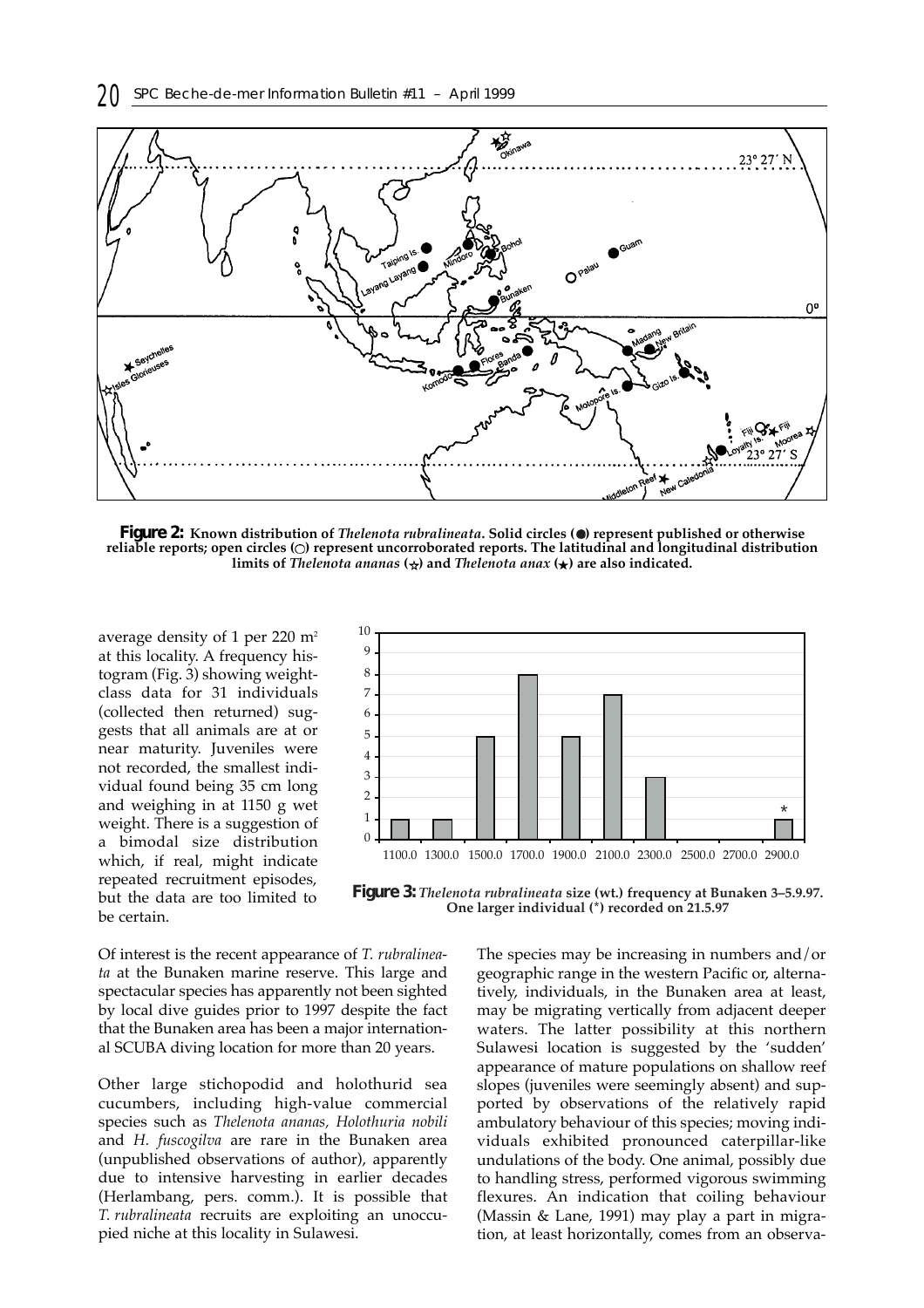**Figure 2:** **Known distribution of *Thelenota rubralineata*. Solid circles (●) represent published or otherwise reliable reports; open circles (○) represent uncorroborated reports. The latitudinal and longitudinal distribution limits of *Thelenota ananas* (☆) and *Thelenota anax* (★) are also indicated.**

average density of 1 per 220 m² at this locality. A frequency histogram (Fig. 3) showing weight-class data for 31 individuals (collected then returned) suggests that all animals are at or near maturity. Juveniles were not recorded, the smallest individual found being 35 cm long and weighing in at 1150 g wet weight. There is a suggestion of a bimodal size distribution which, if real, might indicate repeated recruitment episodes, but the data are too limited to be certain.

**Figure 3:** ***Thelenota rubralineata*** **size (wt.) frequency at Bunaken 3–5.9.97. One larger individual (*) recorded on 21.5.97**

Of interest is the recent appearance of *T. rubralineata* at the Bunaken marine reserve. This large and spectacular species has apparently not been sighted by local dive guides prior to 1997 despite the fact that the Bunaken area has been a major international SCUBA diving location for more than 20 years.

Other large stichopodid and holothurid sea cucumbers, including high-value commercial species such as *Thelenota ananas, Holothuria nobili* and *H. fuscogilva* are rare in the Bunaken area (unpublished observations of author), apparently due to intensive harvesting in earlier decades (Herlambang, pers. comm.). It is possible that *T. rubralineata* recruits are exploiting an unoccupied niche at this locality in Sulawesi.

The species may be increasing in numbers and/or geographic range in the western Pacific or, alternatively, individuals, in the Bunaken area at least, may be migrating vertically from adjacent deeper waters. The latter possibility at this northern Sulawesi location is suggested by the 'sudden' appearance of mature populations on shallow reef slopes (juveniles were seemingly absent) and supported by observations of the relatively rapid ambulatory behaviour of this species; moving individuals exhibited pronounced caterpillar-like undulations of the body. One animal, possibly due to handling stress, performed vigorous swimming flexures. An indication that coiling behaviour (Massin & Lane, 1991) may play a part in migration, at least horizontally, comes from an observa-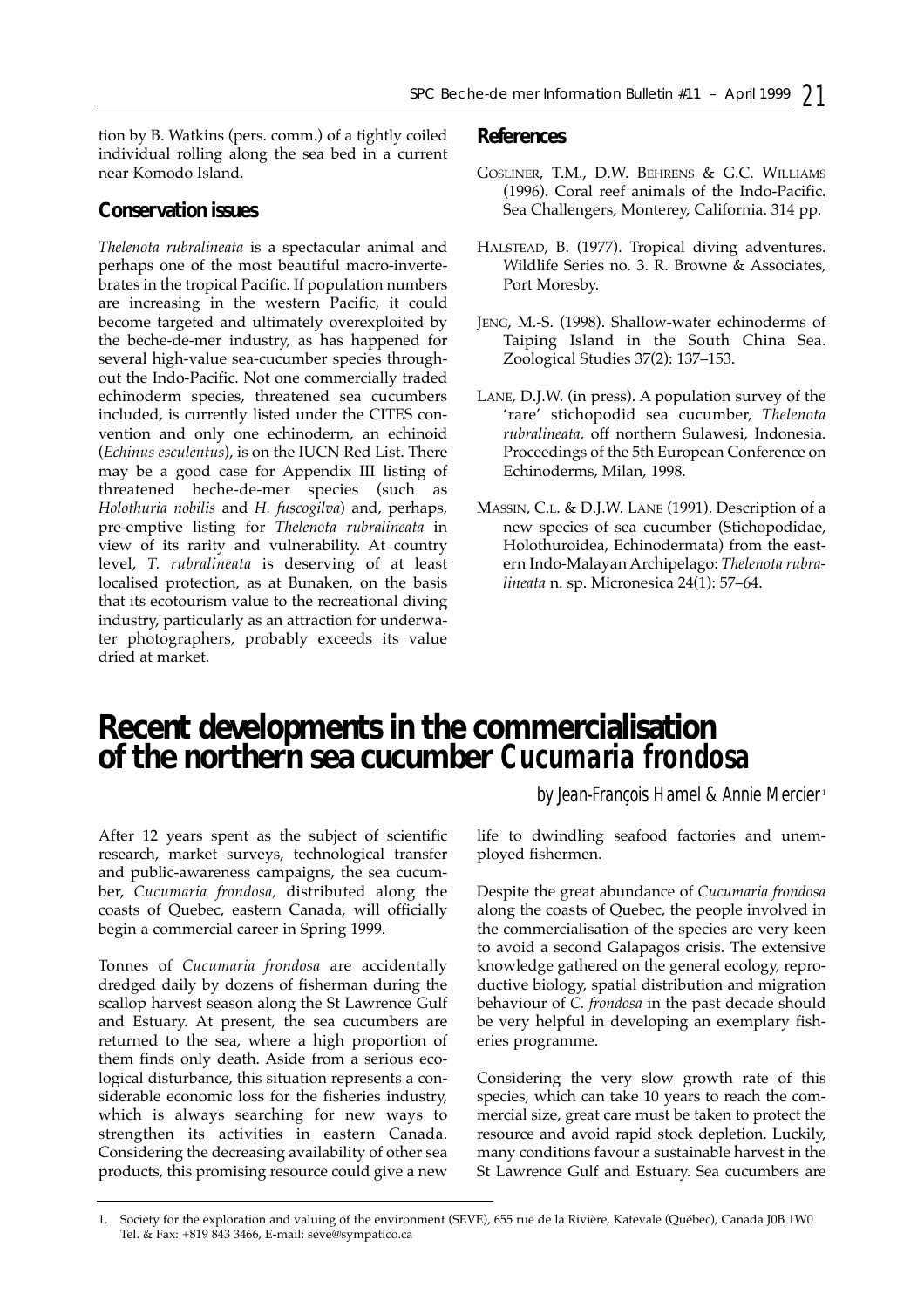tion by B. Watkins (pers. comm.) of a tightly coiled individual rolling along the sea bed in a current near Komodo Island.

## Conservation issues

*Thelenota rubralineata* is a spectacular animal and perhaps one of the most beautiful macro-invertebrates in the tropical Pacific. If population numbers are increasing in the western Pacific, it could become targeted and ultimately overexploited by the beche-de-mer industry, as has happened for several high-value sea-cucumber species throughout the Indo-Pacific. Not one commercially traded echinoderm species, threatened sea cucumbers included, is currently listed under the CITES convention and only one echinoderm, an echinoid (*Echinus esculentus*), is on the IUCN Red List. There may be a good case for Appendix III listing of threatened beche-de-mer species (such as *Holothuria nobilis* and *H. fuscogilva*) and, perhaps, pre-emptive listing for *Thelenota rubralineata* in view of its rarity and vulnerability. At country level, *T. rubralineata* is deserving of at least localised protection, as at Bunaken, on the basis that its ecotourism value to the recreational diving industry, particularly as an attraction for underwater photographers, probably exceeds its value dried at market.

## References

GOSLINER, T.M., D.W. BEHRENS & G.C. WILLIAMS (1996). Coral reef animals of the Indo-Pacific. Sea Challengers, Monterey, California. 314 pp.

HALSTEAD, B. (1977). Tropical diving adventures. Wildlife Series no. 3. R. Browne & Associates, Port Moresby.

JENG, M.-S. (1998). Shallow-water echinoderms of Taiping Island in the South China Sea. Zoological Studies 37(2): 137–153.

LANE, D.J.W. (in press). A population survey of the 'rare' stichopodid sea cucumber, *Thelenota rubralineata*, off northern Sulawesi, Indonesia. Proceedings of the 5th European Conference on Echinoderms, Milan, 1998.

MASSIN, C.L. & D.J.W. LANE (1991). Description of a new species of sea cucumber (Stichopodidae, Holothuroidea, Echinodermata) from the eastern Indo-Malayan Archipelago: *Thelenota rubralineata* n. sp. Micronesica 24(1): 57–64.

# Recent developments in the commercialisation of the northern sea cucumber *Cucumaria frondosa*

*by Jean-François Hamel & Annie Mercier*[1]

After 12 years spent as the subject of scientific research, market surveys, technological transfer and public-awareness campaigns, the sea cucumber, *Cucumaria frondosa,* distributed along the coasts of Quebec, eastern Canada, will officially begin a commercial career in Spring 1999.

Tonnes of *Cucumaria frondosa* are accidentally dredged daily by dozens of fisherman during the scallop harvest season along the St Lawrence Gulf and Estuary. At present, the sea cucumbers are returned to the sea, where a high proportion of them finds only death. Aside from a serious ecological disturbance, this situation represents a considerable economic loss for the fisheries industry, which is always searching for new ways to strengthen its activities in eastern Canada. Considering the decreasing availability of other sea products, this promising resource could give a new life to dwindling seafood factories and unemployed fishermen.

Despite the great abundance of *Cucumaria frondosa* along the coasts of Quebec, the people involved in the commercialisation of the species are very keen to avoid a second Galapagos crisis. The extensive knowledge gathered on the general ecology, reproductive biology, spatial distribution and migration behaviour of *C. frondosa* in the past decade should be very helpful in developing an exemplary fisheries programme.

Considering the very slow growth rate of this species, which can take 10 years to reach the commercial size, great care must be taken to protect the resource and avoid rapid stock depletion. Luckily, many conditions favour a sustainable harvest in the St Lawrence Gulf and Estuary. Sea cucumbers are

1. Society for the exploration and valuing of the environment (SEVE), 655 rue de la Rivière, Katevale (Québec), Canada J0B 1W0 Tel. & Fax: +819 843 3466, E-mail: seve@sympatico.ca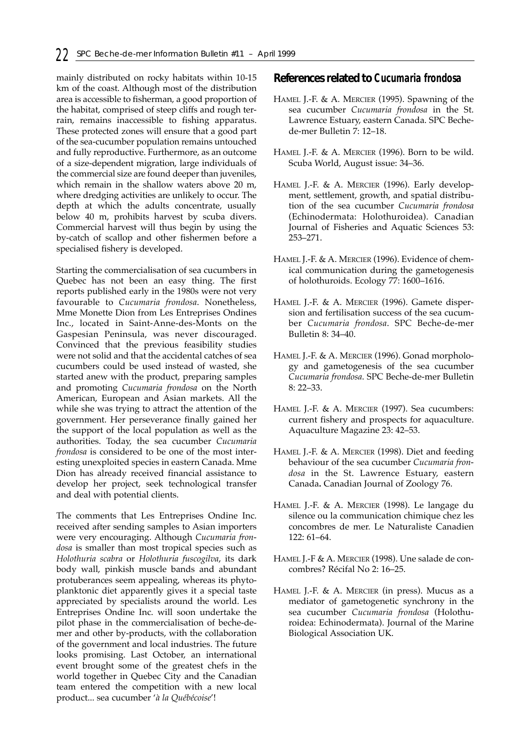mainly distributed on rocky habitats within 10-15 km of the coast. Although most of the distribution area is accessible to fisherman, a good proportion of the habitat, comprised of steep cliffs and rough terrain, remains inaccessible to fishing apparatus. These protected zones will ensure that a good part of the sea-cucumber population remains untouched and fully reproductive. Furthermore, as an outcome of a size-dependent migration, large individuals of the commercial size are found deeper than juveniles, which remain in the shallow waters above 20 m, where dredging activities are unlikely to occur. The depth at which the adults concentrate, usually below 40 m, prohibits harvest by scuba divers. Commercial harvest will thus begin by using the by-catch of scallop and other fishermen before a specialised fishery is developed.

Starting the commercialisation of sea cucumbers in Quebec has not been an easy thing. The first reports published early in the 1980s were not very favourable to *Cucumaria frondosa*. Nonetheless, Mme Monette Dion from Les Entreprises Ondines Inc., located in Saint-Anne-des-Monts on the Gaspesian Peninsula, was never discouraged. Convinced that the previous feasibility studies were not solid and that the accidental catches of sea cucumbers could be used instead of wasted, she started anew with the product, preparing samples and promoting *Cucumaria frondosa* on the North American, European and Asian markets. All the while she was trying to attract the attention of the government. Her perseverance finally gained her the support of the local population as well as the authorities. Today, the sea cucumber *Cucumaria frondosa* is considered to be one of the most interesting unexploited species in eastern Canada. Mme Dion has already received financial assistance to develop her project, seek technological transfer and deal with potential clients.

The comments that Les Entreprises Ondine Inc. received after sending samples to Asian importers were very encouraging. Although *Cucumaria frondosa* is smaller than most tropical species such as *Holothuria scabra* or *Holothuria fuscogilva*, its dark body wall, pinkish muscle bands and abundant protuberances seem appealing, whereas its phytoplanktonic diet apparently gives it a special taste appreciated by specialists around the world. Les Entreprises Ondine Inc. will soon undertake the pilot phase in the commercialisation of beche-de-mer and other by-products, with the collaboration of the government and local industries. The future looks promising. Last October, an international event brought some of the greatest chefs in the world together in Quebec City and the Canadian team entered the competition with a new local product... sea cucumber '*à la Québécoise*'!

## References related to *Cucumaria frondosa*

HAMEL J.-F. & A. MERCIER (1995). Spawning of the sea cucumber *Cucumaria frondosa* in the St. Lawrence Estuary, eastern Canada. SPC Beche-de-mer Bulletin 7: 12–18.

HAMEL J.-F. & A. MERCIER (1996). Born to be wild. Scuba World, August issue: 34–36.

HAMEL J.-F. & A. MERCIER (1996). Early development, settlement, growth, and spatial distribution of the sea cucumber *Cucumaria frondosa* (Echinodermata: Holothuroidea). Canadian Journal of Fisheries and Aquatic Sciences 53: 253–271.

HAMEL J.-F. & A. MERCIER (1996). Evidence of chemical communication during the gametogenesis of holothuroids. Ecology 77: 1600–1616.

HAMEL J.-F. & A. MERCIER (1996). Gamete dispersion and fertilisation success of the sea cucumber *Cucumaria frondosa*. SPC Beche-de-mer Bulletin 8: 34–40.

HAMEL J.-F. & A. MERCIER (1996). Gonad morphology and gametogenesis of the sea cucumber *Cucumaria frondosa*. SPC Beche-de-mer Bulletin 8: 22–33.

HAMEL J.-F. & A. MERCIER (1997). Sea cucumbers: current fishery and prospects for aquaculture. Aquaculture Magazine 23: 42–53.

HAMEL J.-F. & A. MERCIER (1998). Diet and feeding behaviour of the sea cucumber *Cucumaria frondosa* in the St. Lawrence Estuary, eastern Canada. Canadian Journal of Zoology 76.

HAMEL J.-F. & A. MERCIER (1998). Le langage du silence ou la communication chimique chez les concombres de mer. Le Naturaliste Canadien 122: 61–64.

HAMEL J.-F & A. MERCIER (1998). Une salade de concombres? Récifal No 2: 16–25.

HAMEL J.-F. & A. MERCIER (in press). Mucus as a mediator of gametogenetic synchrony in the sea cucumber *Cucumaria frondosa* (Holothuroidea: Echinodermata). Journal of the Marine Biological Association UK.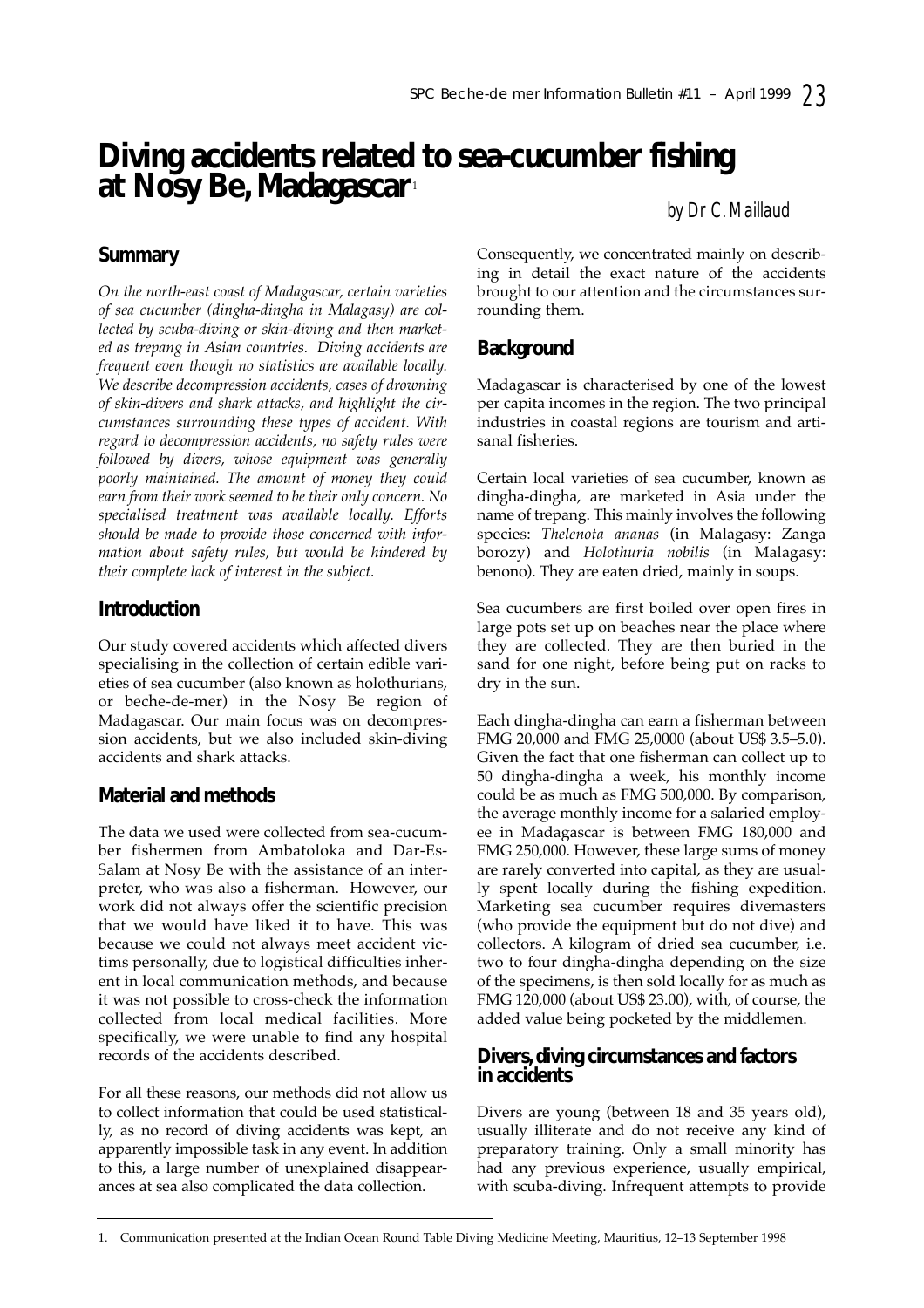# Diving accidents related to sea-cucumber fishing at Nosy Be, Madagascar[1]

*by Dr C. Maillaud*

## Summary

*On the north-east coast of Madagascar, certain varieties of sea cucumber (dingha-dingha in Malagasy) are collected by scuba-diving or skin-diving and then marketed as trepang in Asian countries. Diving accidents are frequent even though no statistics are available locally. We describe decompression accidents, cases of drowning of skin-divers and shark attacks, and highlight the circumstances surrounding these types of accident. With regard to decompression accidents, no safety rules were followed by divers, whose equipment was generally poorly maintained. The amount of money they could earn from their work seemed to be their only concern. No specialised treatment was available locally. Efforts should be made to provide those concerned with information about safety rules, but would be hindered by their complete lack of interest in the subject.*

## Introduction

Our study covered accidents which affected divers specialising in the collection of certain edible varieties of sea cucumber (also known as holothurians, or beche-de-mer) in the Nosy Be region of Madagascar. Our main focus was on decompression accidents, but we also included skin-diving accidents and shark attacks.

## Material and methods

The data we used were collected from sea-cucumber fishermen from Ambatoloka and Dar-Es-Salam at Nosy Be with the assistance of an interpreter, who was also a fisherman. However, our work did not always offer the scientific precision that we would have liked it to have. This was because we could not always meet accident victims personally, due to logistical difficulties inherent in local communication methods, and because it was not possible to cross-check the information collected from local medical facilities. More specifically, we were unable to find any hospital records of the accidents described.

For all these reasons, our methods did not allow us to collect information that could be used statistically, as no record of diving accidents was kept, an apparently impossible task in any event. In addition to this, a large number of unexplained disappearances at sea also complicated the data collection.

Consequently, we concentrated mainly on describing in detail the exact nature of the accidents brought to our attention and the circumstances surrounding them.

## Background

Madagascar is characterised by one of the lowest per capita incomes in the region. The two principal industries in coastal regions are tourism and artisanal fisheries.

Certain local varieties of sea cucumber, known as dingha-dingha, are marketed in Asia under the name of trepang. This mainly involves the following species: *Thelenota ananas* (in Malagasy: Zanga borozy) and *Holothuria nobilis* (in Malagasy: benono). They are eaten dried, mainly in soups.

Sea cucumbers are first boiled over open fires in large pots set up on beaches near the place where they are collected. They are then buried in the sand for one night, before being put on racks to dry in the sun.

Each dingha-dingha can earn a fisherman between FMG 20,000 and FMG 25,0000 (about US$ 3.5–5.0). Given the fact that one fisherman can collect up to 50 dingha-dingha a week, his monthly income could be as much as FMG 500,000. By comparison, the average monthly income for a salaried employee in Madagascar is between FMG 180,000 and FMG 250,000. However, these large sums of money are rarely converted into capital, as they are usually spent locally during the fishing expedition. Marketing sea cucumber requires divemasters (who provide the equipment but do not dive) and collectors. A kilogram of dried sea cucumber, i.e. two to four dingha-dingha depending on the size of the specimens, is then sold locally for as much as FMG 120,000 (about US$ 23.00), with, of course, the added value being pocketed by the middlemen.

## Divers, diving circumstances and factors in accidents

Divers are young (between 18 and 35 years old), usually illiterate and do not receive any kind of preparatory training. Only a small minority has had any previous experience, usually empirical, with scuba-diving. Infrequent attempts to provide

---

1. Communication presented at the Indian Ocean Round Table Diving Medicine Meeting, Mauritius, 12–13 September 1998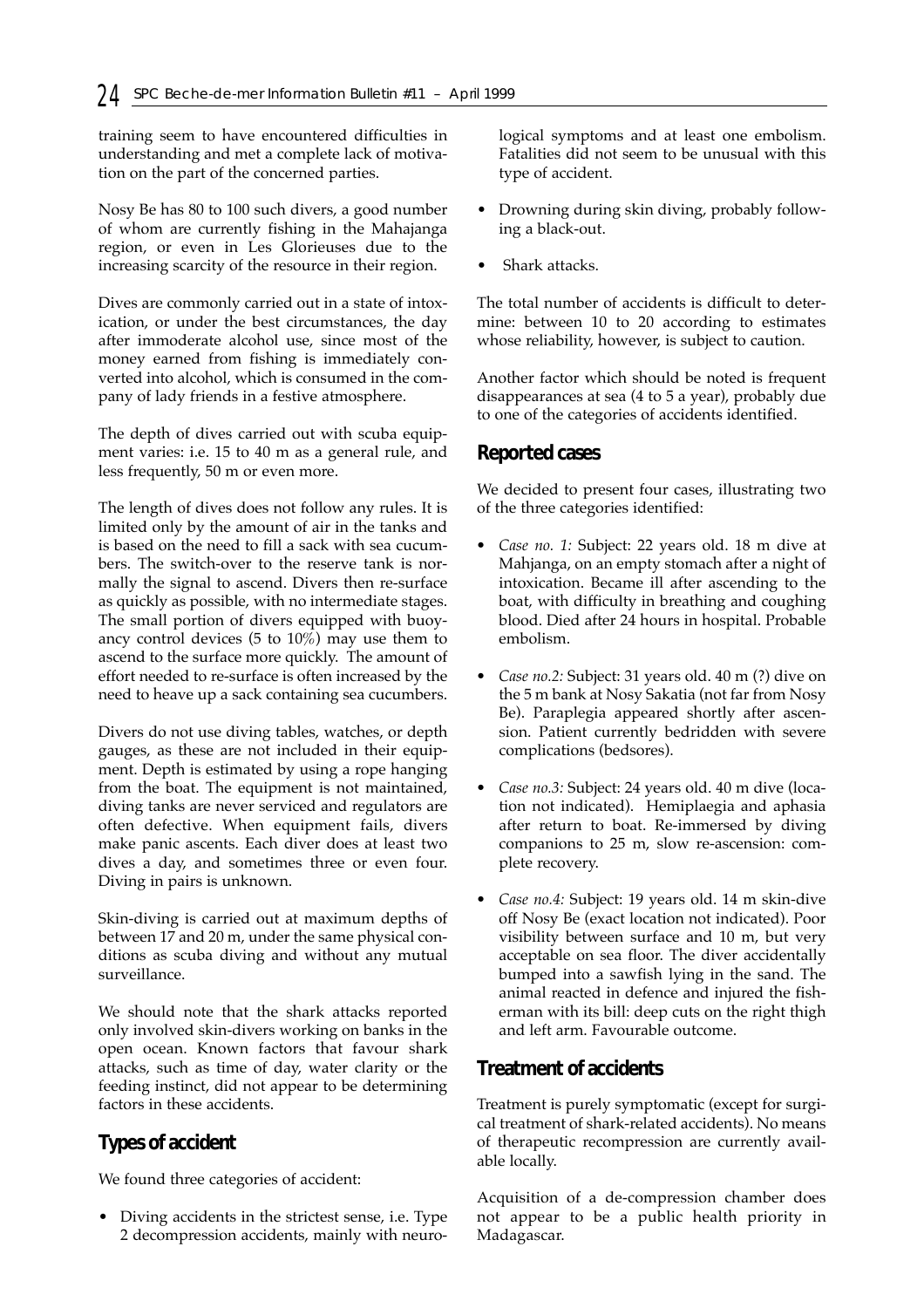training seem to have encountered difficulties in understanding and met a complete lack of motivation on the part of the concerned parties.

Nosy Be has 80 to 100 such divers, a good number of whom are currently fishing in the Mahajanga region, or even in Les Glorieuses due to the increasing scarcity of the resource in their region.

Dives are commonly carried out in a state of intoxication, or under the best circumstances, the day after immoderate alcohol use, since most of the money earned from fishing is immediately converted into alcohol, which is consumed in the company of lady friends in a festive atmosphere.

The depth of dives carried out with scuba equipment varies: i.e. 15 to 40 m as a general rule, and less frequently, 50 m or even more.

The length of dives does not follow any rules. It is limited only by the amount of air in the tanks and is based on the need to fill a sack with sea cucumbers. The switch-over to the reserve tank is normally the signal to ascend. Divers then re-surface as quickly as possible, with no intermediate stages. The small portion of divers equipped with buoyancy control devices (5 to 10%) may use them to ascend to the surface more quickly. The amount of effort needed to re-surface is often increased by the need to heave up a sack containing sea cucumbers.

Divers do not use diving tables, watches, or depth gauges, as these are not included in their equipment. Depth is estimated by using a rope hanging from the boat. The equipment is not maintained, diving tanks are never serviced and regulators are often defective. When equipment fails, divers make panic ascents. Each diver does at least two dives a day, and sometimes three or even four. Diving in pairs is unknown.

Skin-diving is carried out at maximum depths of between 17 and 20 m, under the same physical conditions as scuba diving and without any mutual surveillance.

We should note that the shark attacks reported only involved skin-divers working on banks in the open ocean. Known factors that favour shark attacks, such as time of day, water clarity or the feeding instinct, did not appear to be determining factors in these accidents.

## Types of accident

We found three categories of accident:

- Diving accidents in the strictest sense, i.e. Type 2 decompression accidents, mainly with neurological symptoms and at least one embolism. Fatalities did not seem to be unusual with this type of accident.
- Drowning during skin diving, probably following a black-out.
- Shark attacks.

The total number of accidents is difficult to determine: between 10 to 20 according to estimates whose reliability, however, is subject to caution.

Another factor which should be noted is frequent disappearances at sea (4 to 5 a year), probably due to one of the categories of accidents identified.

## Reported cases

We decided to present four cases, illustrating two of the three categories identified:

- *Case no. 1:* Subject: 22 years old. 18 m dive at Mahjanga, on an empty stomach after a night of intoxication. Became ill after ascending to the boat, with difficulty in breathing and coughing blood. Died after 24 hours in hospital. Probable embolism.
- *Case no.2:* Subject: 31 years old. 40 m (?) dive on the 5 m bank at Nosy Sakatia (not far from Nosy Be). Paraplegia appeared shortly after ascension. Patient currently bedridden with severe complications (bedsores).
- *Case no.3:* Subject: 24 years old. 40 m dive (location not indicated). Hemiplaegia and aphasia after return to boat. Re-immersed by diving companions to 25 m, slow re-ascension: complete recovery.
- *Case no.4:* Subject: 19 years old. 14 m skin-dive off Nosy Be (exact location not indicated). Poor visibility between surface and 10 m, but very acceptable on sea floor. The diver accidentally bumped into a sawfish lying in the sand. The animal reacted in defence and injured the fisherman with its bill: deep cuts on the right thigh and left arm. Favourable outcome.

## Treatment of accidents

Treatment is purely symptomatic (except for surgical treatment of shark-related accidents). No means of therapeutic recompression are currently available locally.

Acquisition of a de-compression chamber does not appear to be a public health priority in Madagascar.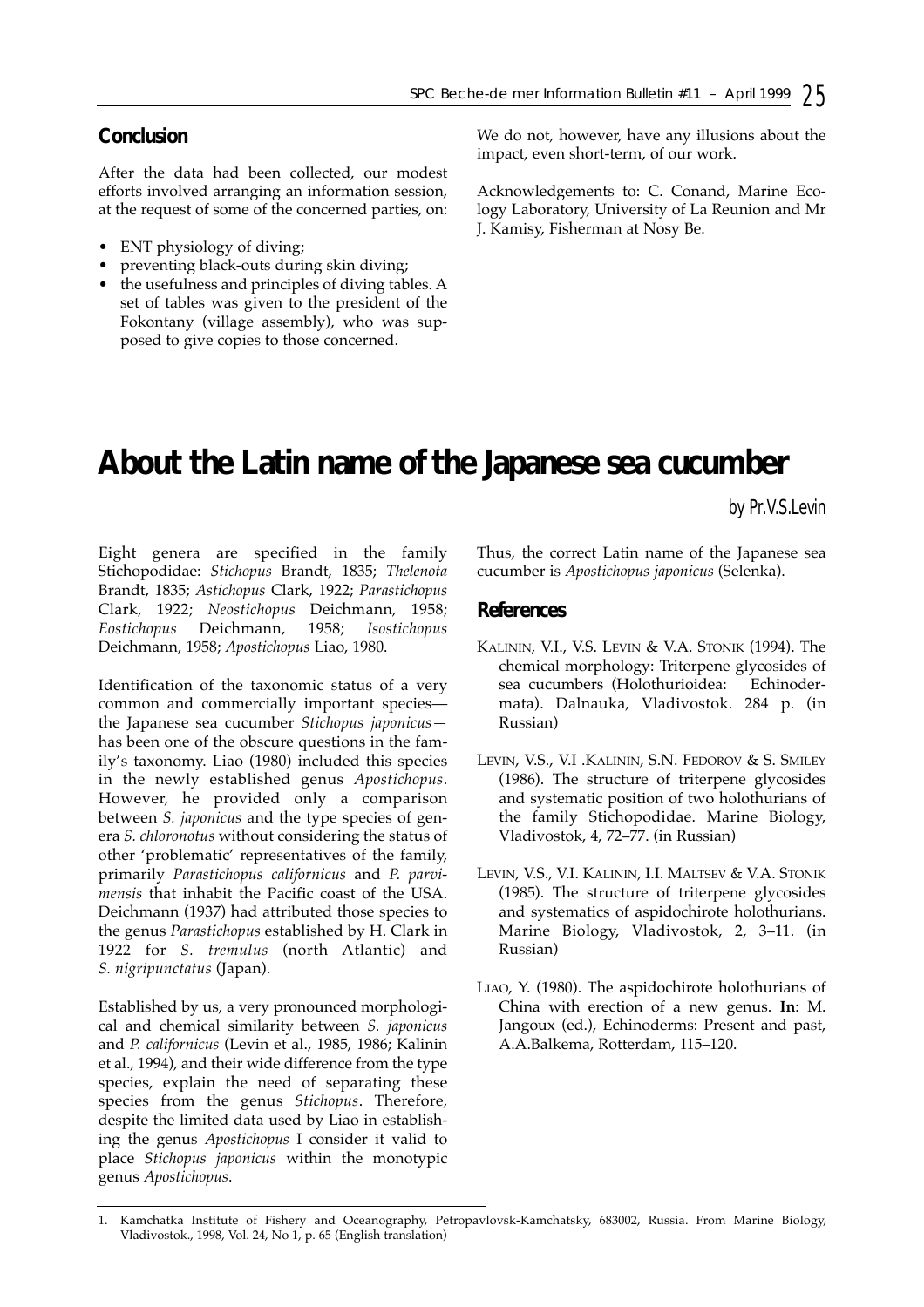## Conclusion

After the data had been collected, our modest efforts involved arranging an information session, at the request of some of the concerned parties, on:

- ENT physiology of diving;
- preventing black-outs during skin diving;
- the usefulness and principles of diving tables. A set of tables was given to the president of the Fokontany (village assembly), who was supposed to give copies to those concerned.

We do not, however, have any illusions about the impact, even short-term, of our work.

Acknowledgements to: C. Conand, Marine Ecology Laboratory, University of La Reunion and Mr J. Kamisy, Fisherman at Nosy Be.

# About the Latin name of the Japanese sea cucumber

*by Pr. V.S. Levin*

Eight genera are specified in the family Stichopodidae: *Stichopus* Brandt, 1835; *Thelenota* Brandt, 1835; *Astichopus* Clark, 1922; *Parastichopus* Clark, 1922; *Neostichopus* Deichmann, 1958; *Eostichopus* Deichmann, 1958; *Isostichopus* Deichmann, 1958; *Apostichopus* Liao, 1980.

Identification of the taxonomic status of a very common and commercially important species—the Japanese sea cucumber *Stichopus japonicus*—has been one of the obscure questions in the family's taxonomy. Liao (1980) included this species in the newly established genus *Apostichopus*. However, he provided only a comparison between *S. japonicus* and the type species of genera *S. chloronotus* without considering the status of other 'problematic' representatives of the family, primarily *Parastichopus californicus* and *P. parvimensis* that inhabit the Pacific coast of the USA. Deichmann (1937) had attributed those species to the genus *Parastichopus* established by H. Clark in 1922 for *S. tremulus* (north Atlantic) and *S. nigripunctatus* (Japan).

Established by us, a very pronounced morphological and chemical similarity between *S. japonicus* and *P. californicus* (Levin et al., 1985, 1986; Kalinin et al., 1994), and their wide difference from the type species, explain the need of separating these species from the genus *Stichopus*. Therefore, despite the limited data used by Liao in establishing the genus *Apostichopus* I consider it valid to place *Stichopus japonicus* within the monotypic genus *Apostichopus*.

Thus, the correct Latin name of the Japanese sea cucumber is *Apostichopus japonicus* (Selenka).

## References

KALININ, V.I., V.S. LEVIN & V.A. STONIK (1994). The chemical morphology: Triterpene glycosides of sea cucumbers (Holothurioidea: Echinodermata). Dalnauka, Vladivostok. 284 p. (in Russian)

LEVIN, V.S., V.I. KALININ, S.N. FEDOROV & S. SMILEY (1986). The structure of triterpene glycosides and systematic position of two holothurians of the family Stichopodidae. Marine Biology, Vladivostok, 4, 72–77. (in Russian)

LEVIN, V.S., V.I. KALININ, I.I. MALTSEV & V.A. STONIK (1985). The structure of triterpene glycosides and systematics of aspidochirote holothurians. Marine Biology, Vladivostok, 2, 3–11. (in Russian)

LIAO, Y. (1980). The aspidochirote holothurians of China with erection of a new genus. **In**: M. Jangoux (ed.), Echinoderms: Present and past, A.A.Balkema, Rotterdam, 115–120.

1. Kamchatka Institute of Fishery and Oceanography, Petropavlovsk-Kamchatsky, 683002, Russia. From Marine Biology, Vladivostok., 1998, Vol. 24, No 1, p. 65 (English translation)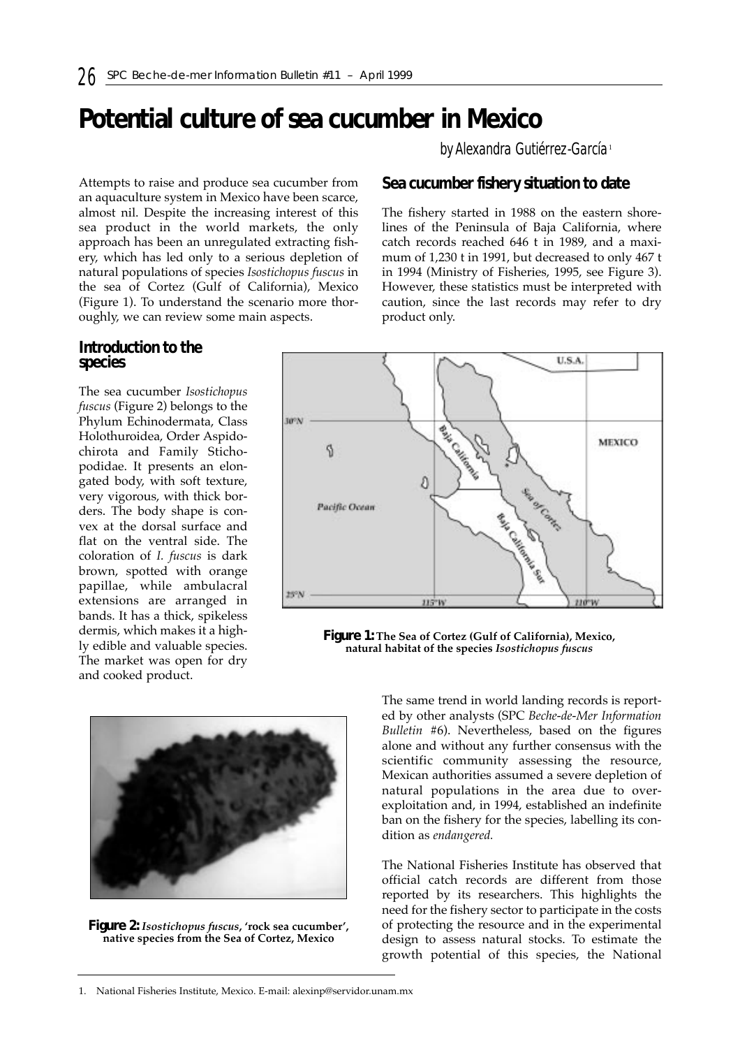# Potential culture of sea cucumber in Mexico

*by Alexandra Gutiérrez-García*[1]

Attempts to raise and produce sea cucumber from an aquaculture system in Mexico have been scarce, almost nil. Despite the increasing interest of this sea product in the world markets, the only approach has been an unregulated extracting fishery, which has led only to a serious depletion of natural populations of species *Isostichopus fuscus* in the sea of Cortez (Gulf of California), Mexico (Figure 1). To understand the scenario more thoroughly, we can review some main aspects.

## Introduction to the species

The sea cucumber *Isostichopus fuscus* (Figure 2) belongs to the Phylum Echinodermata, Class Holothuroidea, Order Aspidochirota and Family Stichopodidae. It presents an elongated body, with soft texture, very vigorous, with thick borders. The body shape is convex at the dorsal surface and flat on the ventral side. The coloration of *I. fuscus* is dark brown, spotted with orange papillae, while ambulacral extensions are arranged in bands. It has a thick, spikeless dermis, which makes it a highly edible and valuable species. The market was open for dry and cooked product.

**Figure 2:** *Isostichopus fuscus*, 'rock sea cucumber', native species from the Sea of Cortez, Mexico

## Sea cucumber fishery situation to date

The fishery started in 1988 on the eastern shorelines of the Peninsula of Baja California, where catch records reached 646 t in 1989, and a maximum of 1,230 t in 1991, but decreased to only 467 t in 1994 (Ministry of Fisheries, 1995, see Figure 3). However, these statistics must be interpreted with caution, since the last records may refer to dry product only.

**Figure 1:** The Sea of Cortez (Gulf of California), Mexico, natural habitat of the species *Isostichopus fuscus*

The same trend in world landing records is reported by other analysts (SPC *Beche-de-Mer Information Bulletin* #6). Nevertheless, based on the figures alone and without any further consensus with the scientific community assessing the resource, Mexican authorities assumed a severe depletion of natural populations in the area due to overexploitation and, in 1994, established an indefinite ban on the fishery for the species, labelling its condition as *endangered*.

The National Fisheries Institute has observed that official catch records are different from those reported by its researchers. This highlights the need for the fishery sector to participate in the costs of protecting the resource and in the experimental design to assess natural stocks. To estimate the growth potential of this species, the National

---

1. National Fisheries Institute, Mexico. E-mail: alexinp@servidor.unam.mx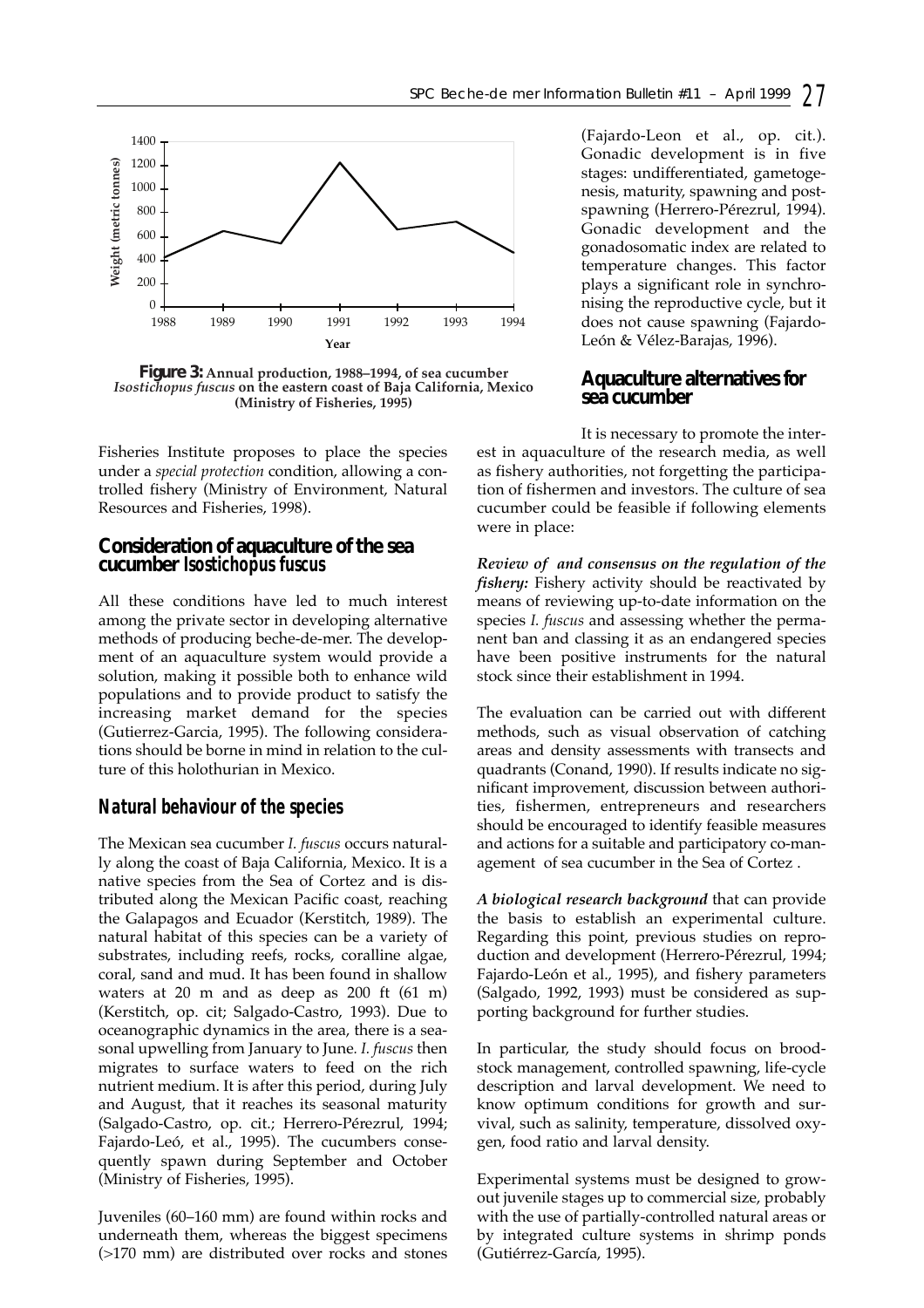**Figure 3:** Annual production, 1988–1994, of sea cucumber *Isostichopus fuscus* on the eastern coast of Baja California, Mexico (Ministry of Fisheries, 1995)

Fisheries Institute proposes to place the species under a *special protection* condition, allowing a controlled fishery (Ministry of Environment, Natural Resources and Fisheries, 1998).

## Consideration of aquaculture of the sea cucumber *Isostichopus fuscus*

All these conditions have led to much interest among the private sector in developing alternative methods of producing beche-de-mer. The development of an aquaculture system would provide a solution, making it possible both to enhance wild populations and to provide product to satisfy the increasing market demand for the species (Gutierrez-Garcia, 1995). The following considerations should be borne in mind in relation to the culture of this holothurian in Mexico.

### *Natural behaviour of the species*

The Mexican sea cucumber *I. fuscus* occurs naturally along the coast of Baja California, Mexico. It is a native species from the Sea of Cortez and is distributed along the Mexican Pacific coast, reaching the Galapagos and Ecuador (Kerstitch, 1989). The natural habitat of this species can be a variety of substrates, including reefs, rocks, coralline algae, coral, sand and mud. It has been found in shallow waters at 20 m and as deep as 200 ft (61 m) (Kerstitch, op. cit; Salgado-Castro, 1993). Due to oceanographic dynamics in the area, there is a seasonal upwelling from January to June. *I. fuscus* then migrates to surface waters to feed on the rich nutrient medium. It is after this period, during July and August, that it reaches its seasonal maturity (Salgado-Castro, op. cit.; Herrero-Pérezrul, 1994; Fajardo-Leó, et al., 1995). The cucumbers consequently spawn during September and October (Ministry of Fisheries, 1995).

Juveniles (60–160 mm) are found within rocks and underneath them, whereas the biggest specimens (>170 mm) are distributed over rocks and stones (Fajardo-Leon et al., op. cit.). Gonadic development is in five stages: undifferentiated, gametogenesis, maturity, spawning and post-spawning (Herrero-Pérezrul, 1994). Gonadic development and the gonadosomatic index are related to temperature changes. This factor plays a significant role in synchronising the reproductive cycle, but it does not cause spawning (Fajardo-León & Vélez-Barajas, 1996).

## Aquaculture alternatives for sea cucumber

It is necessary to promote the interest in aquaculture of the research media, as well as fishery authorities, not forgetting the participation of fishermen and investors. The culture of sea cucumber could be feasible if following elements were in place:

***Review of and consensus on the regulation of the fishery:*** Fishery activity should be reactivated by means of reviewing up-to-date information on the species *I. fuscus* and assessing whether the permanent ban and classing it as an endangered species have been positive instruments for the natural stock since their establishment in 1994.

The evaluation can be carried out with different methods, such as visual observation of catching areas and density assessments with transects and quadrants (Conand, 1990). If results indicate no significant improvement, discussion between authorities, fishermen, entrepreneurs and researchers should be encouraged to identify feasible measures and actions for a suitable and participatory co-management of sea cucumber in the Sea of Cortez .

***A biological research background*** that can provide the basis to establish an experimental culture. Regarding this point, previous studies on reproduction and development (Herrero-Pérezrul, 1994; Fajardo-León et al., 1995), and fishery parameters (Salgado, 1992, 1993) must be considered as supporting background for further studies.

In particular, the study should focus on broodstock management, controlled spawning, life-cycle description and larval development. We need to know optimum conditions for growth and survival, such as salinity, temperature, dissolved oxygen, food ratio and larval density.

Experimental systems must be designed to grow-out juvenile stages up to commercial size, probably with the use of partially-controlled natural areas or by integrated culture systems in shrimp ponds (Gutiérrez-García, 1995).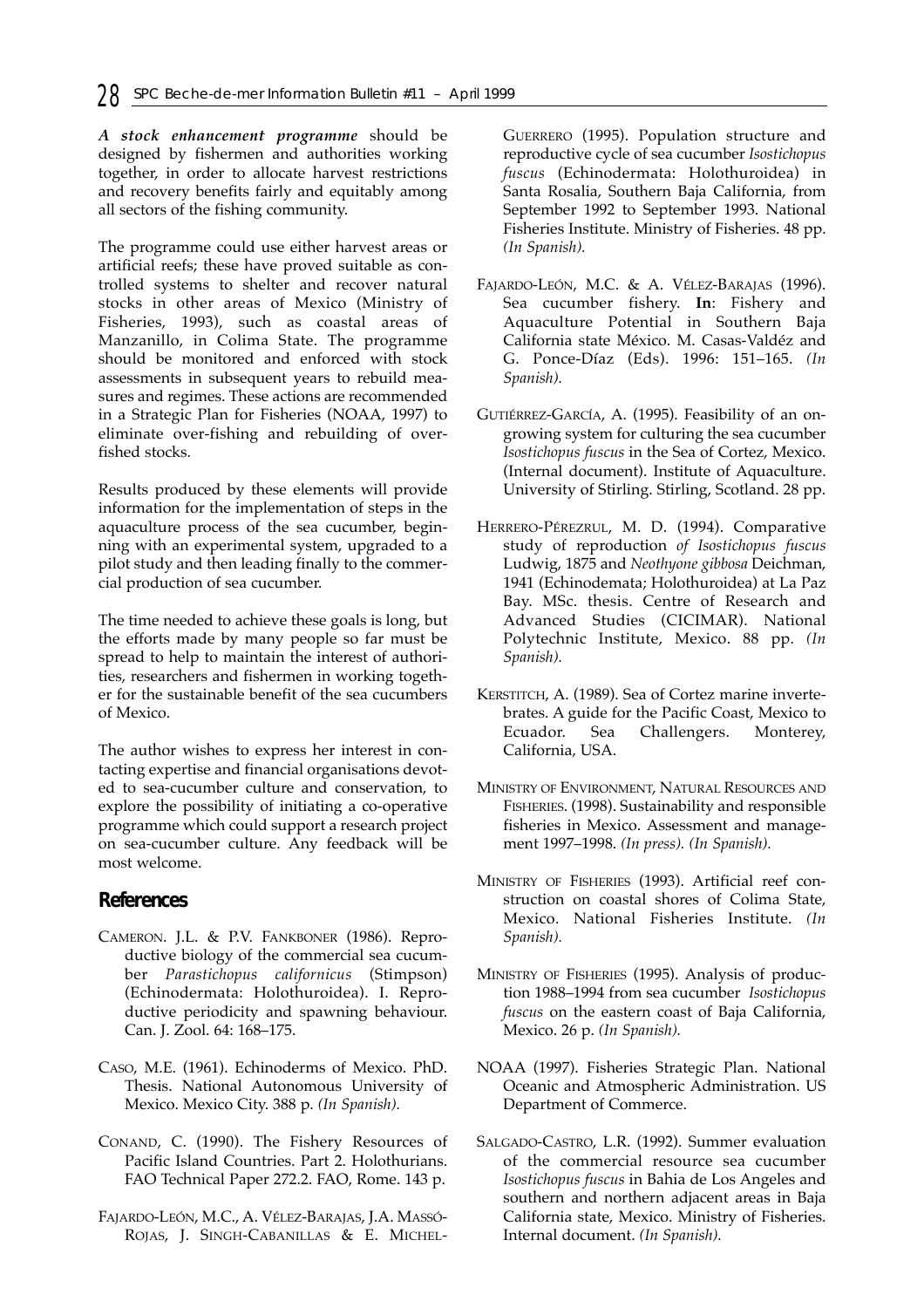***A stock enhancement programme*** should be designed by fishermen and authorities working together, in order to allocate harvest restrictions and recovery benefits fairly and equitably among all sectors of the fishing community.

The programme could use either harvest areas or artificial reefs; these have proved suitable as controlled systems to shelter and recover natural stocks in other areas of Mexico (Ministry of Fisheries, 1993), such as coastal areas of Manzanillo, in Colima State. The programme should be monitored and enforced with stock assessments in subsequent years to rebuild measures and regimes. These actions are recommended in a Strategic Plan for Fisheries (NOAA, 1997) to eliminate over-fishing and rebuilding of over-fished stocks.

Results produced by these elements will provide information for the implementation of steps in the aquaculture process of the sea cucumber, beginning with an experimental system, upgraded to a pilot study and then leading finally to the commercial production of sea cucumber.

The time needed to achieve these goals is long, but the efforts made by many people so far must be spread to help to maintain the interest of authorities, researchers and fishermen in working together for the sustainable benefit of the sea cucumbers of Mexico.

The author wishes to express her interest in contacting expertise and financial organisations devoted to sea-cucumber culture and conservation, to explore the possibility of initiating a co-operative programme which could support a research project on sea-cucumber culture. Any feedback will be most welcome.

## References

CAMERON. J.L. & P.V. FANKBONER (1986). Reproductive biology of the commercial sea cucumber *Parastichopus californicus* (Stimpson) (Echinodermata: Holothuroidea). I. Reproductive periodicity and spawning behaviour. Can. J. Zool. 64: 168–175.

CASO, M.E. (1961). Echinoderms of Mexico. PhD. Thesis. National Autonomous University of Mexico. Mexico City. 388 p. *(In Spanish).*

CONAND, C. (1990). The Fishery Resources of Pacific Island Countries. Part 2. Holothurians. FAO Technical Paper 272.2. FAO, Rome. 143 p.

FAJARDO-LEÓN, M.C., A. VÉLEZ-BARAJAS, J.A. MASSÓ-ROJAS, J. SINGH-CABANILLAS & E. MICHEL-GUERRERO (1995). Population structure and reproductive cycle of sea cucumber *Isostichopus fuscus* (Echinodermata: Holothuroidea) in Santa Rosalia, Southern Baja California, from September 1992 to September 1993. National Fisheries Institute. Ministry of Fisheries. 48 pp. *(In Spanish).*

FAJARDO-LEÓN, M.C. & A. VÉLEZ-BARAJAS (1996). Sea cucumber fishery. **In**: Fishery and Aquaculture Potential in Southern Baja California state México. M. Casas-Valdéz and G. Ponce-Díaz (Eds). 1996: 151–165. *(In Spanish).*

GUTIÉRREZ-GARCÍA, A. (1995). Feasibility of an on-growing system for culturing the sea cucumber *Isostichopus fuscus* in the Sea of Cortez, Mexico. (Internal document). Institute of Aquaculture. University of Stirling. Stirling, Scotland. 28 pp.

HERRERO-PÉREZRUL, M. D. (1994). Comparative study of reproduction *of Isostichopus fuscus* Ludwig, 1875 and *Neothyone gibbosa* Deichman, 1941 (Echinodemata; Holothuroidea) at La Paz Bay. MSc. thesis. Centre of Research and Advanced Studies (CICIMAR). National Polytechnic Institute, Mexico. 88 pp. *(In Spanish).*

KERSTITCH, A. (1989). Sea of Cortez marine invertebrates. A guide for the Pacific Coast, Mexico to Ecuador. Sea Challengers. Monterey, California, USA.

MINISTRY OF ENVIRONMENT, NATURAL RESOURCES AND FISHERIES. (1998). Sustainability and responsible fisheries in Mexico. Assessment and management 1997–1998. *(In press). (In Spanish).*

MINISTRY OF FISHERIES (1993). Artificial reef construction on coastal shores of Colima State, Mexico. National Fisheries Institute. *(In Spanish).*

MINISTRY OF FISHERIES (1995). Analysis of production 1988–1994 from sea cucumber *Isostichopus fuscus* on the eastern coast of Baja California, Mexico. 26 p. *(In Spanish).*

NOAA (1997). Fisheries Strategic Plan. National Oceanic and Atmospheric Administration. US Department of Commerce.

SALGADO-CASTRO, L.R. (1992). Summer evaluation of the commercial resource sea cucumber *Isostichopus fuscus* in Bahia de Los Angeles and southern and northern adjacent areas in Baja California state, Mexico. Ministry of Fisheries. Internal document. *(In Spanish).*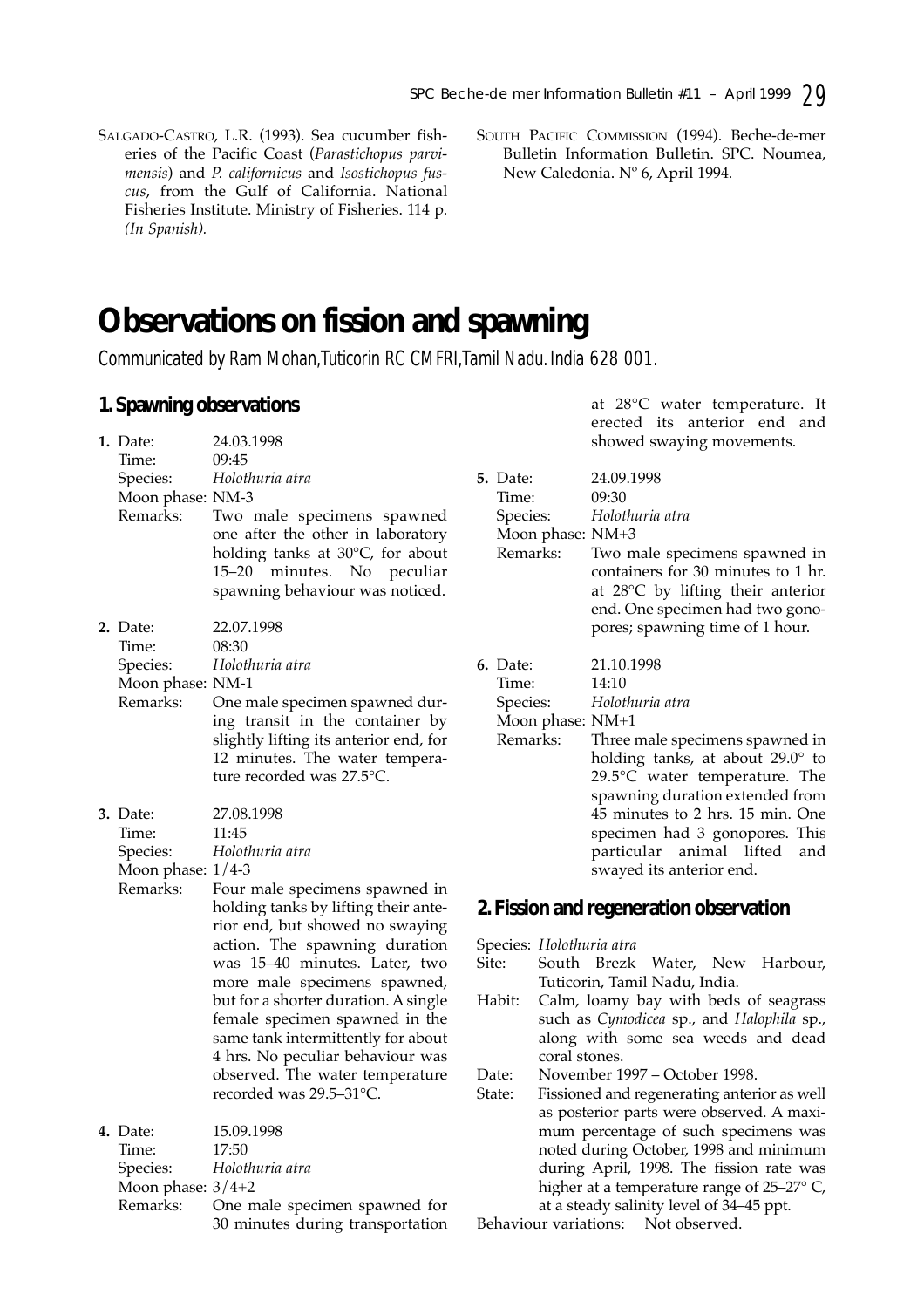SALGADO-CASTRO, L.R. (1993). Sea cucumber fisheries of the Pacific Coast (*Parastichopus parvimensis*) and *P. californicus* and *Isostichopus fuscus*, from the Gulf of California. National Fisheries Institute. Ministry of Fisheries. 114 p. *(In Spanish)*.

SOUTH PACIFIC COMMISSION (1994). Beche-de-mer Bulletin Information Bulletin. SPC. Noumea, New Caledonia. Nº 6, April 1994.

# Observations on fission and spawning

*Communicated by Ram Mohan, Tuticorin RC CMFRI, Tamil Nadu. India 628 001.*

## 1. Spawning observations

**1.** Date: 24.03.1998
Time: 09:45
Species: *Holothuria atra*
Moon phase: NM-3
Remarks: Two male specimens spawned one after the other in laboratory holding tanks at 30°C, for about 15–20 minutes. No peculiar spawning behaviour was noticed.

**2.** Date: 22.07.1998
Time: 08:30
Species: *Holothuria atra*
Moon phase: NM-1
Remarks: One male specimen spawned during transit in the container by slightly lifting its anterior end, for 12 minutes. The water temperature recorded was 27.5°C.

**3.** Date: 27.08.1998
Time: 11:45
Species: *Holothuria atra*
Moon phase: 1/4-3
Remarks: Four male specimens spawned in holding tanks by lifting their anterior end, but showed no swaying action. The spawning duration was 15–40 minutes. Later, two more male specimens spawned, but for a shorter duration. A single female specimen spawned in the same tank intermittently for about 4 hrs. No peculiar behaviour was observed. The water temperature recorded was 29.5–31°C.

**4.** Date: 15.09.1998
Time: 17:50
Species: *Holothuria atra*
Moon phase: 3/4+2
Remarks: One male specimen spawned for 30 minutes during transportation at 28°C water temperature. It erected its anterior end and showed swaying movements.

**5.** Date: 24.09.1998
Time: 09:30
Species: *Holothuria atra*
Moon phase: NM+3
Remarks: Two male specimens spawned in containers for 30 minutes to 1 hr. at 28°C by lifting their anterior end. One specimen had two gonopores; spawning time of 1 hour.

**6.** Date: 21.10.1998
Time: 14:10
Species: *Holothuria atra*
Moon phase: NM+1
Remarks: Three male specimens spawned in holding tanks, at about 29.0° to 29.5°C water temperature. The spawning duration extended from 45 minutes to 2 hrs. 15 min. One specimen had 3 gonopores. This particular animal lifted and swayed its anterior end.

## 2. Fission and regeneration observation

Species: *Holothuria atra*
Site: South Brezk Water, New Harbour, Tuticorin, Tamil Nadu, India.
Habit: Calm, loamy bay with beds of seagrass such as *Cymodicea* sp., and *Halophila* sp., along with some sea weeds and dead coral stones.
Date: November 1997 – October 1998.
State: Fissioned and regenerating anterior as well as posterior parts were observed. A maximum percentage of such specimens was noted during October, 1998 and minimum during April, 1998. The fission rate was higher at a temperature range of 25–27° C, at a steady salinity level of 34–45 ppt.
Behaviour variations: Not observed.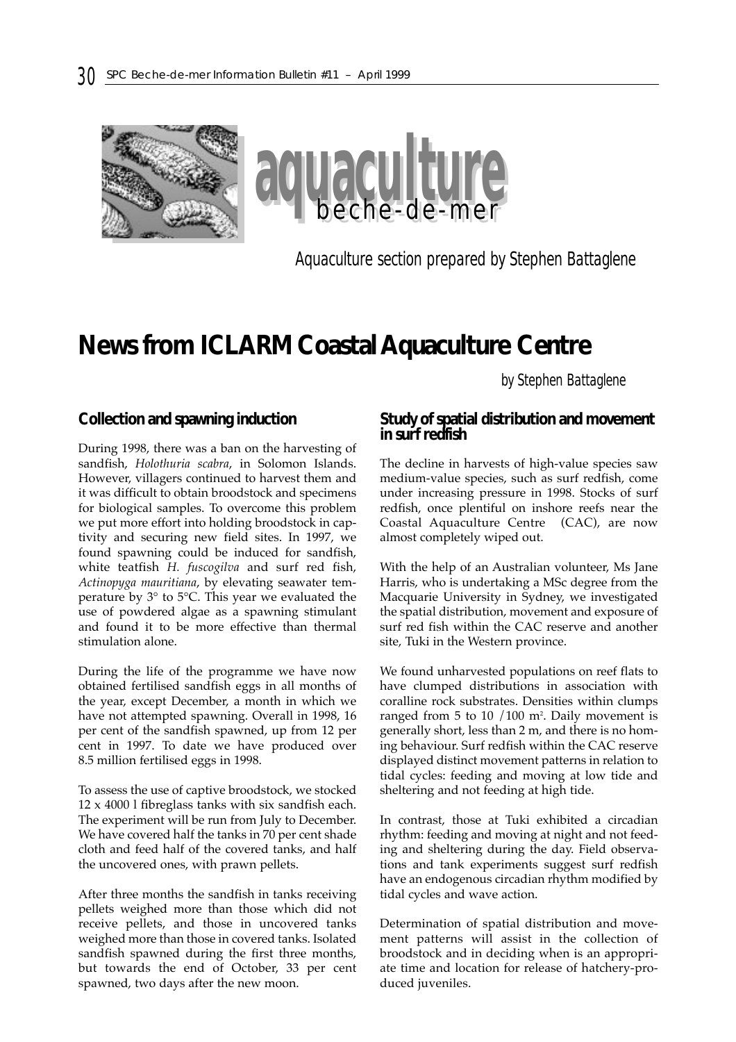# aquaculture

## beche-de-mer

Aquaculture section prepared by Stephen Battaglene

# News from ICLARM Coastal Aquaculture Centre

by Stephen Battaglene

### Collection and spawning induction

During 1998, there was a ban on the harvesting of sandfish, *Holothuria scabra*, in Solomon Islands. However, villagers continued to harvest them and it was difficult to obtain broodstock and specimens for biological samples. To overcome this problem we put more effort into holding broodstock in captivity and securing new field sites. In 1997, we found spawning could be induced for sandfish, white teatfish *H. fuscogilva* and surf red fish, *Actinopyga mauritiana*, by elevating seawater temperature by 3° to 5°C. This year we evaluated the use of powdered algae as a spawning stimulant and found it to be more effective than thermal stimulation alone.

During the life of the programme we have now obtained fertilised sandfish eggs in all months of the year, except December, a month in which we have not attempted spawning. Overall in 1998, 16 per cent of the sandfish spawned, up from 12 per cent in 1997. To date we have produced over 8.5 million fertilised eggs in 1998.

To assess the use of captive broodstock, we stocked 12 x 4000 l fibreglass tanks with six sandfish each. The experiment will be run from July to December. We have covered half the tanks in 70 per cent shade cloth and feed half of the covered tanks, and half the uncovered ones, with prawn pellets.

After three months the sandfish in tanks receiving pellets weighed more than those which did not receive pellets, and those in uncovered tanks weighed more than those in covered tanks. Isolated sandfish spawned during the first three months, but towards the end of October, 33 per cent spawned, two days after the new moon.

### Study of spatial distribution and movement in surf redfish

The decline in harvests of high-value species saw medium-value species, such as surf redfish, come under increasing pressure in 1998. Stocks of surf redfish, once plentiful on inshore reefs near the Coastal Aquaculture Centre (CAC), are now almost completely wiped out.

With the help of an Australian volunteer, Ms Jane Harris, who is undertaking a MSc degree from the Macquarie University in Sydney, we investigated the spatial distribution, movement and exposure of surf red fish within the CAC reserve and another site, Tuki in the Western province.

We found unharvested populations on reef flats to have clumped distributions in association with coralline rock substrates. Densities within clumps ranged from 5 to 10 / 100 $m^2$. Daily movement is generally short, less than 2 m, and there is no homing behaviour. Surf redfish within the CAC reserve displayed distinct movement patterns in relation to tidal cycles: feeding and moving at low tide and sheltering and not feeding at high tide.

In contrast, those at Tuki exhibited a circadian rhythm: feeding and moving at night and not feeding and sheltering during the day. Field observations and tank experiments suggest surf redfish have an endogenous circadian rhythm modified by tidal cycles and wave action.

Determination of spatial distribution and movement patterns will assist in the collection of broodstock and in deciding when is an appropriate time and location for release of hatchery-produced juveniles.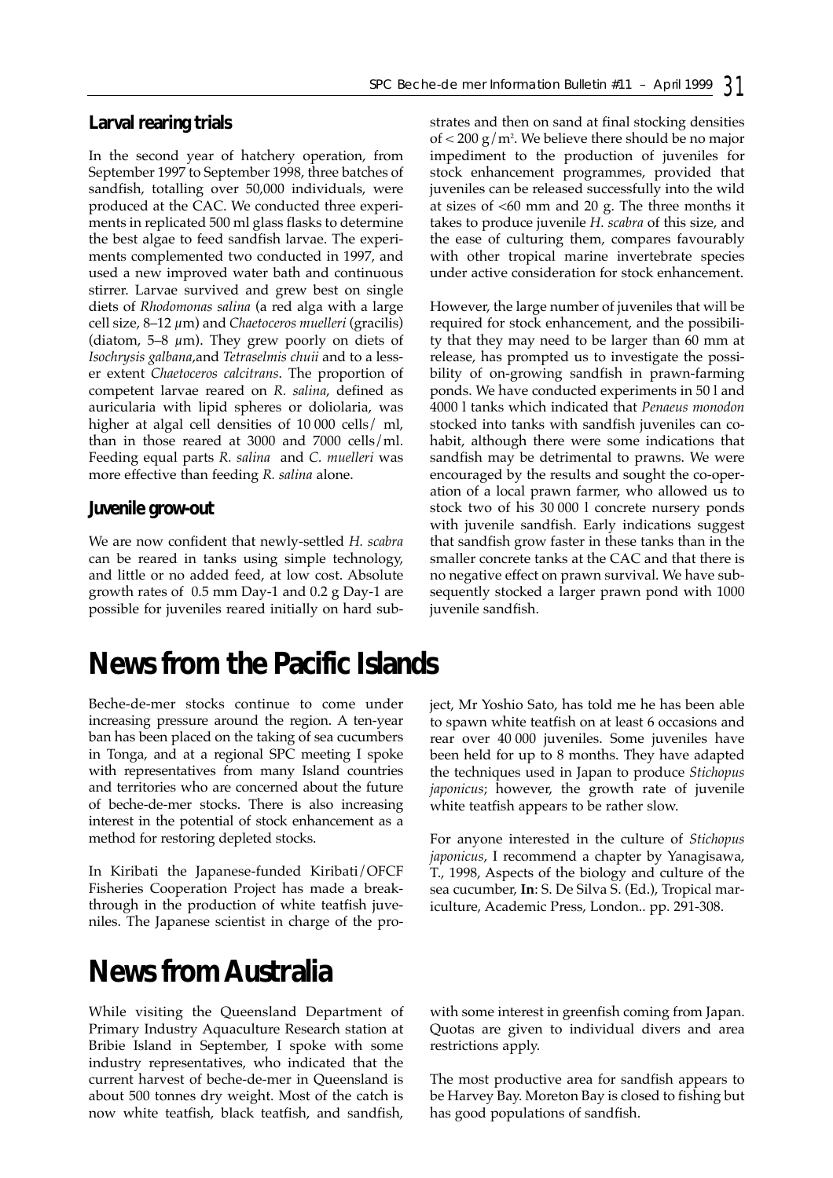### Larval rearing trials

In the second year of hatchery operation, from September 1997 to September 1998, three batches of sandfish, totalling over 50,000 individuals, were produced at the CAC. We conducted three experiments in replicated 500 ml glass flasks to determine the best algae to feed sandfish larvae. The experiments complemented two conducted in 1997, and used a new improved water bath and continuous stirrer. Larvae survived and grew best on single diets of *Rhodomonas salina* (a red alga with a large cell size, 8–12 µm) and *Chaetoceros muelleri* (gracilis) (diatom, 5–8 µm). They grew poorly on diets of *Isochrysis galbana*,and *Tetraselmis chuii* and to a lesser extent *Chaetoceros calcitrans*. The proportion of competent larvae reared on *R. salina*, defined as auricularia with lipid spheres or doliolaria, was higher at algal cell densities of 10 000 cells/ ml, than in those reared at 3000 and 7000 cells/ml. Feeding equal parts *R. salina* and *C. muelleri* was more effective than feeding *R. salina* alone.

### Juvenile grow-out

We are now confident that newly-settled *H. scabra* can be reared in tanks using simple technology, and little or no added feed, at low cost. Absolute growth rates of 0.5 mm Day-1 and 0.2 g Day-1 are possible for juveniles reared initially on hard substrates and then on sand at final stocking densities of < 200 g/m$^2$. We believe there should be no major impediment to the production of juveniles for stock enhancement programmes, provided that juveniles can be released successfully into the wild at sizes of <60 mm and 20 g. The three months it takes to produce juvenile *H. scabra* of this size, and the ease of culturing them, compares favourably with other tropical marine invertebrate species under active consideration for stock enhancement.

However, the large number of juveniles that will be required for stock enhancement, and the possibility that they may need to be larger than 60 mm at release, has prompted us to investigate the possibility of on-growing sandfish in prawn-farming ponds. We have conducted experiments in 50 l and 4000 l tanks which indicated that *Penaeus monodon* stocked into tanks with sandfish juveniles can cohabit, although there were some indications that sandfish may be detrimental to prawns. We were encouraged by the results and sought the co-operation of a local prawn farmer, who allowed us to stock two of his 30 000 l concrete nursery ponds with juvenile sandfish. Early indications suggest that sandfish grow faster in these tanks than in the smaller concrete tanks at the CAC and that there is no negative effect on prawn survival. We have subsequently stocked a larger prawn pond with 1000 juvenile sandfish.

# News from the Pacific Islands

Beche-de-mer stocks continue to come under increasing pressure around the region. A ten-year ban has been placed on the taking of sea cucumbers in Tonga, and at a regional SPC meeting I spoke with representatives from many Island countries and territories who are concerned about the future of beche-de-mer stocks. There is also increasing interest in the potential of stock enhancement as a method for restoring depleted stocks.

In Kiribati the Japanese-funded Kiribati/OFCF Fisheries Cooperation Project has made a breakthrough in the production of white teatfish juveniles. The Japanese scientist in charge of the project, Mr Yoshio Sato, has told me he has been able to spawn white teatfish on at least 6 occasions and rear over 40 000 juveniles. Some juveniles have been held for up to 8 months. They have adapted the techniques used in Japan to produce *Stichopus japonicus*; however, the growth rate of juvenile white teatfish appears to be rather slow.

For anyone interested in the culture of *Stichopus japonicus*, I recommend a chapter by Yanagisawa, T., 1998, Aspects of the biology and culture of the sea cucumber, **In**: S. De Silva S. (Ed.), Tropical mariculture, Academic Press, London.. pp. 291-308.

# News from Australia

While visiting the Queensland Department of Primary Industry Aquaculture Research station at Bribie Island in September, I spoke with some industry representatives, who indicated that the current harvest of beche-de-mer in Queensland is about 500 tonnes dry weight. Most of the catch is now white teatfish, black teatfish, and sandfish, with some interest in greenfish coming from Japan. Quotas are given to individual divers and area restrictions apply.

The most productive area for sandfish appears to be Harvey Bay. Moreton Bay is closed to fishing but has good populations of sandfish.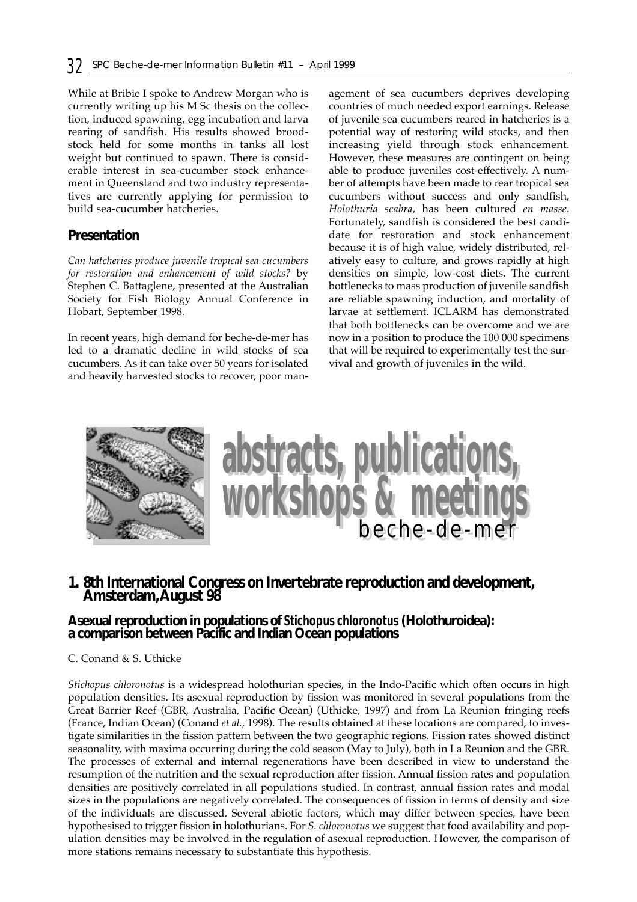While at Bribie I spoke to Andrew Morgan who is currently writing up his M Sc thesis on the collection, induced spawning, egg incubation and larva rearing of sandfish. His results showed broodstock held for some months in tanks all lost weight but continued to spawn. There is considerable interest in sea-cucumber stock enhancement in Queensland and two industry representatives are currently applying for permission to build sea-cucumber hatcheries.

## Presentation

*Can hatcheries produce juvenile tropical sea cucumbers for restoration and enhancement of wild stocks?* by Stephen C. Battaglene, presented at the Australian Society for Fish Biology Annual Conference in Hobart, September 1998.

In recent years, high demand for beche-de-mer has led to a dramatic decline in wild stocks of sea cucumbers. As it can take over 50 years for isolated and heavily harvested stocks to recover, poor management of sea cucumbers deprives developing countries of much needed export earnings. Release of juvenile sea cucumbers reared in hatcheries is a potential way of restoring wild stocks, and then increasing yield through stock enhancement. However, these measures are contingent on being able to produce juveniles cost-effectively. A number of attempts have been made to rear tropical sea cucumbers without success and only sandfish, *Holothuria scabra*, has been cultured *en masse*. Fortunately, sandfish is considered the best candidate for restoration and stock enhancement because it is of high value, widely distributed, relatively easy to culture, and grows rapidly at high densities on simple, low-cost diets. The current bottlenecks to mass production of juvenile sandfish are reliable spawning induction, and mortality of larvae at settlement. ICLARM has demonstrated that both bottlenecks can be overcome and we are now in a position to produce the 100 000 specimens that will be required to experimentally test the survival and growth of juveniles in the wild.

# abstracts, publications, workshops & meetings beche-de-mer

## 1. 8th International Congress on Invertebrate reproduction and development, Amsterdam, August 98

### Asexual reproduction in populations of *Stichopus chloronotus* (Holothuroidea): a comparison between Pacific and Indian Ocean populations

C. Conand & S. Uthicke

*Stichopus chloronotus* is a widespread holothurian species, in the Indo-Pacific which often occurs in high population densities. Its asexual reproduction by fission was monitored in several populations from the Great Barrier Reef (GBR, Australia, Pacific Ocean) (Uthicke, 1997) and from La Reunion fringing reefs (France, Indian Ocean) (Conand *et al.*, 1998). The results obtained at these locations are compared, to investigate similarities in the fission pattern between the two geographic regions. Fission rates showed distinct seasonality, with maxima occurring during the cold season (May to July), both in La Reunion and the GBR. The processes of external and internal regenerations have been described in view to understand the resumption of the nutrition and the sexual reproduction after fission. Annual fission rates and population densities are positively correlated in all populations studied. In contrast, annual fission rates and modal sizes in the populations are negatively correlated. The consequences of fission in terms of density and size of the individuals are discussed. Several abiotic factors, which may differ between species, have been hypothesised to trigger fission in holothurians. For *S. chloronotus* we suggest that food availability and population densities may be involved in the regulation of asexual reproduction. However, the comparison of more stations remains necessary to substantiate this hypothesis.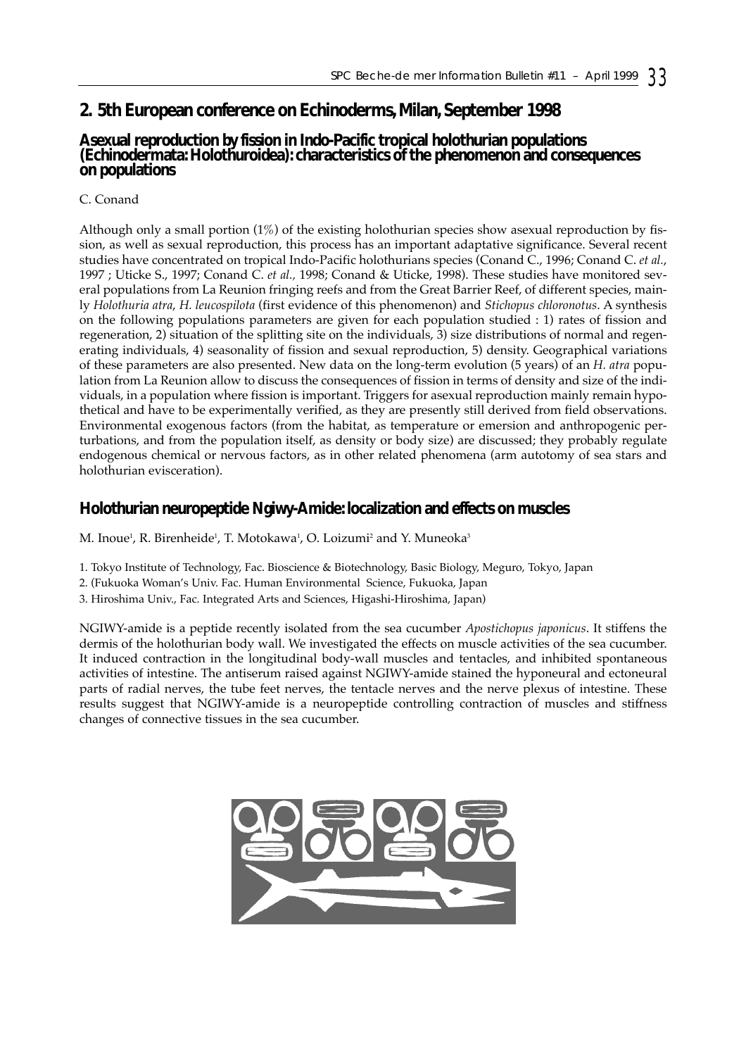## 2. 5th European conference on Echinoderms, Milan, September 1998

### Asexual reproduction by fission in Indo-Pacific tropical holothurian populations (Echinodermata: Holothuroidea): characteristics of the phenomenon and consequences on populations

C. Conand

Although only a small portion (1%) of the existing holothurian species show asexual reproduction by fission, as well as sexual reproduction, this process has an important adaptative significance. Several recent studies have concentrated on tropical Indo-Pacific holothurians species (Conand C., 1996; Conand C. *et al.*, 1997 ; Uticke S., 1997; Conand C. *et al.*, 1998; Conand & Uticke, 1998). These studies have monitored several populations from La Reunion fringing reefs and from the Great Barrier Reef, of different species, mainly *Holothuria atra*, *H. leucospilota* (first evidence of this phenomenon) and *Stichopus chloronotus*. A synthesis on the following populations parameters are given for each population studied : 1) rates of fission and regeneration, 2) situation of the splitting site on the individuals, 3) size distributions of normal and regenerating individuals, 4) seasonality of fission and sexual reproduction, 5) density. Geographical variations of these parameters are also presented. New data on the long-term evolution (5 years) of an *H. atra* population from La Reunion allow to discuss the consequences of fission in terms of density and size of the individuals, in a population where fission is important. Triggers for asexual reproduction mainly remain hypothetical and have to be experimentally verified, as they are presently still derived from field observations. Environmental exogenous factors (from the habitat, as temperature or emersion and anthropogenic perturbations, and from the population itself, as density or body size) are discussed; they probably regulate endogenous chemical or nervous factors, as in other related phenomena (arm autotomy of sea stars and holothurian evisceration).

### Holothurian neuropeptide Ngiwy-Amide: localization and effects on muscles

M. Inoue[1], R. Birenheide[1], T. Motokawa[1], O. Loizumi[2] and Y. Muneoka[3]

1. Tokyo Institute of Technology, Fac. Bioscience & Biotechnology, Basic Biology, Meguro, Tokyo, Japan
2. (Fukuoka Woman's Univ. Fac. Human Environmental Science, Fukuoka, Japan
3. Hiroshima Univ., Fac. Integrated Arts and Sciences, Higashi-Hiroshima, Japan)

NGIWY-amide is a peptide recently isolated from the sea cucumber *Apostichopus japonicus*. It stiffens the dermis of the holothurian body wall. We investigated the effects on muscle activities of the sea cucumber. It induced contraction in the longitudinal body-wall muscles and tentacles, and inhibited spontaneous activities of intestine. The antiserum raised against NGIWY-amide stained the hyponeural and ectoneural parts of radial nerves, the tube feet nerves, the tentacle nerves and the nerve plexus of intestine. These results suggest that NGIWY-amide is a neuropeptide controlling contraction of muscles and stiffness changes of connective tissues in the sea cucumber.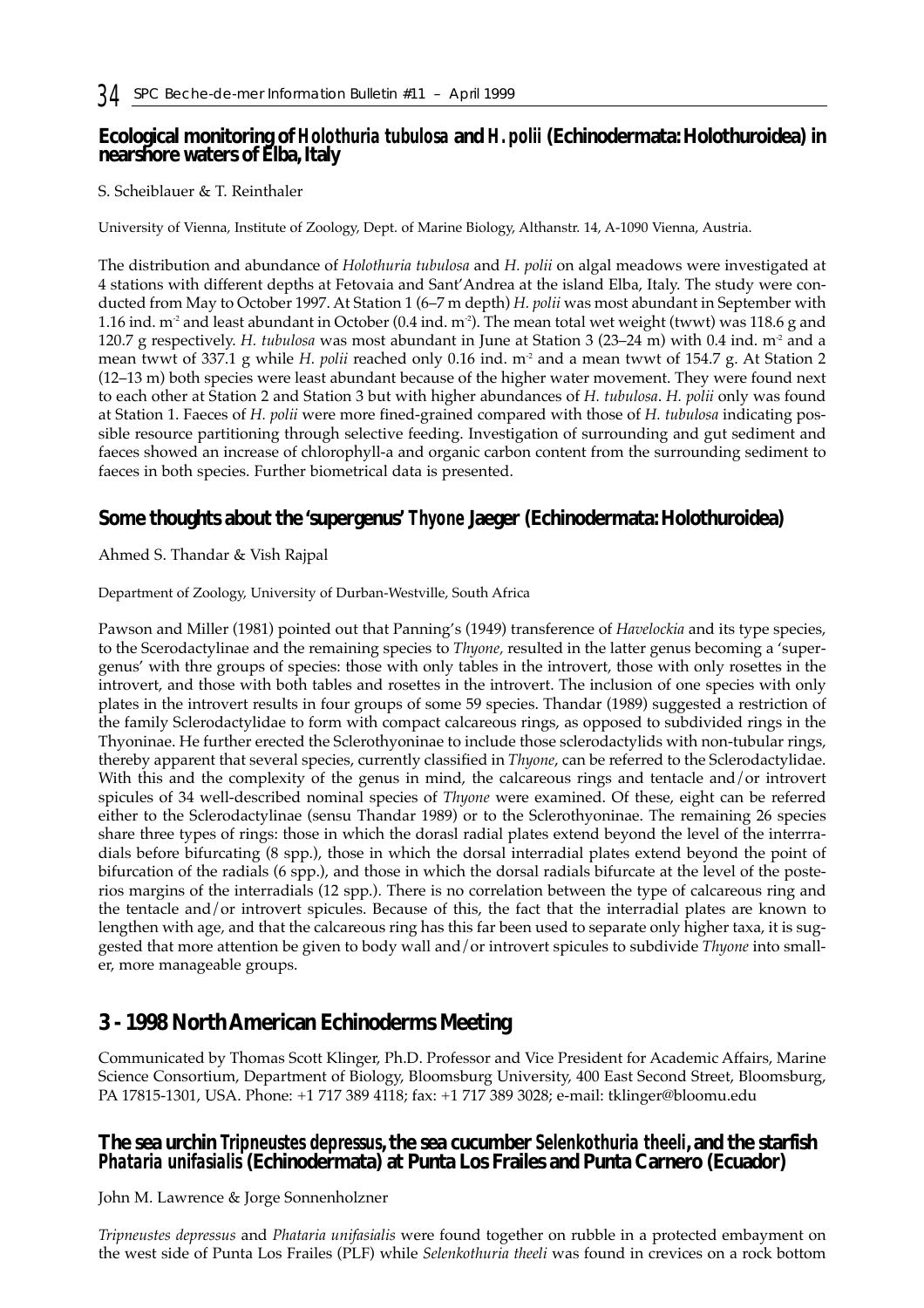## Ecological monitoring of *Holothuria tubulosa* and *H. polii* (Echinodermata: Holothuroidea) in nearshore waters of Elba, Italy

S. Scheiblauer & T. Reinthaler

University of Vienna, Institute of Zoology, Dept. of Marine Biology, Althanstr. 14, A-1090 Vienna, Austria.

The distribution and abundance of *Holothuria tubulosa* and *H. polii* on algal meadows were investigated at 4 stations with different depths at Fetovaia and Sant'Andrea at the island Elba, Italy. The study were conducted from May to October 1997. At Station 1 (6–7 m depth) *H. polii* was most abundant in September with 1.16 ind. $m^{-2}$ and least abundant in October (0.4 ind. $m^{-2}$). The mean total wet weight (twwt) was 118.6 g and 120.7 g respectively. *H. tubulosa* was most abundant in June at Station 3 (23–24 m) with 0.4 ind. $m^{-2}$ and a mean twwt of 337.1 g while *H. polii* reached only 0.16 ind. $m^{-2}$ and a mean twwt of 154.7 g. At Station 2 (12–13 m) both species were least abundant because of the higher water movement. They were found next to each other at Station 2 and Station 3 but with higher abundances of *H. tubulosa*. *H. polii* only was found at Station 1. Faeces of *H. polii* were more fined-grained compared with those of *H. tubulosa* indicating possible resource partitioning through selective feeding. Investigation of surrounding and gut sediment and faeces showed an increase of chlorophyll-a and organic carbon content from the surrounding sediment to faeces in both species. Further biometrical data is presented.

## Some thoughts about the 'supergenus' *Thyone* Jaeger (Echinodermata: Holothuroidea)

Ahmed S. Thandar & Vish Rajpal

Department of Zoology, University of Durban-Westville, South Africa

Pawson and Miller (1981) pointed out that Panning's (1949) transference of *Havelockia* and its type species, to the Scerodactylinae and the remaining species to *Thyone*, resulted in the latter genus becoming a 'supergenus' with thre groups of species: those with only tables in the introvert, those with only rosettes in the introvert, and those with both tables and rosettes in the introvert. The inclusion of one species with only plates in the introvert results in four groups of some 59 species. Thandar (1989) suggested a restriction of the family Sclerodactylidae to form with compact calcareous rings, as opposed to subdivided rings in the Thyoninae. He further erected the Sclerothyoninae to include those sclerodactylids with non-tubular rings, thereby apparent that several species, currently classified in *Thyone*, can be referred to the Sclerodactylidae. With this and the complexity of the genus in mind, the calcareous rings and tentacle and/or introvert spicules of 34 well-described nominal species of *Thyone* were examined. Of these, eight can be referred either to the Sclerodactylinae (sensu Thandar 1989) or to the Sclerothyoninae. The remaining 26 species share three types of rings: those in which the dorasl radial plates extend beyond the level of the interrradials before bifurcating (8 spp.), those in which the dorsal interradial plates extend beyond the point of bifurcation of the radials (6 spp.), and those in which the dorsal radials bifurcate at the level of the posterios margins of the interradials (12 spp.). There is no correlation between the type of calcareous ring and the tentacle and/or introvert spicules. Because of this, the fact that the interradial plates are known to lengthen with age, and that the calcareous ring has this far been used to separate only higher taxa, it is suggested that more attention be given to body wall and/or introvert spicules to subdivide *Thyone* into smaller, more manageable groups.

# 3 - 1998 North American Echinoderms Meeting

Communicated by Thomas Scott Klinger, Ph.D. Professor and Vice President for Academic Affairs, Marine Science Consortium, Department of Biology, Bloomsburg University, 400 East Second Street, Bloomsburg, PA 17815-1301, USA. Phone: +1 717 389 4118; fax: +1 717 389 3028; e-mail: tklinger@bloomu.edu

## The sea urchin *Tripneustes depressus*, the sea cucumber *Selenkothuria theeli*, and the starfish *Phataria unifasialis* (Echinodermata) at Punta Los Frailes and Punta Carnero (Ecuador)

John M. Lawrence & Jorge Sonnenholzner

*Tripneustes depressus* and *Phataria unifasialis* were found together on rubble in a protected embayment on the west side of Punta Los Frailes (PLF) while *Selenkothuria theeli* was found in crevices on a rock bottom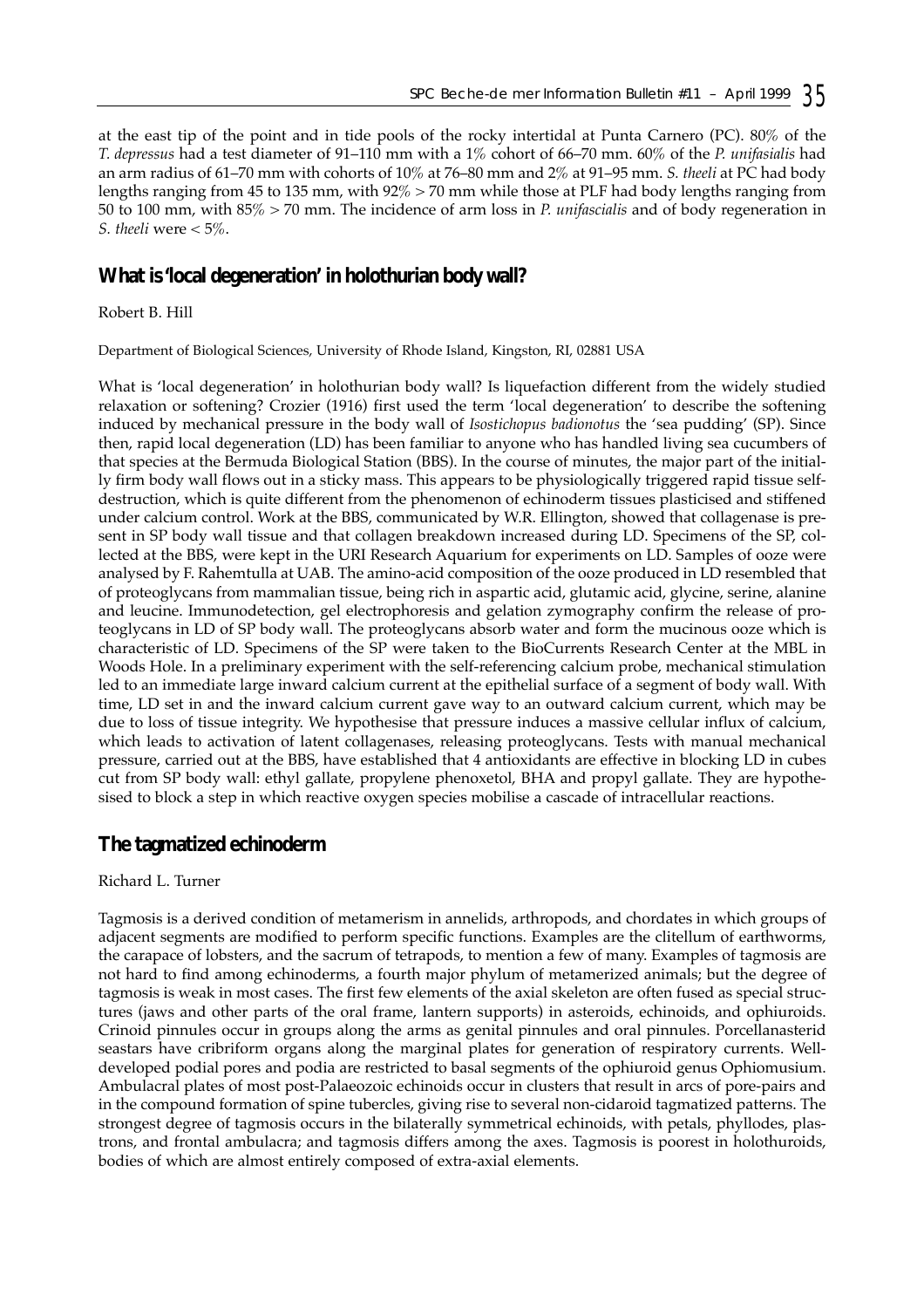at the east tip of the point and in tide pools of the rocky intertidal at Punta Carnero (PC). 80% of the *T. depressus* had a test diameter of 91–110 mm with a 1% cohort of 66–70 mm. 60% of the *P. unifasialis* had an arm radius of 61–70 mm with cohorts of 10% at 76–80 mm and 2% at 91–95 mm. *S. theeli* at PC had body lengths ranging from 45 to 135 mm, with 92% > 70 mm while those at PLF had body lengths ranging from 50 to 100 mm, with 85% > 70 mm. The incidence of arm loss in *P. unifascialis* and of body regeneration in *S. theeli* were < 5%.

## What is 'local degeneration' in holothurian body wall?

Robert B. Hill

Department of Biological Sciences, University of Rhode Island, Kingston, RI, 02881 USA

What is 'local degeneration' in holothurian body wall? Is liquefaction different from the widely studied relaxation or softening? Crozier (1916) first used the term 'local degeneration' to describe the softening induced by mechanical pressure in the body wall of *Isostichopus badionotus* the 'sea pudding' (SP). Since then, rapid local degeneration (LD) has been familiar to anyone who has handled living sea cucumbers of that species at the Bermuda Biological Station (BBS). In the course of minutes, the major part of the initially firm body wall flows out in a sticky mass. This appears to be physiologically triggered rapid tissue self-destruction, which is quite different from the phenomenon of echinoderm tissues plasticised and stiffened under calcium control. Work at the BBS, communicated by W.R. Ellington, showed that collagenase is present in SP body wall tissue and that collagen breakdown increased during LD. Specimens of the SP, collected at the BBS, were kept in the URI Research Aquarium for experiments on LD. Samples of ooze were analysed by F. Rahemtulla at UAB. The amino-acid composition of the ooze produced in LD resembled that of proteoglycans from mammalian tissue, being rich in aspartic acid, glutamic acid, glycine, serine, alanine and leucine. Immunodetection, gel electrophoresis and gelation zymography confirm the release of proteoglycans in LD of SP body wall. The proteoglycans absorb water and form the mucinous ooze which is characteristic of LD. Specimens of the SP were taken to the BioCurrents Research Center at the MBL in Woods Hole. In a preliminary experiment with the self-referencing calcium probe, mechanical stimulation led to an immediate large inward calcium current at the epithelial surface of a segment of body wall. With time, LD set in and the inward calcium current gave way to an outward calcium current, which may be due to loss of tissue integrity. We hypothesise that pressure induces a massive cellular influx of calcium, which leads to activation of latent collagenases, releasing proteoglycans. Tests with manual mechanical pressure, carried out at the BBS, have established that 4 antioxidants are effective in blocking LD in cubes cut from SP body wall: ethyl gallate, propylene phenoxetol, BHA and propyl gallate. They are hypothesised to block a step in which reactive oxygen species mobilise a cascade of intracellular reactions.

## The tagmatized echinoderm

Richard L. Turner

Tagmosis is a derived condition of metamerism in annelids, arthropods, and chordates in which groups of adjacent segments are modified to perform specific functions. Examples are the clitellum of earthworms, the carapace of lobsters, and the sacrum of tetrapods, to mention a few of many. Examples of tagmosis are not hard to find among echinoderms, a fourth major phylum of metamerized animals; but the degree of tagmosis is weak in most cases. The first few elements of the axial skeleton are often fused as special structures (jaws and other parts of the oral frame, lantern supports) in asteroids, echinoids, and ophiuroids. Crinoid pinnules occur in groups along the arms as genital pinnules and oral pinnules. Porcellanasterid seastars have cribriform organs along the marginal plates for generation of respiratory currents. Well-developed podial pores and podia are restricted to basal segments of the ophiuroid genus Ophiomusium. Ambulacral plates of most post-Palaeozoic echinoids occur in clusters that result in arcs of pore-pairs and in the compound formation of spine tubercles, giving rise to several non-cidaroid tagmatized patterns. The strongest degree of tagmosis occurs in the bilaterally symmetrical echinoids, with petals, phyllodes, plastrons, and frontal ambulacra; and tagmosis differs among the axes. Tagmosis is poorest in holothuroids, bodies of which are almost entirely composed of extra-axial elements.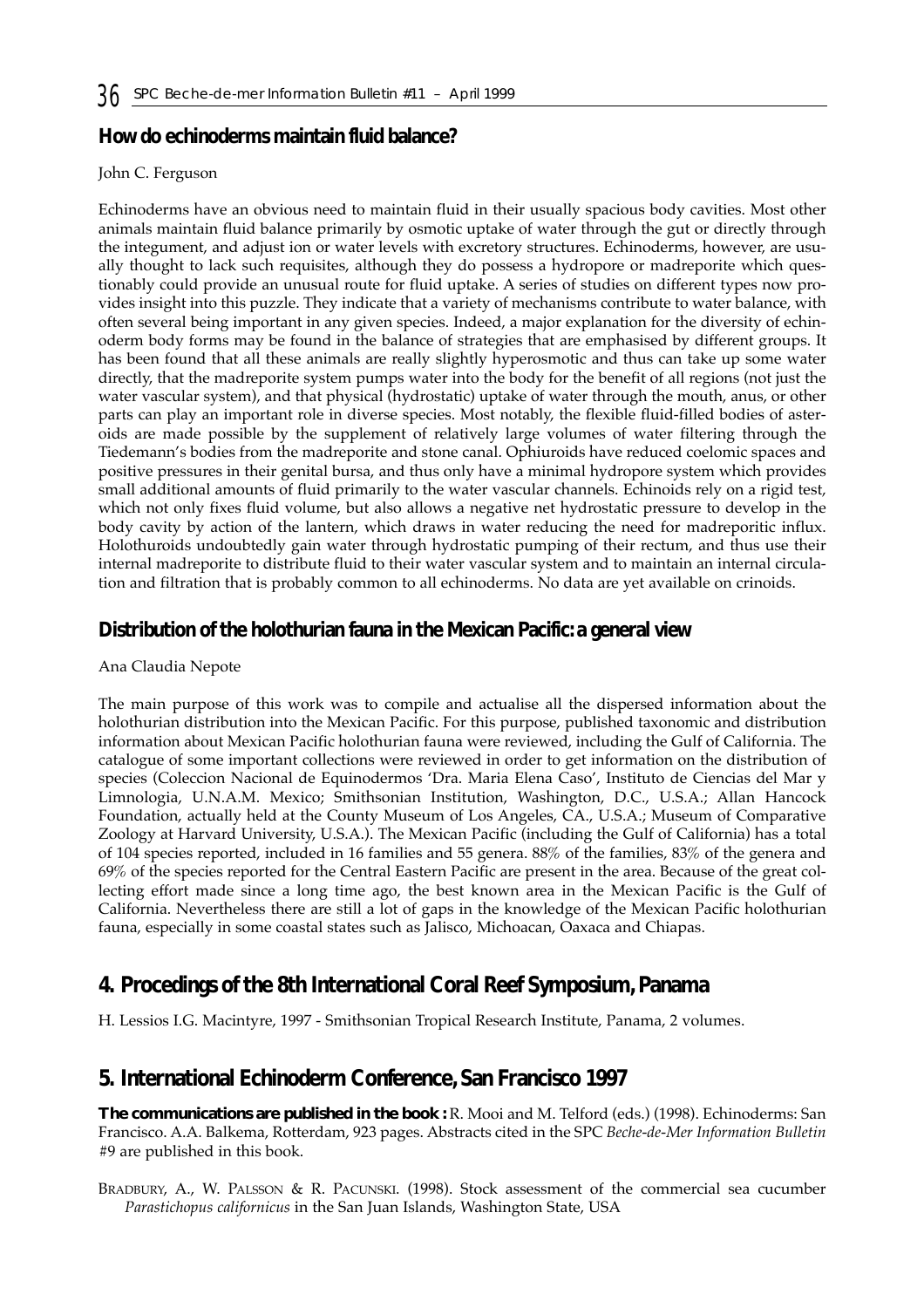### How do echinoderms maintain fluid balance?

John C. Ferguson

Echinoderms have an obvious need to maintain fluid in their usually spacious body cavities. Most other animals maintain fluid balance primarily by osmotic uptake of water through the gut or directly through the integument, and adjust ion or water levels with excretory structures. Echinoderms, however, are usually thought to lack such requisites, although they do possess a hydropore or madreporite which questionably could provide an unusual route for fluid uptake. A series of studies on different types now provides insight into this puzzle. They indicate that a variety of mechanisms contribute to water balance, with often several being important in any given species. Indeed, a major explanation for the diversity of echinoderm body forms may be found in the balance of strategies that are emphasised by different groups. It has been found that all these animals are really slightly hyperosmotic and thus can take up some water directly, that the madreporite system pumps water into the body for the benefit of all regions (not just the water vascular system), and that physical (hydrostatic) uptake of water through the mouth, anus, or other parts can play an important role in diverse species. Most notably, the flexible fluid-filled bodies of asteroids are made possible by the supplement of relatively large volumes of water filtering through the Tiedemann's bodies from the madreporite and stone canal. Ophiuroids have reduced coelomic spaces and positive pressures in their genital bursa, and thus only have a minimal hydropore system which provides small additional amounts of fluid primarily to the water vascular channels. Echinoids rely on a rigid test, which not only fixes fluid volume, but also allows a negative net hydrostatic pressure to develop in the body cavity by action of the lantern, which draws in water reducing the need for madreporitic influx. Holothuroids undoubtedly gain water through hydrostatic pumping of their rectum, and thus use their internal madreporite to distribute fluid to their water vascular system and to maintain an internal circulation and filtration that is probably common to all echinoderms. No data are yet available on crinoids.

### Distribution of the holothurian fauna in the Mexican Pacific: a general view

Ana Claudia Nepote

The main purpose of this work was to compile and actualise all the dispersed information about the holothurian distribution into the Mexican Pacific. For this purpose, published taxonomic and distribution information about Mexican Pacific holothurian fauna were reviewed, including the Gulf of California. The catalogue of some important collections were reviewed in order to get information on the distribution of species (Coleccion Nacional de Equinodermos 'Dra. Maria Elena Caso', Instituto de Ciencias del Mar y Limnologia, U.N.A.M. Mexico; Smithsonian Institution, Washington, D.C., U.S.A.; Allan Hancock Foundation, actually held at the County Museum of Los Angeles, CA., U.S.A.; Museum of Comparative Zoology at Harvard University, U.S.A.). The Mexican Pacific (including the Gulf of California) has a total of 104 species reported, included in 16 families and 55 genera. 88% of the families, 83% of the genera and 69% of the species reported for the Central Eastern Pacific are present in the area. Because of the great collecting effort made since a long time ago, the best known area in the Mexican Pacific is the Gulf of California. Nevertheless there are still a lot of gaps in the knowledge of the Mexican Pacific holothurian fauna, especially in some coastal states such as Jalisco, Michoacan, Oaxaca and Chiapas.

## 4. Procedings of the 8th International Coral Reef Symposium, Panama

H. Lessios I.G. Macintyre, 1997 - Smithsonian Tropical Research Institute, Panama, 2 volumes.

## 5. International Echinoderm Conference, San Francisco 1997

**The communications are published in the book :** R. Mooi and M. Telford (eds.) (1998). Echinoderms: San Francisco. A.A. Balkema, Rotterdam, 923 pages. Abstracts cited in the SPC *Beche-de-Mer Information Bulletin* #9 are published in this book.

BRADBURY, A., W. PALSSON & R. PACUNSKI. (1998). Stock assessment of the commercial sea cucumber *Parastichopus californicus* in the San Juan Islands, Washington State, USA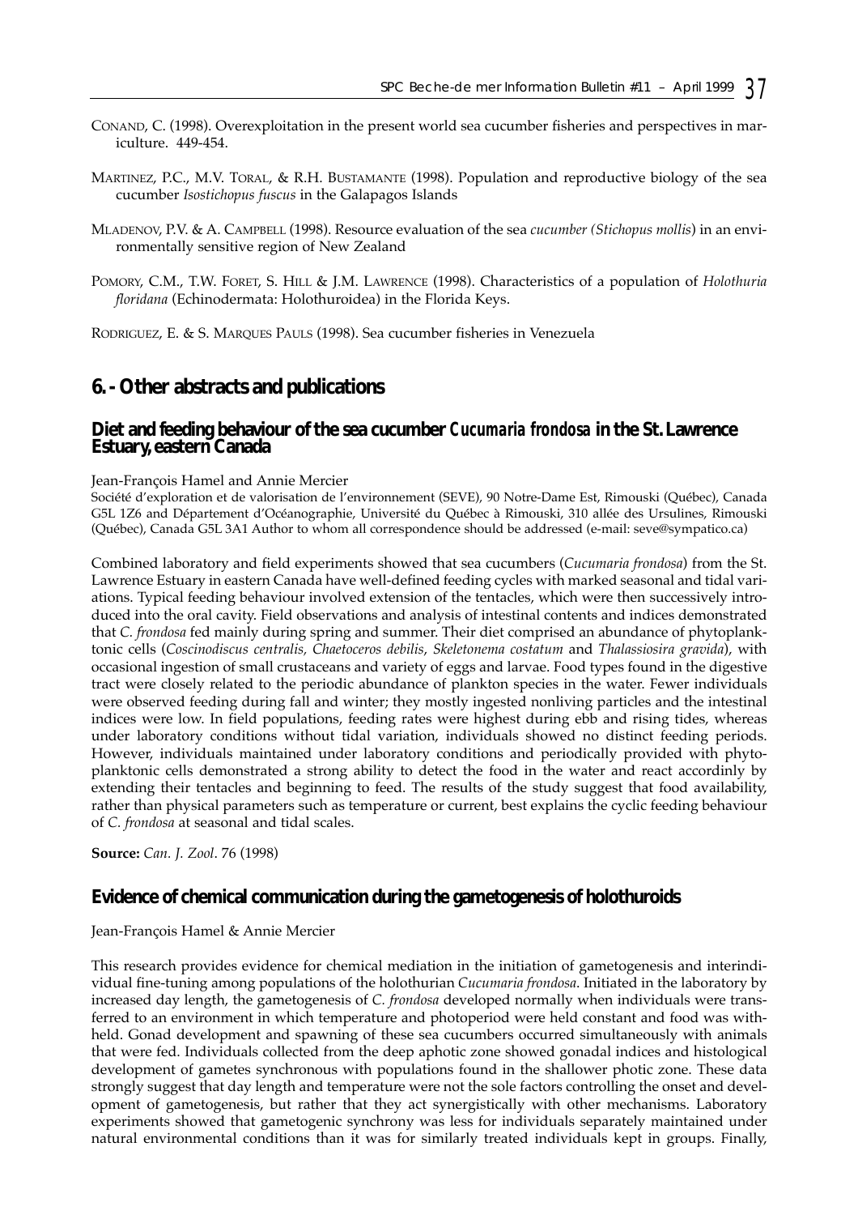CONAND, C. (1998). Overexploitation in the present world sea cucumber fisheries and perspectives in mariculture. 449-454.

MARTINEZ, P.C., M.V. TORAL, & R.H. BUSTAMANTE (1998). Population and reproductive biology of the sea cucumber *Isostichopus fuscus* in the Galapagos Islands

MLADENOV, P.V. & A. CAMPBELL (1998). Resource evaluation of the sea *cucumber (Stichopus mollis*) in an environmentally sensitive region of New Zealand

POMORY, C.M., T.W. FORET, S. HILL & J.M. LAWRENCE (1998). Characteristics of a population of *Holothuria floridana* (Echinodermata: Holothuroidea) in the Florida Keys.

RODRIGUEZ, E. & S. MARQUES PAULS (1998). Sea cucumber fisheries in Venezuela

## 6. - Other abstracts and publications

### Diet and feeding behaviour of the sea cucumber *Cucumaria frondosa* in the St. Lawrence Estuary, eastern Canada

Jean-François Hamel and Annie Mercier

Société d'exploration et de valorisation de l'environnement (SEVE), 90 Notre-Dame Est, Rimouski (Québec), Canada G5L 1Z6 and Département d'Océanographie, Université du Québec à Rimouski, 310 allée des Ursulines, Rimouski (Québec), Canada G5L 3A1 Author to whom all correspondence should be addressed (e-mail: seve@sympatico.ca)

Combined laboratory and field experiments showed that sea cucumbers (*Cucumaria frondosa*) from the St. Lawrence Estuary in eastern Canada have well-defined feeding cycles with marked seasonal and tidal variations. Typical feeding behaviour involved extension of the tentacles, which were then successively introduced into the oral cavity. Field observations and analysis of intestinal contents and indices demonstrated that *C. frondosa* fed mainly during spring and summer. Their diet comprised an abundance of phytoplanktonic cells (*Coscinodiscus centralis, Chaetoceros debilis*, *Skeletonema costatum* and *Thalassiosira gravida*), with occasional ingestion of small crustaceans and variety of eggs and larvae. Food types found in the digestive tract were closely related to the periodic abundance of plankton species in the water. Fewer individuals were observed feeding during fall and winter; they mostly ingested nonliving particles and the intestinal indices were low. In field populations, feeding rates were highest during ebb and rising tides, whereas under laboratory conditions without tidal variation, individuals showed no distinct feeding periods. However, individuals maintained under laboratory conditions and periodically provided with phytoplanktonic cells demonstrated a strong ability to detect the food in the water and react accordinly by extending their tentacles and beginning to feed. The results of the study suggest that food availability, rather than physical parameters such as temperature or current, best explains the cyclic feeding behaviour of *C. frondosa* at seasonal and tidal scales.

**Source:** *Can. J. Zool*. 76 (1998)

### Evidence of chemical communication during the gametogenesis of holothuroids

Jean-François Hamel & Annie Mercier

This research provides evidence for chemical mediation in the initiation of gametogenesis and interindividual fine-tuning among populations of the holothurian *Cucumaria frondosa*. Initiated in the laboratory by increased day length, the gametogenesis of *C. frondosa* developed normally when individuals were transferred to an environment in which temperature and photoperiod were held constant and food was withheld. Gonad development and spawning of these sea cucumbers occurred simultaneously with animals that were fed. Individuals collected from the deep aphotic zone showed gonadal indices and histological development of gametes synchronous with populations found in the shallower photic zone. These data strongly suggest that day length and temperature were not the sole factors controlling the onset and development of gametogenesis, but rather that they act synergistically with other mechanisms. Laboratory experiments showed that gametogenic synchrony was less for individuals separately maintained under natural environmental conditions than it was for similarly treated individuals kept in groups. Finally,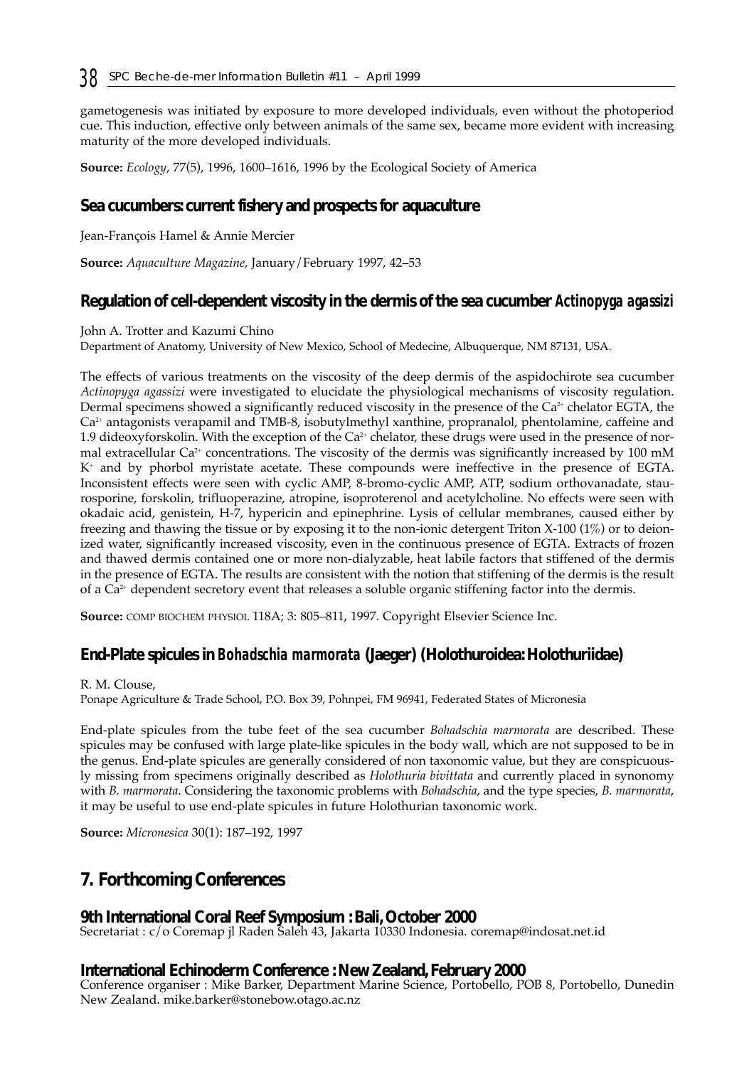gametogenesis was initiated by exposure to more developed individuals, even without the photoperiod cue. This induction, effective only between animals of the same sex, became more evident with increasing maturity of the more developed individuals.

**Source:** *Ecology*, 77(5), 1996, 1600–1616, 1996 by the Ecological Society of America

## Sea cucumbers: current fishery and prospects for aquaculture

Jean-François Hamel & Annie Mercier

**Source:** *Aquaculture Magazine*, January/February 1997, 42–53

## Regulation of cell-dependent viscosity in the dermis of the sea cucumber *Actinopyga agassizi*

John A. Trotter and Kazumi Chino
Department of Anatomy, University of New Mexico, School of Medecine, Albuquerque, NM 87131, USA.

The effects of various treatments on the viscosity of the deep dermis of the aspidochirote sea cucumber *Actinopyga agassizi* were investigated to elucidate the physiological mechanisms of viscosity regulation. Dermal specimens showed a significantly reduced viscosity in the presence of the $Ca^{2+}$ chelator EGTA, the $Ca^{2+}$ antagonists verapamil and TMB-8, isobutylmethyl xanthine, propranalol, phentolamine, caffeine and 1.9 dideoxyforskolin. With the exception of the $Ca^{2+}$ chelator, these drugs were used in the presence of normal extracellular $Ca^{2+}$ concentrations. The viscosity of the dermis was significantly increased by 100 mM $K^{+}$ and by phorbol myristate acetate. These compounds were ineffective in the presence of EGTA. Inconsistent effects were seen with cyclic AMP, 8-bromo-cyclic AMP, ATP, sodium orthovanadate, staurosporine, forskolin, trifluoperazine, atropine, isoproterenol and acetylcholine. No effects were seen with okadaic acid, genistein, H-7, hypericin and epinephrine. Lysis of cellular membranes, caused either by freezing and thawing the tissue or by exposing it to the non-ionic detergent Triton X-100 (1%) or to deionized water, significantly increased viscosity, even in the continuous presence of EGTA. Extracts of frozen and thawed dermis contained one or more non-dialyzable, heat labile factors that stiffened of the dermis in the presence of EGTA. The results are consistent with the notion that stiffening of the dermis is the result of a $Ca^{2+}$ dependent secretory event that releases a soluble organic stiffening factor into the dermis.

**Source:** COMP BIOCHEM PHYSIOL 118A; 3: 805–811, 1997. Copyright Elsevier Science Inc.

## End-Plate spicules in *Bohadschia marmorata* (Jaeger) (Holothuroidea: Holothuriidae)

R. M. Clouse,
Ponape Agriculture & Trade School, P.O. Box 39, Pohnpei, FM 96941, Federated States of Micronesia

End-plate spicules from the tube feet of the sea cucumber *Bohadschia marmorata* are described. These spicules may be confused with large plate-like spicules in the body wall, which are not supposed to be in the genus. End-plate spicules are generally considered of non taxonomic value, but they are conspicuously missing from specimens originally described as *Holothuria bivittata* and currently placed in synonymy with *B. marmorata*. Considering the taxonomic problems with *Bohadschia*, and the type species, *B. marmorata*, it may be useful to use end-plate spicules in future Holothurian taxonomic work.

**Source:** *Micronesica* 30(1): 187–192, 1997

# 7. Forthcoming Conferences

### 9th International Coral Reef Symposium : Bali, October 2000

Secretariat : c/o Coremap jl Raden Saleh 43, Jakarta 10330 Indonesia. coremap@indosat.net.id

### International Echinoderm Conference : New Zealand, February 2000

Conference organiser : Mike Barker, Department Marine Science, Portobello, POB 8, Portobello, Dunedin New Zealand. mike.barker@stonebow.otago.ac.nz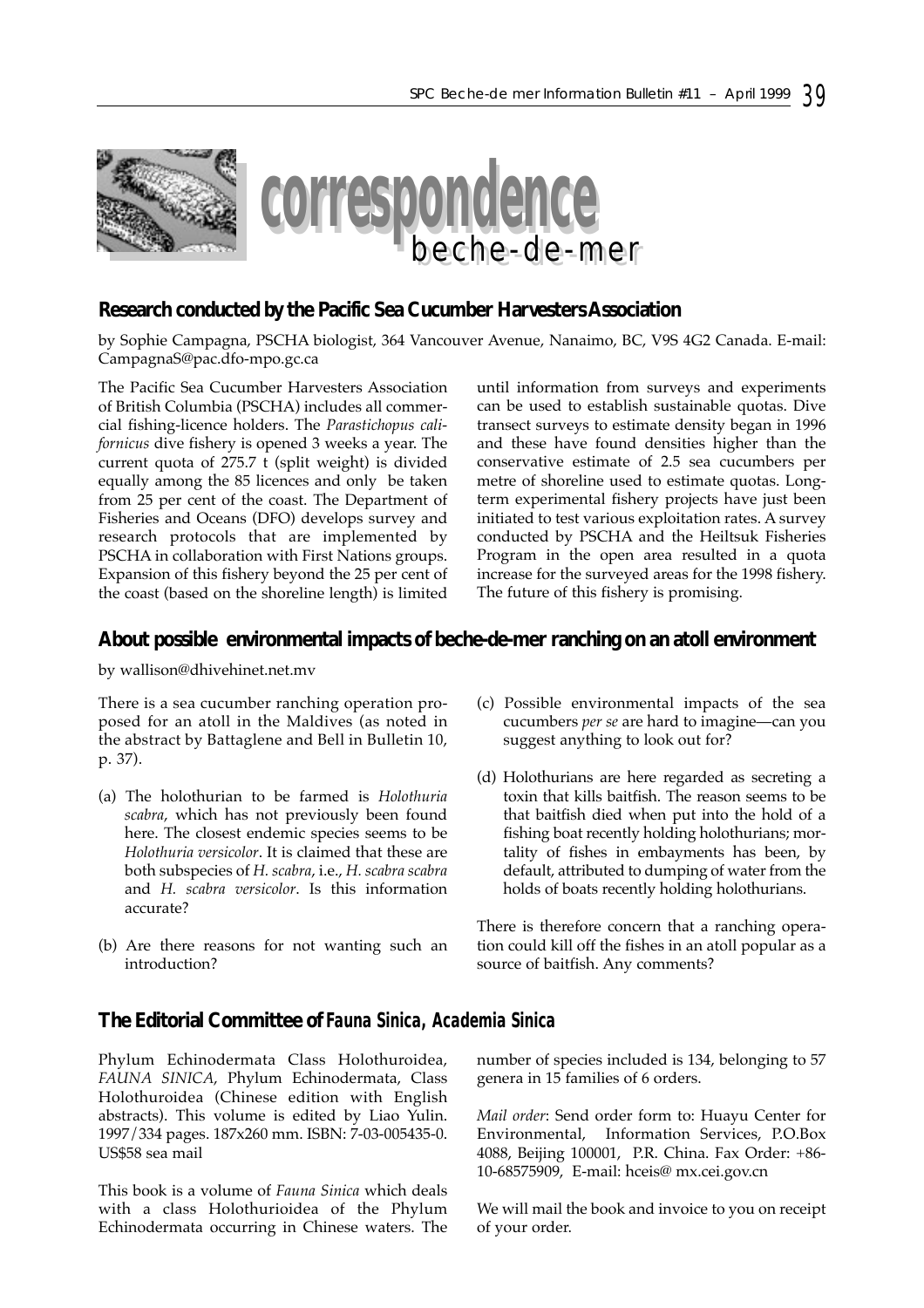# correspondence beche-de-mer

## Research conducted by the Pacific Sea Cucumber Harvesters Association

by Sophie Campagna, PSCHA biologist, 364 Vancouver Avenue, Nanaimo, BC, V9S 4G2 Canada. E-mail: CampagnaS@pac.dfo-mpo.gc.ca

The Pacific Sea Cucumber Harvesters Association of British Columbia (PSCHA) includes all commercial fishing-licence holders. The *Parastichopus californicus* dive fishery is opened 3 weeks a year. The current quota of 275.7 t (split weight) is divided equally among the 85 licences and only be taken from 25 per cent of the coast. The Department of Fisheries and Oceans (DFO) develops survey and research protocols that are implemented by PSCHA in collaboration with First Nations groups. Expansion of this fishery beyond the 25 per cent of the coast (based on the shoreline length) is limited until information from surveys and experiments can be used to establish sustainable quotas. Dive transect surveys to estimate density began in 1996 and these have found densities higher than the conservative estimate of 2.5 sea cucumbers per metre of shoreline used to estimate quotas. Long-term experimental fishery projects have just been initiated to test various exploitation rates. A survey conducted by PSCHA and the Heiltsuk Fisheries Program in the open area resulted in a quota increase for the surveyed areas for the 1998 fishery. The future of this fishery is promising.

## About possible environmental impacts of beche-de-mer ranching on an atoll environment

by wallison@dhivehinet.net.mv

There is a sea cucumber ranching operation proposed for an atoll in the Maldives (as noted in the abstract by Battaglene and Bell in Bulletin 10, p. 37).

(a) The holothurian to be farmed is *Holothuria scabra*, which has not previously been found here. The closest endemic species seems to be *Holothuria versicolor*. It is claimed that these are both subspecies of *H. scabra*, i.e., *H. scabra scabra* and *H. scabra versicolor*. Is this information accurate?

(b) Are there reasons for not wanting such an introduction?

(c) Possible environmental impacts of the sea cucumbers *per se* are hard to imagine—can you suggest anything to look out for?

(d) Holothurians are here regarded as secreting a toxin that kills baitfish. The reason seems to be that baitfish died when put into the hold of a fishing boat recently holding holothurians; mortality of fishes in embayments has been, by default, attributed to dumping of water from the holds of boats recently holding holothurians.

There is therefore concern that a ranching operation could kill off the fishes in an atoll popular as a source of baitfish. Any comments?

## The Editorial Committee of *Fauna Sinica*, *Academia Sinica*

Phylum Echinodermata Class Holothuroidea, *FAUNA SINICA*, Phylum Echinodermata, Class Holothuroidea (Chinese edition with English abstracts). This volume is edited by Liao Yulin. 1997/334 pages. 187x260 mm. ISBN: 7-03-005435-0. US$58 sea mail

This book is a volume of *Fauna Sinica* which deals with a class Holothurioidea of the Phylum Echinodermata occurring in Chinese waters. The number of species included is 134, belonging to 57 genera in 15 families of 6 orders.

*Mail order*: Send order form to: Huayu Center for Environmental, Information Services, P.O.Box 4088, Beijing 100001, P.R. China. Fax Order: +86-10-68575909, E-mail: hceis@ mx.cei.gov.cn

We will mail the book and invoice to you on receipt of your order.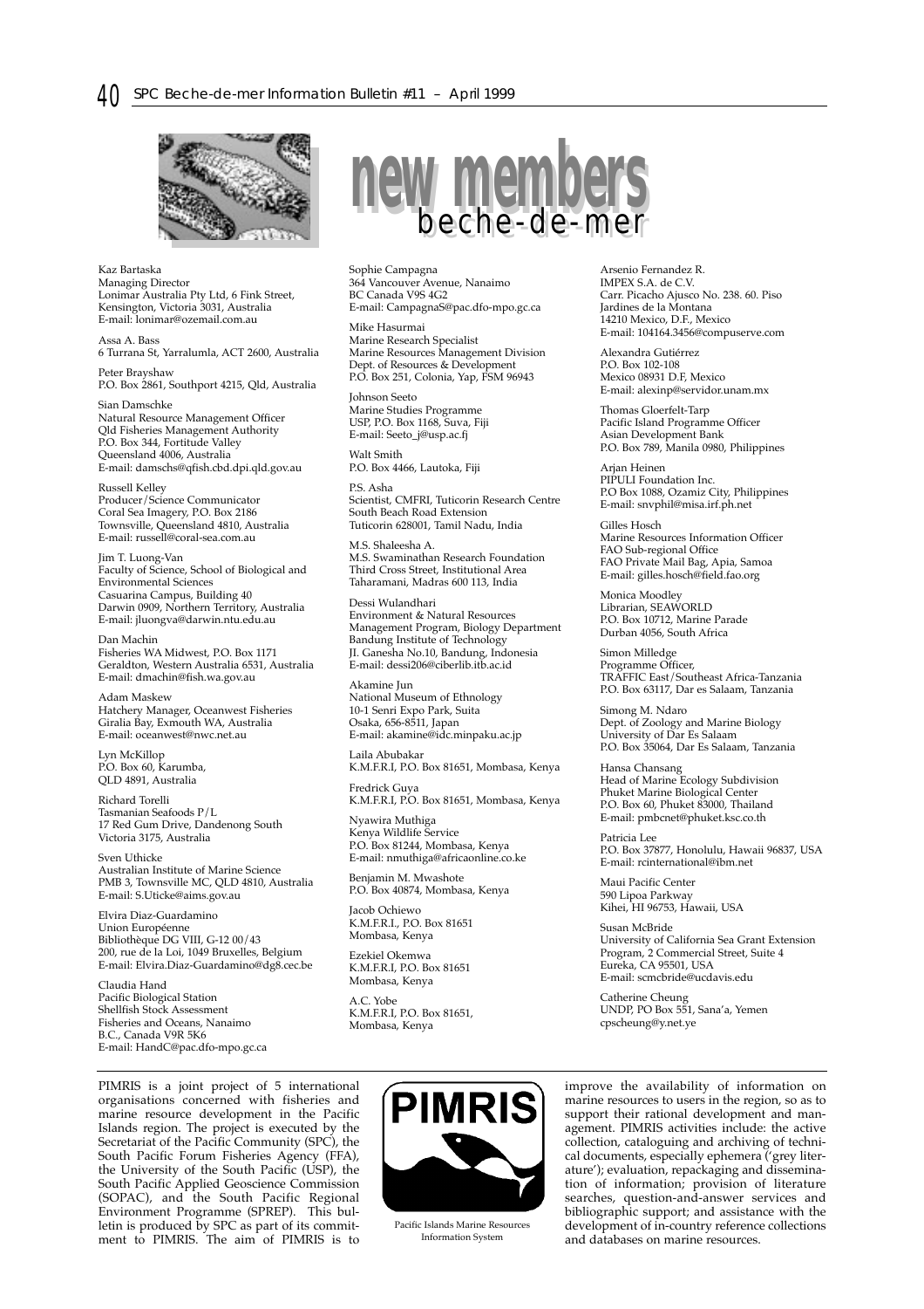# new members beche-de-mer

Kaz Bartaska
Managing Director
Lonimar Australia Pty Ltd, 6 Fink Street, Kensington, Victoria 3031, Australia
E-mail: lonimar@ozemail.com.au

Assa A. Bass
6 Turrana St, Yarralumla, ACT 2600, Australia

Peter Brayshaw
P.O. Box 2861, Southport 4215, Qld, Australia

Sian Damschke
Natural Resource Management Officer
Qld Fisheries Management Authority
P.O. Box 344, Fortitude Valley
Queensland 4006, Australia
E-mail: damschs@qfish.cbd.dpi.qld.gov.au

Russell Kelley
Producer/Science Communicator
Coral Sea Imagery, P.O. Box 2186
Townsville, Queensland 4810, Australia
E-mail: russell@coral-sea.com.au

Jim T. Luong-Van
Faculty of Science, School of Biological and Environmental Sciences
Casuarina Campus, Building 40
Darwin 0909, Northern Territory, Australia
E-mail: jluongva@darwin.ntu.edu.au

Dan Machin
Fisheries WA Midwest, P.O. Box 1171
Geraldton, Western Australia 6531, Australia
E-mail: dmachin@fish.wa.gov.au

Adam Maskew
Hatchery Manager, Oceanwest Fisheries
Giralia Bay, Exmouth WA, Australia
E-mail: oceanwest@nwc.net.au

Lyn McKillop
P.O. Box 60, Karumba,
QLD 4891, Australia

Richard Torelli
Tasmanian Seafoods P/L
17 Red Gum Drive, Dandenong South
Victoria 3175, Australia

Sven Uthicke
Australian Institute of Marine Science
PMB 3, Townsville MC, QLD 4810, Australia
E-mail: S.Uticke@aims.gov.au

Elvira Diaz-Guardamino
Union Européenne
Bibliothèque DG VIII, G-12 00/43
200, rue de la Loi, 1049 Bruxelles, Belgium
E-mail: Elvira.Diaz-Guardamino@dg8.cec.be

Claudia Hand
Pacific Biological Station
Shellfish Stock Assessment
Fisheries and Oceans, Nanaimo
B.C., Canada V9R 5K6
E-mail: HandC@pac.dfo-mpo.gc.ca

Sophie Campagna
364 Vancouver Avenue, Nanaimo
BC Canada V9S 4G2
E-mail: CampagnaS@pac.dfo-mpo.gc.ca

Mike Hasurmai
Marine Research Specialist
Marine Resources Management Division
Dept. of Resources & Development
P.O. Box 251, Colonia, Yap, FSM 96943

Johnson Seeto
Marine Studies Programme
USP, P.O. Box 1168, Suva, Fiji
E-mail: Seeto_j@usp.ac.fj

Walt Smith
P.O. Box 4466, Lautoka, Fiji

P.S. Asha
Scientist, CMFRI, Tuticorin Research Centre
South Beach Road Extension
Tuticorin 628001, Tamil Nadu, India

M.S. Shaleesha A.
M.S. Swaminathan Research Foundation
Third Cross Street, Institutional Area
Taharamani, Madras 600 113, India

Dessi Wulandhari
Environment & Natural Resources Management Program, Biology Department
Bandung Institute of Technology
Jl. Ganesha No.10, Bandung, Indonesia
E-mail: dessi206@ciberlib.itb.ac.id

Akamine Jun
National Museum of Ethnology
10-1 Senri Expo Park, Suita
Osaka, 656-8511, Japan
E-mail: akamine@idc.minpaku.ac.jp

Laila Abubakar
K.M.F.R.I, P.O. Box 81651, Mombasa, Kenya

Fredrick Guya
K.M.F.R.I, P.O. Box 81651, Mombasa, Kenya

Nyawira Muthiga
Kenya Wildlife Service
P.O. Box 81244, Mombasa, Kenya
E-mail: nmuthiga@africaonline.co.ke

Benjamin M. Mwashote
P.O. Box 40874, Mombasa, Kenya

Jacob Ochiewo
K.M.F.R.I., P.O. Box 81651
Mombasa, Kenya

Ezekiel Okemwa
K.M.F.R.I, P.O. Box 81651
Mombasa, Kenya

A.C. Yobe
K.M.F.R.I, P.O. Box 81651,
Mombasa, Kenya

Arsenio Fernandez R.
IMPEX S.A. de C.V.
Carr. Picacho Ajusco No. 238. 60. Piso
Jardines de la Montana
14210 Mexico, D.F., Mexico
E-mail: 104164.3456@compuserve.com

Alexandra Gutiérrez
P.O. Box 102-108
Mexico 08931 D.F, Mexico
E-mail: alexinp@servidor.unam.mx

Thomas Gloerfelt-Tarp
Pacific Island Programme Officer
Asian Development Bank
P.O. Box 789, Manila 0980, Philippines

Arjan Heinen
PIPULI Foundation Inc.
P.O Box 1088, Ozamiz City, Philippines
E-mail: snvphil@misa.irf.ph.net

Gilles Hosch
Marine Resources Information Officer
FAO Sub-regional Office
FAO Private Mail Bag, Apia, Samoa
E-mail: gilles.hosch@field.fao.org

Monica Moodley
Librarian, SEAWORLD
P.O. Box 10712, Marine Parade
Durban 4056, South Africa

Simon Milledge
Programme Officer,
TRAFFIC East/Southeast Africa-Tanzania
P.O. Box 63117, Dar es Salaam, Tanzania

Simong M. Ndaro
Dept. of Zoology and Marine Biology
University of Dar Es Salaam
P.O. Box 35064, Dar Es Salaam, Tanzania

Hansa Chansang
Head of Marine Ecology Subdivision
Phuket Marine Biological Center
P.O. Box 60, Phuket 83000, Thailand
E-mail: pmbcnet@phuket.ksc.co.th

Patricia Lee
P.O. Box 37877, Honolulu, Hawaii 96837, USA
E-mail: rcinternational@ibm.net

Maui Pacific Center
590 Lipoa Parkway
Kihei, HI 96753, Hawaii, USA

Susan McBride
University of California Sea Grant Extension Program, 2 Commercial Street, Suite 4
Eureka, CA 95501, USA
E-mail: scmcbride@ucdavis.edu

Catherine Cheung
UNDP, PO Box 551, Sana'a, Yemen
cpscheung@y.net.ye

---

PIMRIS is a joint project of 5 international organisations concerned with fisheries and marine resource development in the Pacific Islands region. The project is executed by the Secretariat of the Pacific Community (SPC), the South Pacific Forum Fisheries Agency (FFA), the University of the South Pacific (USP), the South Pacific Applied Geoscience Commission (SOPAC), and the South Pacific Regional Environment Programme (SPREP). This bulletin is produced by SPC as part of its commitment to PIMRIS. The aim of PIMRIS is to improve the availability of information on marine resources to users in the region, so as to support their rational development and management. PIMRIS activities include: the active collection, cataloguing and archiving of technical documents, especially ephemera ('grey literature'); evaluation, repackaging and dissemination of information; provision of literature searches, question-and-answer services and bibliographic support; and assistance with the development of in-country reference collections and databases on marine resources.

PIMRIS

Pacific Islands Marine Resources Information System